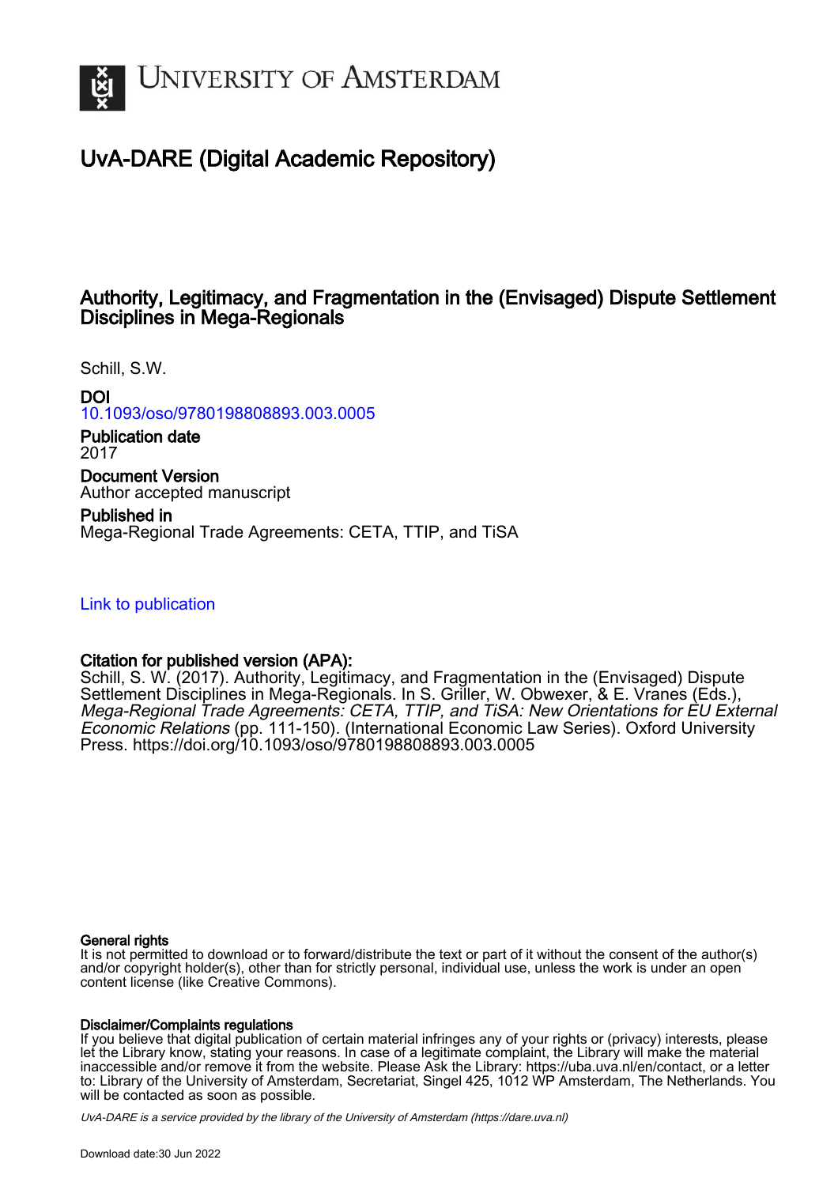UNIVERSITY OF AMSTERDAM

# UvA-DARE (Digital Academic Repository)

## Authority, Legitimacy, and Fragmentation in the (Envisaged) Dispute Settlement Disciplines in Mega-Regionals

Schill, S.W.

**DOI**
10.1093/oso/9780198808893.003.0005

**Publication date**
2017

**Document Version**
Author accepted manuscript

**Published in**
Mega-Regional Trade Agreements: CETA, TTIP, and TiSA

Link to publication

**Citation for published version (APA):**
Schill, S. W. (2017). Authority, Legitimacy, and Fragmentation in the (Envisaged) Dispute Settlement Disciplines in Mega-Regionals. In S. Griller, W. Obwexer, & E. Vranes (Eds.), *Mega-Regional Trade Agreements: CETA, TTIP, and TiSA: New Orientations for EU External Economic Relations* (pp. 111-150). (International Economic Law Series). Oxford University Press. https://doi.org/10.1093/oso/9780198808893.003.0005

**General rights**
It is not permitted to download or to forward/distribute the text or part of it without the consent of the author(s) and/or copyright holder(s), other than for strictly personal, individual use, unless the work is under an open content license (like Creative Commons).

**Disclaimer/Complaints regulations**
If you believe that digital publication of certain material infringes any of your rights or (privacy) interests, please let the Library know, stating your reasons. In case of a legitimate complaint, the Library will make the material inaccessible and/or remove it from the website. Please Ask the Library: https://uba.uva.nl/en/contact, or a letter to: Library of the University of Amsterdam, Secretariat, Singel 425, 1012 WP Amsterdam, The Netherlands. You will be contacted as soon as possible.

*UvA-DARE is a service provided by the library of the University of Amsterdam (https://dare.uva.nl)*

Download date:30 Jun 2022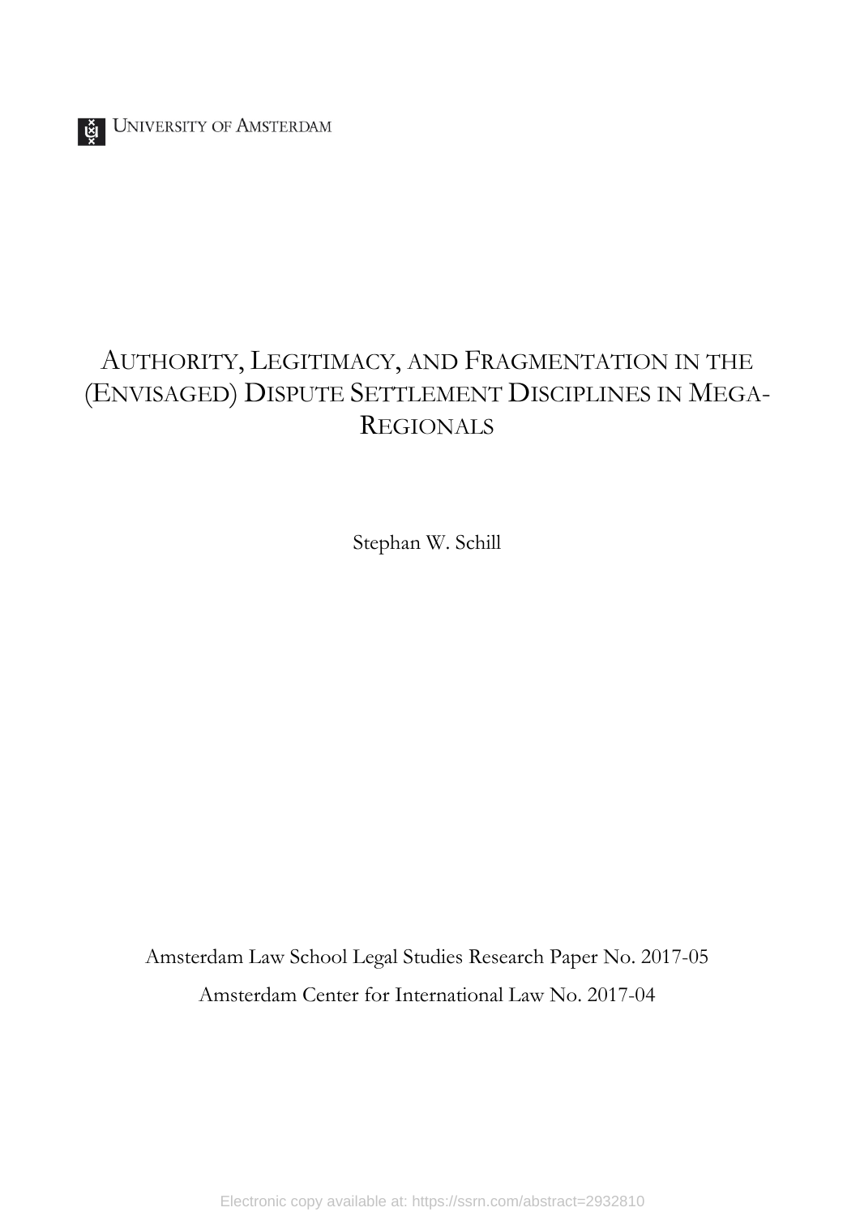UNIVERSITY OF AMSTERDAM

# AUTHORITY, LEGITIMACY, AND FRAGMENTATION IN THE (ENVISAGED) DISPUTE SETTLEMENT DISCIPLINES IN MEGA-REGIONALS

Stephan W. Schill

Amsterdam Law School Legal Studies Research Paper No. 2017-05

Amsterdam Center for International Law No. 2017-04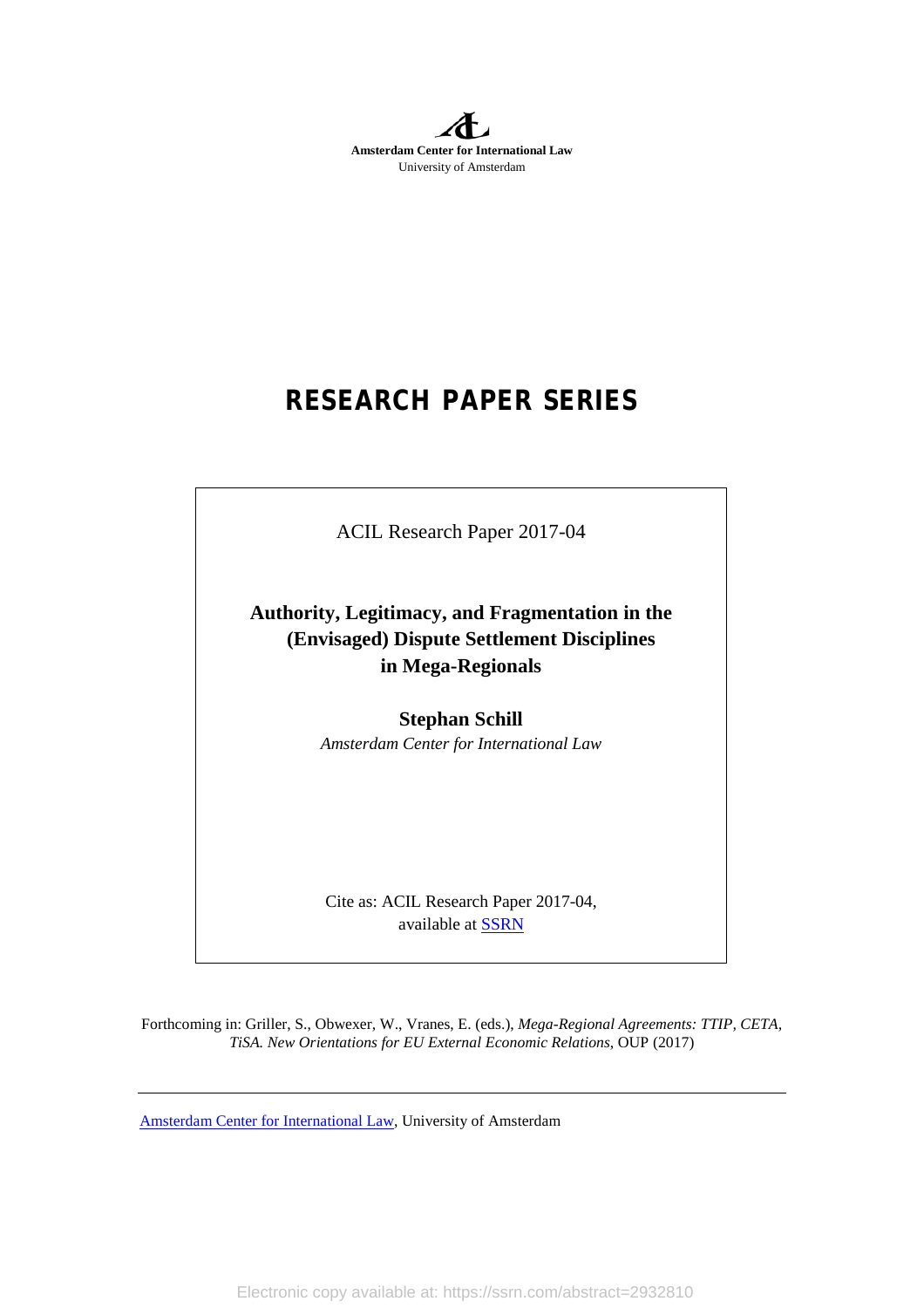**Amsterdam Center for International Law**
University of Amsterdam

# RESEARCH PAPER SERIES

ACIL Research Paper 2017-04

## Authority, Legitimacy, and Fragmentation in the (Envisaged) Dispute Settlement Disciplines in Mega-Regionals

**Stephan Schill**
*Amsterdam Center for International Law*

Cite as: ACIL Research Paper 2017-04, available at SSRN

Forthcoming in: Griller, S., Obwexer, W., Vranes, E. (eds.), *Mega-Regional Agreements: TTIP, CETA, TiSA. New Orientations for EU External Economic Relations*, OUP (2017)

Amsterdam Center for International Law, University of Amsterdam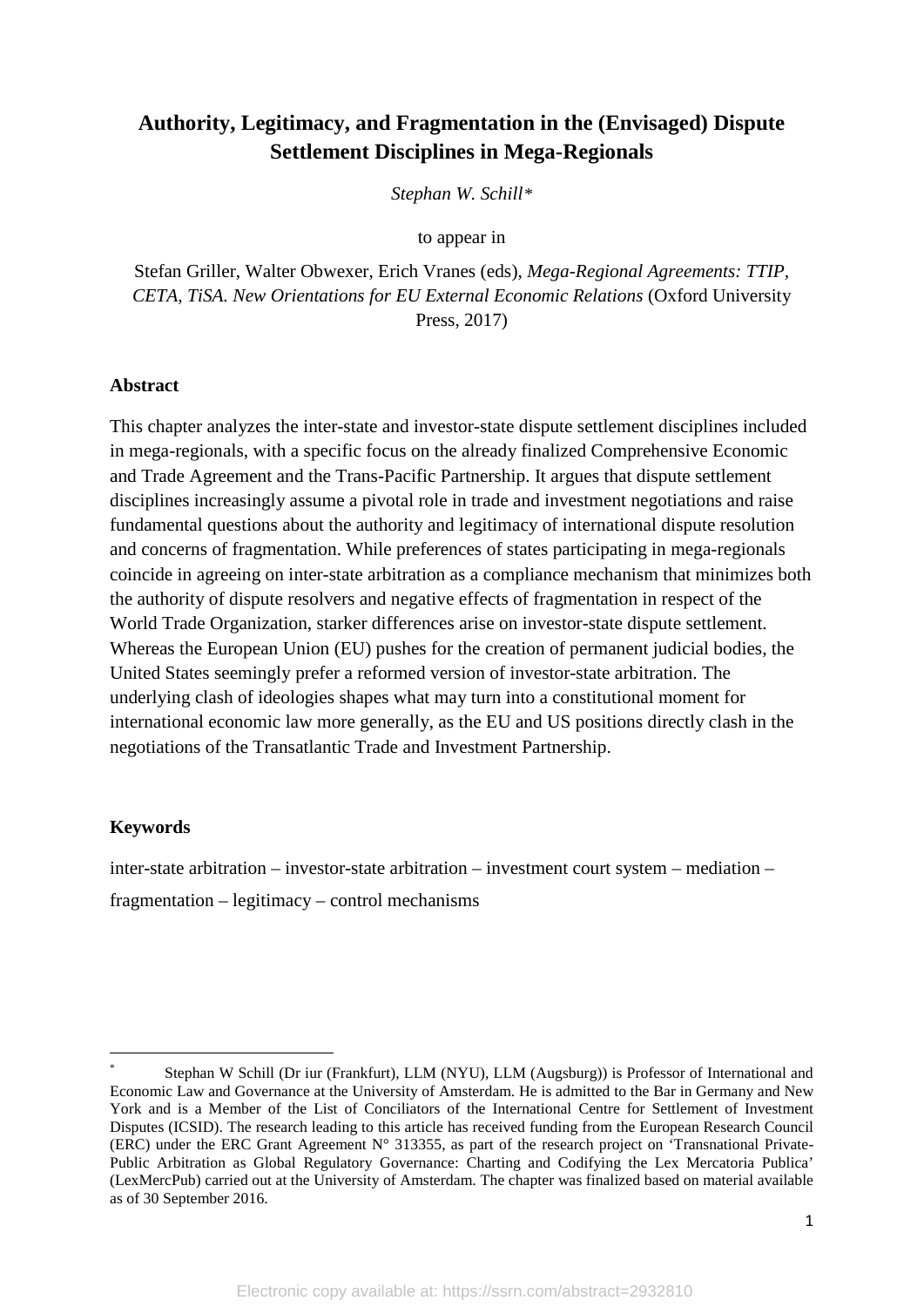# Authority, Legitimacy, and Fragmentation in the (Envisaged) Dispute Settlement Disciplines in Mega-Regionals

*Stephan W. Schill\**

to appear in

Stefan Griller, Walter Obwexer, Erich Vranes (eds), *Mega-Regional Agreements: TTIP, CETA, TiSA. New Orientations for EU External Economic Relations* (Oxford University Press, 2017)

**Abstract**

This chapter analyzes the inter-state and investor-state dispute settlement disciplines included in mega-regionals, with a specific focus on the already finalized Comprehensive Economic and Trade Agreement and the Trans-Pacific Partnership. It argues that dispute settlement disciplines increasingly assume a pivotal role in trade and investment negotiations and raise fundamental questions about the authority and legitimacy of international dispute resolution and concerns of fragmentation. While preferences of states participating in mega-regionals coincide in agreeing on inter-state arbitration as a compliance mechanism that minimizes both the authority of dispute resolvers and negative effects of fragmentation in respect of the World Trade Organization, starker differences arise on investor-state dispute settlement. Whereas the European Union (EU) pushes for the creation of permanent judicial bodies, the United States seemingly prefer a reformed version of investor-state arbitration. The underlying clash of ideologies shapes what may turn into a constitutional moment for international economic law more generally, as the EU and US positions directly clash in the negotiations of the Transatlantic Trade and Investment Partnership.

**Keywords**

inter-state arbitration – investor-state arbitration – investment court system – mediation – fragmentation – legitimacy – control mechanisms

---

\* Stephan W Schill (Dr iur (Frankfurt), LLM (NYU), LLM (Augsburg)) is Professor of International and Economic Law and Governance at the University of Amsterdam. He is admitted to the Bar in Germany and New York and is a Member of the List of Conciliators of the International Centre for Settlement of Investment Disputes (ICSID). The research leading to this article has received funding from the European Research Council (ERC) under the ERC Grant Agreement N° 313355, as part of the research project on 'Transnational Private-Public Arbitration as Global Regulatory Governance: Charting and Codifying the Lex Mercatoria Publica' (LexMercPub) carried out at the University of Amsterdam. The chapter was finalized based on material available as of 30 September 2016.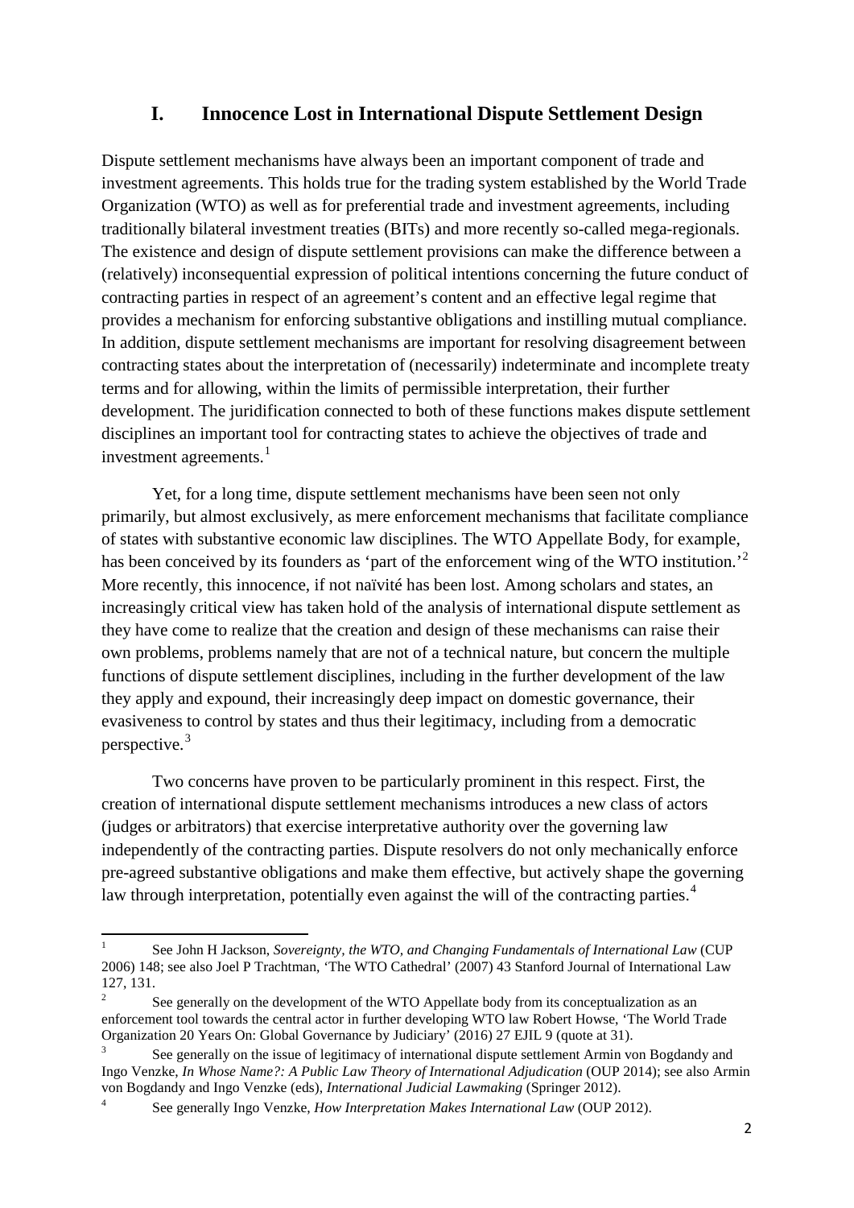# I. Innocence Lost in International Dispute Settlement Design

Dispute settlement mechanisms have always been an important component of trade and investment agreements. This holds true for the trading system established by the World Trade Organization (WTO) as well as for preferential trade and investment agreements, including traditionally bilateral investment treaties (BITs) and more recently so-called mega-regionals. The existence and design of dispute settlement provisions can make the difference between a (relatively) inconsequential expression of political intentions concerning the future conduct of contracting parties in respect of an agreement's content and an effective legal regime that provides a mechanism for enforcing substantive obligations and instilling mutual compliance. In addition, dispute settlement mechanisms are important for resolving disagreement between contracting states about the interpretation of (necessarily) indeterminate and incomplete treaty terms and for allowing, within the limits of permissible interpretation, their further development. The juridification connected to both of these functions makes dispute settlement disciplines an important tool for contracting states to achieve the objectives of trade and investment agreements.[1]

Yet, for a long time, dispute settlement mechanisms have been seen not only primarily, but almost exclusively, as mere enforcement mechanisms that facilitate compliance of states with substantive economic law disciplines. The WTO Appellate Body, for example, has been conceived by its founders as 'part of the enforcement wing of the WTO institution.'[2] More recently, this innocence, if not naïvité has been lost. Among scholars and states, an increasingly critical view has taken hold of the analysis of international dispute settlement as they have come to realize that the creation and design of these mechanisms can raise their own problems, problems namely that are not of a technical nature, but concern the multiple functions of dispute settlement disciplines, including in the further development of the law they apply and expound, their increasingly deep impact on domestic governance, their evasiveness to control by states and thus their legitimacy, including from a democratic perspective.[3]

Two concerns have proven to be particularly prominent in this respect. First, the creation of international dispute settlement mechanisms introduces a new class of actors (judges or arbitrators) that exercise interpretative authority over the governing law independently of the contracting parties. Dispute resolvers do not only mechanically enforce pre-agreed substantive obligations and make them effective, but actively shape the governing law through interpretation, potentially even against the will of the contracting parties.[4]

---

[1] See John H Jackson, *Sovereignty, the WTO, and Changing Fundamentals of International Law* (CUP 2006) 148; see also Joel P Trachtman, 'The WTO Cathedral' (2007) 43 Stanford Journal of International Law 127, 131.

[2] See generally on the development of the WTO Appellate body from its conceptualization as an enforcement tool towards the central actor in further developing WTO law Robert Howse, 'The World Trade Organization 20 Years On: Global Governance by Judiciary' (2016) 27 EJIL 9 (quote at 31).

[3] See generally on the issue of legitimacy of international dispute settlement Armin von Bogdandy and Ingo Venzke, *In Whose Name?: A Public Law Theory of International Adjudication* (OUP 2014); see also Armin von Bogdandy and Ingo Venzke (eds), *International Judicial Lawmaking* (Springer 2012).

[4] See generally Ingo Venzke, *How Interpretation Makes International Law* (OUP 2012).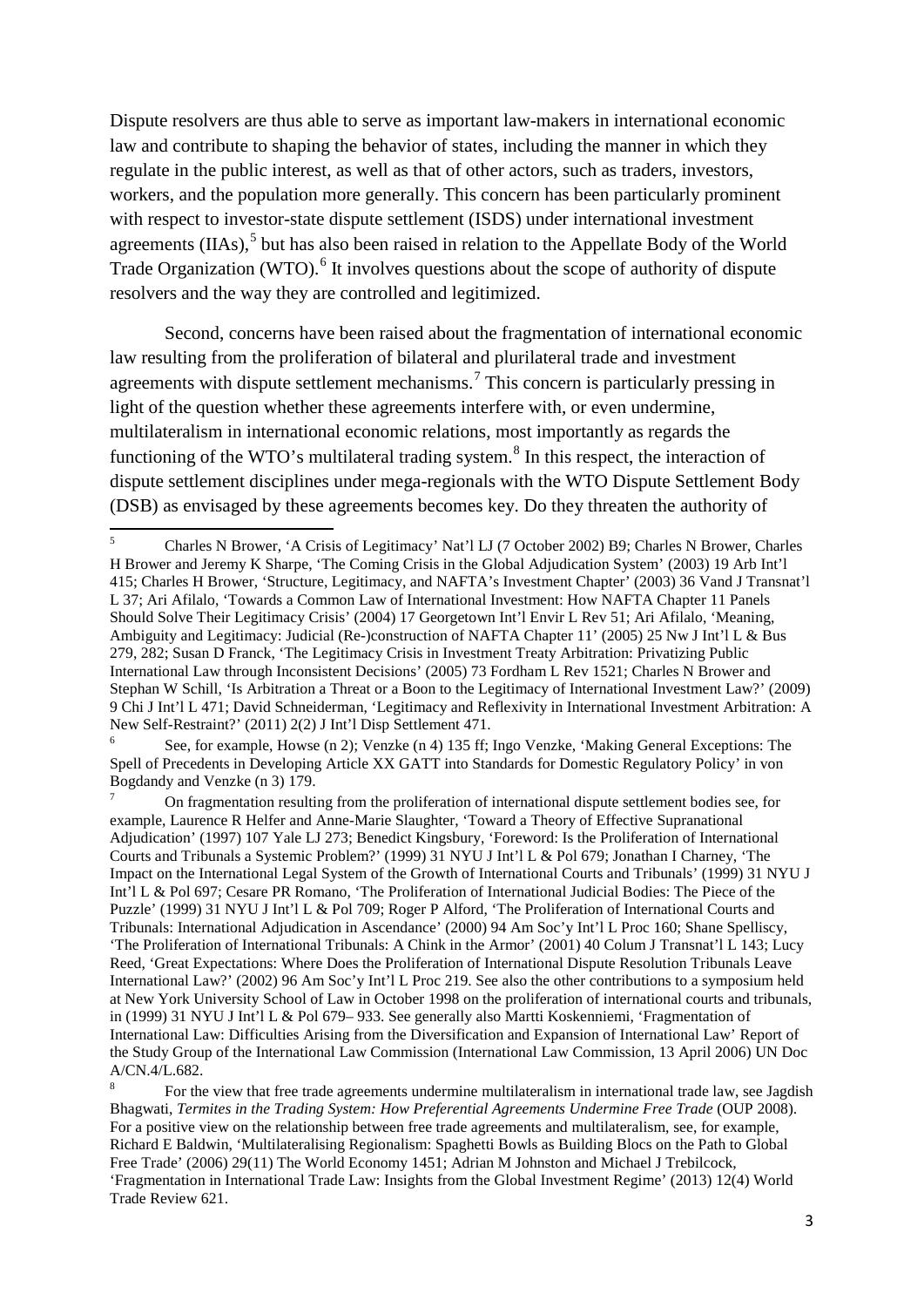Dispute resolvers are thus able to serve as important law-makers in international economic law and contribute to shaping the behavior of states, including the manner in which they regulate in the public interest, as well as that of other actors, such as traders, investors, workers, and the population more generally. This concern has been particularly prominent with respect to investor-state dispute settlement (ISDS) under international investment agreements (IIAs),[5] but has also been raised in relation to the Appellate Body of the World Trade Organization (WTO).[6] It involves questions about the scope of authority of dispute resolvers and the way they are controlled and legitimized.

Second, concerns have been raised about the fragmentation of international economic law resulting from the proliferation of bilateral and plurilateral trade and investment agreements with dispute settlement mechanisms.[7] This concern is particularly pressing in light of the question whether these agreements interfere with, or even undermine, multilateralism in international economic relations, most importantly as regards the functioning of the WTO's multilateral trading system.[8] In this respect, the interaction of dispute settlement disciplines under mega-regionals with the WTO Dispute Settlement Body (DSB) as envisaged by these agreements becomes key. Do they threaten the authority of

---

[5] Charles N Brower, 'A Crisis of Legitimacy' Nat'l LJ (7 October 2002) B9; Charles N Brower, Charles H Brower and Jeremy K Sharpe, 'The Coming Crisis in the Global Adjudication System' (2003) 19 Arb Int'l 415; Charles H Brower, 'Structure, Legitimacy, and NAFTA's Investment Chapter' (2003) 36 Vand J Transnat'l L 37; Ari Afilalo, 'Towards a Common Law of International Investment: How NAFTA Chapter 11 Panels Should Solve Their Legitimacy Crisis' (2004) 17 Georgetown Int'l Envir L Rev 51; Ari Afilalo, 'Meaning, Ambiguity and Legitimacy: Judicial (Re-)construction of NAFTA Chapter 11' (2005) 25 Nw J Int'l L & Bus 279, 282; Susan D Franck, 'The Legitimacy Crisis in Investment Treaty Arbitration: Privatizing Public International Law through Inconsistent Decisions' (2005) 73 Fordham L Rev 1521; Charles N Brower and Stephan W Schill, 'Is Arbitration a Threat or a Boon to the Legitimacy of International Investment Law?' (2009) 9 Chi J Int'l L 471; David Schneiderman, 'Legitimacy and Reflexivity in International Investment Arbitration: A New Self-Restraint?' (2011) 2(2) J Int'l Disp Settlement 471.

[6] See, for example, Howse (n 2); Venzke (n 4) 135 ff; Ingo Venzke, 'Making General Exceptions: The Spell of Precedents in Developing Article XX GATT into Standards for Domestic Regulatory Policy' in von Bogdandy and Venzke (n 3) 179.

[7] On fragmentation resulting from the proliferation of international dispute settlement bodies see, for example, Laurence R Helfer and Anne-Marie Slaughter, 'Toward a Theory of Effective Supranational Adjudication' (1997) 107 Yale LJ 273; Benedict Kingsbury, 'Foreword: Is the Proliferation of International Courts and Tribunals a Systemic Problem?' (1999) 31 NYU J Int'l L & Pol 679; Jonathan I Charney, 'The Impact on the International Legal System of the Growth of International Courts and Tribunals' (1999) 31 NYU J Int'l L & Pol 697; Cesare PR Romano, 'The Proliferation of International Judicial Bodies: The Piece of the Puzzle' (1999) 31 NYU J Int'l L & Pol 709; Roger P Alford, 'The Proliferation of International Courts and Tribunals: International Adjudication in Ascendance' (2000) 94 Am Soc'y Int'l L Proc 160; Shane Spelliscy, 'The Proliferation of International Tribunals: A Chink in the Armor' (2001) 40 Colum J Transnat'l L 143; Lucy Reed, 'Great Expectations: Where Does the Proliferation of International Dispute Resolution Tribunals Leave International Law?' (2002) 96 Am Soc'y Int'l L Proc 219. See also the other contributions to a symposium held at New York University School of Law in October 1998 on the proliferation of international courts and tribunals, in (1999) 31 NYU J Int'l L & Pol 679– 933. See generally also Martti Koskenniemi, 'Fragmentation of International Law: Difficulties Arising from the Diversification and Expansion of International Law' Report of the Study Group of the International Law Commission (International Law Commission, 13 April 2006) UN Doc A/CN.4/L.682.

[8] For the view that free trade agreements undermine multilateralism in international trade law, see Jagdish Bhagwati, *Termites in the Trading System: How Preferential Agreements Undermine Free Trade* (OUP 2008). For a positive view on the relationship between free trade agreements and multilateralism, see, for example, Richard E Baldwin, 'Multilateralising Regionalism: Spaghetti Bowls as Building Blocs on the Path to Global Free Trade' (2006) 29(11) The World Economy 1451; Adrian M Johnston and Michael J Trebilcock, 'Fragmentation in International Trade Law: Insights from the Global Investment Regime' (2013) 12(4) World Trade Review 621.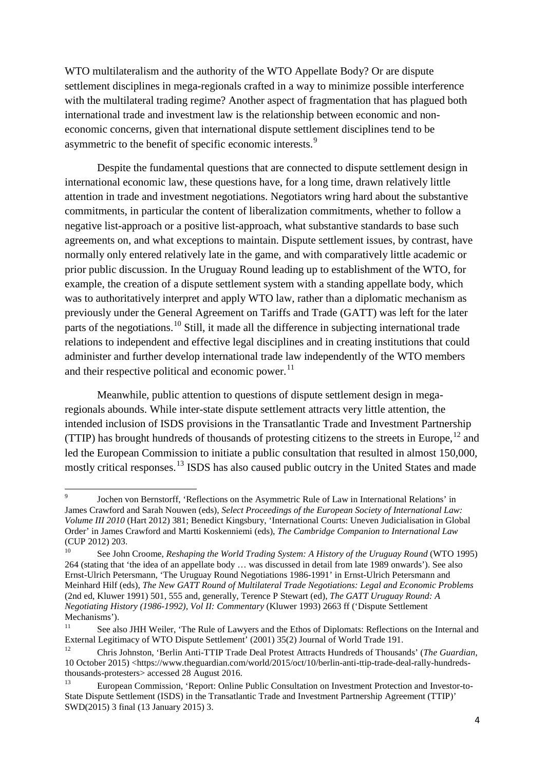WTO multilateralism and the authority of the WTO Appellate Body? Or are dispute settlement disciplines in mega-regionals crafted in a way to minimize possible interference with the multilateral trading regime? Another aspect of fragmentation that has plagued both international trade and investment law is the relationship between economic and non-economic concerns, given that international dispute settlement disciplines tend to be asymmetric to the benefit of specific economic interests.[9]

Despite the fundamental questions that are connected to dispute settlement design in international economic law, these questions have, for a long time, drawn relatively little attention in trade and investment negotiations. Negotiators wring hard about the substantive commitments, in particular the content of liberalization commitments, whether to follow a negative list-approach or a positive list-approach, what substantive standards to base such agreements on, and what exceptions to maintain. Dispute settlement issues, by contrast, have normally only entered relatively late in the game, and with comparatively little academic or prior public discussion. In the Uruguay Round leading up to establishment of the WTO, for example, the creation of a dispute settlement system with a standing appellate body, which was to authoritatively interpret and apply WTO law, rather than a diplomatic mechanism as previously under the General Agreement on Tariffs and Trade (GATT) was left for the later parts of the negotiations.[10] Still, it made all the difference in subjecting international trade relations to independent and effective legal disciplines and in creating institutions that could administer and further develop international trade law independently of the WTO members and their respective political and economic power.[11]

Meanwhile, public attention to questions of dispute settlement design in mega-regionals abounds. While inter-state dispute settlement attracts very little attention, the intended inclusion of ISDS provisions in the Transatlantic Trade and Investment Partnership (TTIP) has brought hundreds of thousands of protesting citizens to the streets in Europe,[12] and led the European Commission to initiate a public consultation that resulted in almost 150,000, mostly critical responses.[13] ISDS has also caused public outcry in the United States and made

---

[9] Jochen von Bernstorff, 'Reflections on the Asymmetric Rule of Law in International Relations' in James Crawford and Sarah Nouwen (eds), *Select Proceedings of the European Society of International Law: Volume III 2010* (Hart 2012) 381; Benedict Kingsbury, 'International Courts: Uneven Judicialisation in Global Order' in James Crawford and Martti Koskenniemi (eds), *The Cambridge Companion to International Law* (CUP 2012) 203.

[10] See John Croome, *Reshaping the World Trading System: A History of the Uruguay Round* (WTO 1995) 264 (stating that 'the idea of an appellate body … was discussed in detail from late 1989 onwards'). See also Ernst-Ulrich Petersmann, 'The Uruguay Round Negotiations 1986-1991' in Ernst-Ulrich Petersmann and Meinhard Hilf (eds), *The New GATT Round of Multilateral Trade Negotiations: Legal and Economic Problems* (2nd ed, Kluwer 1991) 501, 555 and, generally, Terence P Stewart (ed), *The GATT Uruguay Round: A Negotiating History (1986-1992), Vol II: Commentary* (Kluwer 1993) 2663 ff ('Dispute Settlement Mechanisms').

[11] See also JHH Weiler, 'The Rule of Lawyers and the Ethos of Diplomats: Reflections on the Internal and External Legitimacy of WTO Dispute Settlement' (2001) 35(2) Journal of World Trade 191.

[12] Chris Johnston, 'Berlin Anti-TTIP Trade Deal Protest Attracts Hundreds of Thousands' (*The Guardian*, 10 October 2015) <https://www.theguardian.com/world/2015/oct/10/berlin-anti-ttip-trade-deal-rally-hundreds-thousands-protesters> accessed 28 August 2016.

[13] European Commission, 'Report: Online Public Consultation on Investment Protection and Investor-to-State Dispute Settlement (ISDS) in the Transatlantic Trade and Investment Partnership Agreement (TTIP)' SWD(2015) 3 final (13 January 2015) 3.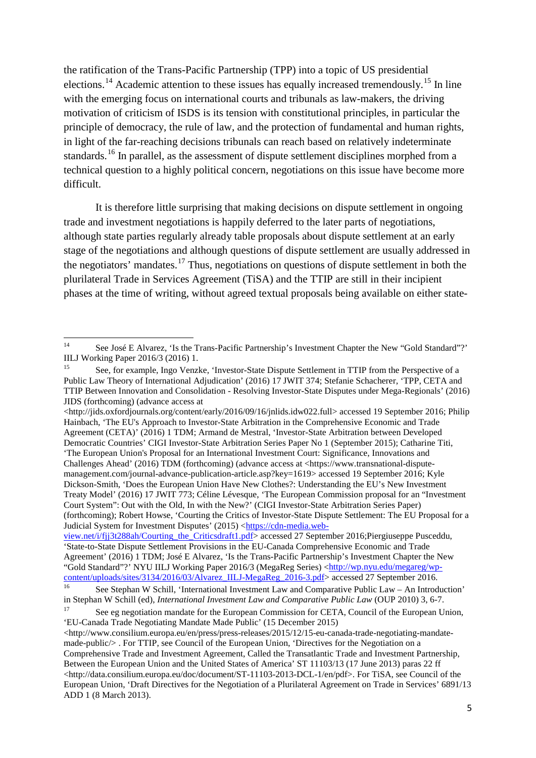the ratification of the Trans-Pacific Partnership (TPP) into a topic of US presidential elections.[14] Academic attention to these issues has equally increased tremendously.[15] In line with the emerging focus on international courts and tribunals as law-makers, the driving motivation of criticism of ISDS is its tension with constitutional principles, in particular the principle of democracy, the rule of law, and the protection of fundamental and human rights, in light of the far-reaching decisions tribunals can reach based on relatively indeterminate standards.[16] In parallel, as the assessment of dispute settlement disciplines morphed from a technical question to a highly political concern, negotiations on this issue have become more difficult.

It is therefore little surprising that making decisions on dispute settlement in ongoing trade and investment negotiations is happily deferred to the later parts of negotiations, although state parties regularly already table proposals about dispute settlement at an early stage of the negotiations and although questions of dispute settlement are usually addressed in the negotiators' mandates.[17] Thus, negotiations on questions of dispute settlement in both the plurilateral Trade in Services Agreement (TiSA) and the TTIP are still in their incipient phases at the time of writing, without agreed textual proposals being available on either state-

---

[14] See José E Alvarez, 'Is the Trans-Pacific Partnership's Investment Chapter the New "Gold Standard"?' IILJ Working Paper 2016/3 (2016) 1.

[15] See, for example, Ingo Venzke, 'Investor-State Dispute Settlement in TTIP from the Perspective of a Public Law Theory of International Adjudication' (2016) 17 JWIT 374; Stefanie Schacherer, 'TPP, CETA and TTIP Between Innovation and Consolidation - Resolving Investor-State Disputes under Mega-Regionals' (2016) JIDS (forthcoming) (advance access at <http://jids.oxfordjournals.org/content/early/2016/09/16/jnlids.idw022.full> accessed 19 September 2016; Philip Hainbach, 'The EU's Approach to Investor-State Arbitration in the Comprehensive Economic and Trade Agreement (CETA)' (2016) 1 TDM; Armand de Mestral, 'Investor-State Arbitration between Developed Democratic Countries' CIGI Investor-State Arbitration Series Paper No 1 (September 2015); Catharine Titi, 'The European Union's Proposal for an International Investment Court: Significance, Innovations and Challenges Ahead' (2016) TDM (forthcoming) (advance access at <https://www.transnational-dispute-management.com/journal-advance-publication-article.asp?key=1619> accessed 19 September 2016; Kyle Dickson-Smith, 'Does the European Union Have New Clothes?: Understanding the EU's New Investment Treaty Model' (2016) 17 JWIT 773; Céline Lévesque, 'The European Commission proposal for an "Investment Court System": Out with the Old, In with the New?' (CIGI Investor-State Arbitration Series Paper) (forthcoming); Robert Howse, 'Courting the Critics of Investor-State Dispute Settlement: The EU Proposal for a Judicial System for Investment Disputes' (2015) <https://cdn-media.web-view.net/i/fjj3t288ah/Courting_the_Criticsdraft1.pdf> accessed 27 September 2016;Piergiuseppe Pusceddu, 'State-to-State Dispute Settlement Provisions in the EU-Canada Comprehensive Economic and Trade Agreement' (2016) 1 TDM; José E Alvarez, 'Is the Trans-Pacific Partnership's Investment Chapter the New "Gold Standard"?' NYU IILJ Working Paper 2016/3 (MegaReg Series) <http://wp.nyu.edu/megareg/wp-content/uploads/sites/3134/2016/03/Alvarez_IILJ-MegaReg_2016-3.pdf> accessed 27 September 2016.

[16] See Stephan W Schill, 'International Investment Law and Comparative Public Law – An Introduction' in Stephan W Schill (ed), *International Investment Law and Comparative Public Law* (OUP 2010) 3, 6-7.

[17] See eg negotiation mandate for the European Commission for CETA, Council of the European Union, 'EU-Canada Trade Negotiating Mandate Made Public' (15 December 2015) <http://www.consilium.europa.eu/en/press/press-releases/2015/12/15-eu-canada-trade-negotiating-mandate-made-public/> . For TTIP, see Council of the European Union, 'Directives for the Negotiation on a Comprehensive Trade and Investment Agreement, Called the Transatlantic Trade and Investment Partnership, Between the European Union and the United States of America' ST 11103/13 (17 June 2013) paras 22 ff <http://data.consilium.europa.eu/doc/document/ST-11103-2013-DCL-1/en/pdf>. For TiSA, see Council of the European Union, 'Draft Directives for the Negotiation of a Plurilateral Agreement on Trade in Services' 6891/13 ADD 1 (8 March 2013).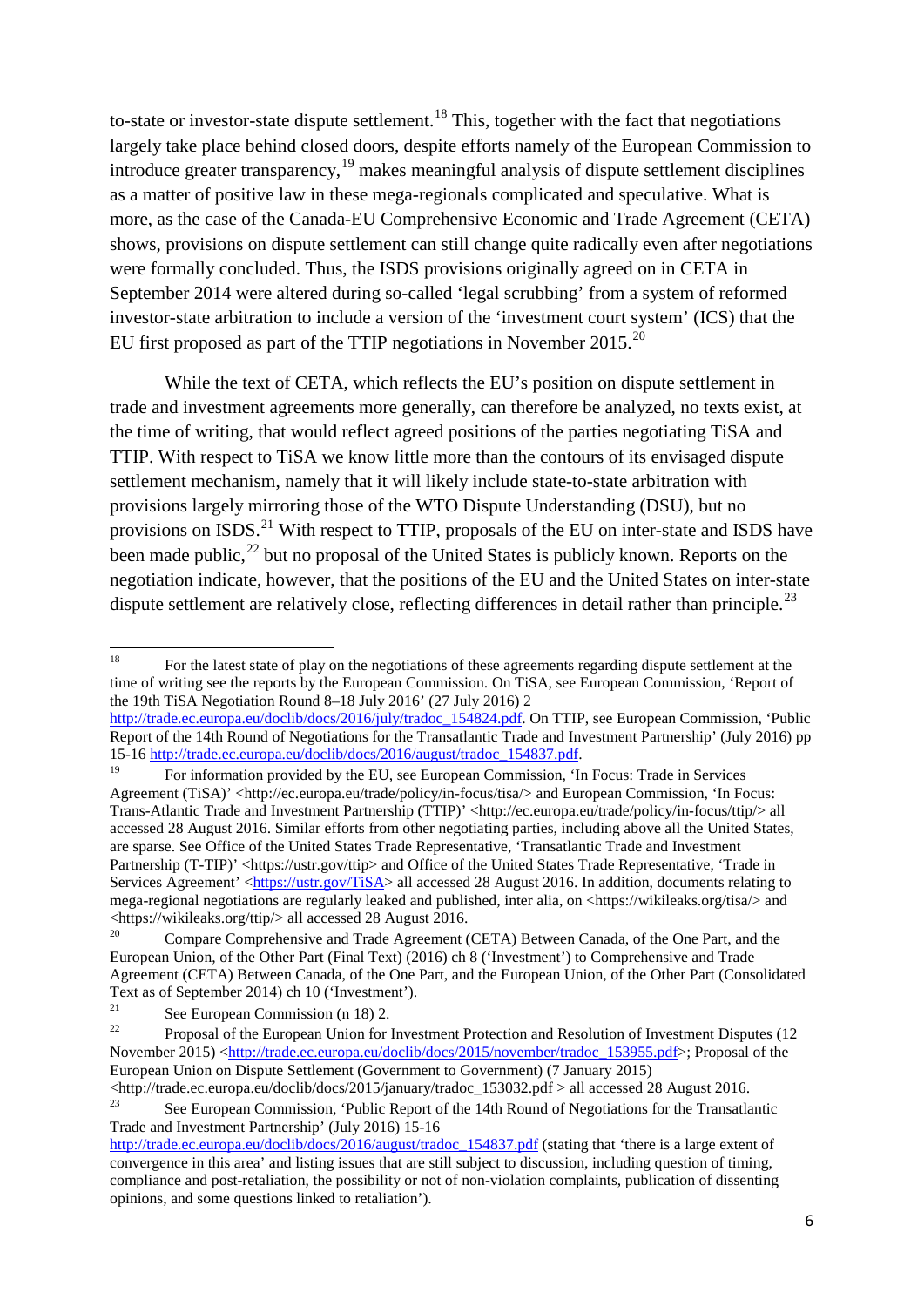to-state or investor-state dispute settlement.[18] This, together with the fact that negotiations largely take place behind closed doors, despite efforts namely of the European Commission to introduce greater transparency,[19] makes meaningful analysis of dispute settlement disciplines as a matter of positive law in these mega-regionals complicated and speculative. What is more, as the case of the Canada-EU Comprehensive Economic and Trade Agreement (CETA) shows, provisions on dispute settlement can still change quite radically even after negotiations were formally concluded. Thus, the ISDS provisions originally agreed on in CETA in September 2014 were altered during so-called 'legal scrubbing' from a system of reformed investor-state arbitration to include a version of the 'investment court system' (ICS) that the EU first proposed as part of the TTIP negotiations in November 2015.[20]

While the text of CETA, which reflects the EU's position on dispute settlement in trade and investment agreements more generally, can therefore be analyzed, no texts exist, at the time of writing, that would reflect agreed positions of the parties negotiating TiSA and TTIP. With respect to TiSA we know little more than the contours of its envisaged dispute settlement mechanism, namely that it will likely include state-to-state arbitration with provisions largely mirroring those of the WTO Dispute Understanding (DSU), but no provisions on ISDS.[21] With respect to TTIP, proposals of the EU on inter-state and ISDS have been made public,[22] but no proposal of the United States is publicly known. Reports on the negotiation indicate, however, that the positions of the EU and the United States on inter-state dispute settlement are relatively close, reflecting differences in detail rather than principle.[23]

---

[18] For the latest state of play on the negotiations of these agreements regarding dispute settlement at the time of writing see the reports by the European Commission. On TiSA, see European Commission, 'Report of the 19th TiSA Negotiation Round 8–18 July 2016' (27 July 2016) 2 http://trade.ec.europa.eu/doclib/docs/2016/july/tradoc_154824.pdf. On TTIP, see European Commission, 'Public Report of the 14th Round of Negotiations for the Transatlantic Trade and Investment Partnership' (July 2016) pp 15-16 http://trade.ec.europa.eu/doclib/docs/2016/august/tradoc_154837.pdf.

[19] For information provided by the EU, see European Commission, 'In Focus: Trade in Services Agreement (TiSA)' <http://ec.europa.eu/trade/policy/in-focus/tisa/> and European Commission, 'In Focus: Trans-Atlantic Trade and Investment Partnership (TTIP)' <http://ec.europa.eu/trade/policy/in-focus/ttip/> all accessed 28 August 2016. Similar efforts from other negotiating parties, including above all the United States, are sparse. See Office of the United States Trade Representative, 'Transatlantic Trade and Investment Partnership (T-TIP)' <https://ustr.gov/ttip> and Office of the United States Trade Representative, 'Trade in Services Agreement' <https://ustr.gov/TiSA> all accessed 28 August 2016. In addition, documents relating to mega-regional negotiations are regularly leaked and published, inter alia, on <https://wikileaks.org/tisa/> and <https://wikileaks.org/ttip/> all accessed 28 August 2016.

[20] Compare Comprehensive and Trade Agreement (CETA) Between Canada, of the One Part, and the European Union, of the Other Part (Final Text) (2016) ch 8 ('Investment') to Comprehensive and Trade Agreement (CETA) Between Canada, of the One Part, and the European Union, of the Other Part (Consolidated Text as of September 2014) ch 10 ('Investment').

[21] See European Commission (n 18) 2.

[22] Proposal of the European Union for Investment Protection and Resolution of Investment Disputes (12 November 2015) <http://trade.ec.europa.eu/doclib/docs/2015/november/tradoc_153955.pdf>; Proposal of the European Union on Dispute Settlement (Government to Government) (7 January 2015) <http://trade.ec.europa.eu/doclib/docs/2015/january/tradoc_153032.pdf > all accessed 28 August 2016.

[23] See European Commission, 'Public Report of the 14th Round of Negotiations for the Transatlantic Trade and Investment Partnership' (July 2016) 15-16 http://trade.ec.europa.eu/doclib/docs/2016/august/tradoc_154837.pdf (stating that 'there is a large extent of convergence in this area' and listing issues that are still subject to discussion, including question of timing, compliance and post-retaliation, the possibility or not of non-violation complaints, publication of dissenting opinions, and some questions linked to retaliation').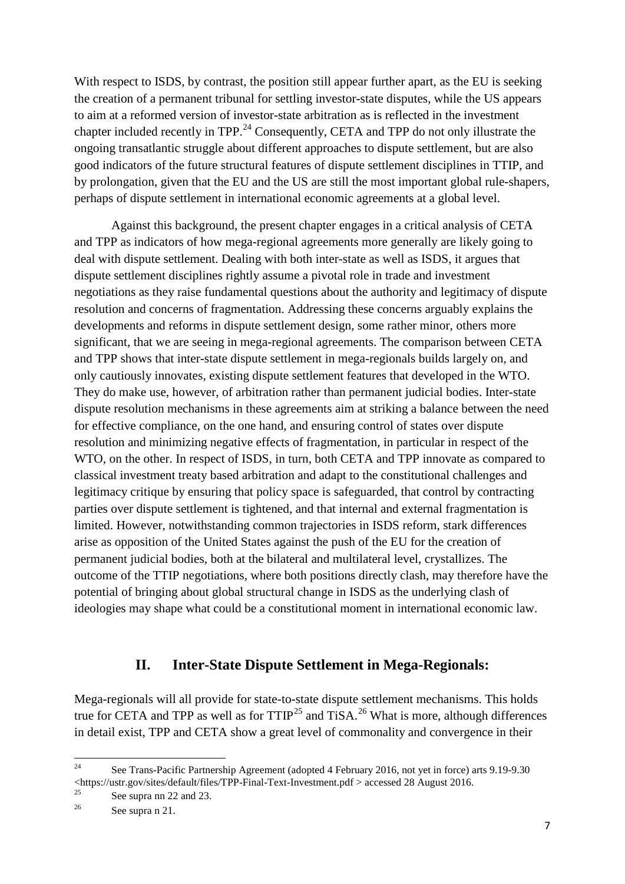With respect to ISDS, by contrast, the position still appear further apart, as the EU is seeking the creation of a permanent tribunal for settling investor-state disputes, while the US appears to aim at a reformed version of investor-state arbitration as is reflected in the investment chapter included recently in TPP.[24] Consequently, CETA and TPP do not only illustrate the ongoing transatlantic struggle about different approaches to dispute settlement, but are also good indicators of the future structural features of dispute settlement disciplines in TTIP, and by prolongation, given that the EU and the US are still the most important global rule-shapers, perhaps of dispute settlement in international economic agreements at a global level.

Against this background, the present chapter engages in a critical analysis of CETA and TPP as indicators of how mega-regional agreements more generally are likely going to deal with dispute settlement. Dealing with both inter-state as well as ISDS, it argues that dispute settlement disciplines rightly assume a pivotal role in trade and investment negotiations as they raise fundamental questions about the authority and legitimacy of dispute resolution and concerns of fragmentation. Addressing these concerns arguably explains the developments and reforms in dispute settlement design, some rather minor, others more significant, that we are seeing in mega-regional agreements. The comparison between CETA and TPP shows that inter-state dispute settlement in mega-regionals builds largely on, and only cautiously innovates, existing dispute settlement features that developed in the WTO. They do make use, however, of arbitration rather than permanent judicial bodies. Inter-state dispute resolution mechanisms in these agreements aim at striking a balance between the need for effective compliance, on the one hand, and ensuring control of states over dispute resolution and minimizing negative effects of fragmentation, in particular in respect of the WTO, on the other. In respect of ISDS, in turn, both CETA and TPP innovate as compared to classical investment treaty based arbitration and adapt to the constitutional challenges and legitimacy critique by ensuring that policy space is safeguarded, that control by contracting parties over dispute settlement is tightened, and that internal and external fragmentation is limited. However, notwithstanding common trajectories in ISDS reform, stark differences arise as opposition of the United States against the push of the EU for the creation of permanent judicial bodies, both at the bilateral and multilateral level, crystallizes. The outcome of the TTIP negotiations, where both positions directly clash, may therefore have the potential of bringing about global structural change in ISDS as the underlying clash of ideologies may shape what could be a constitutional moment in international economic law.

## II. Inter-State Dispute Settlement in Mega-Regionals:

Mega-regionals will all provide for state-to-state dispute settlement mechanisms. This holds true for CETA and TPP as well as for TTIP[25] and TiSA.[26] What is more, although differences in detail exist, TPP and CETA show a great level of commonality and convergence in their

---

[24] See Trans-Pacific Partnership Agreement (adopted 4 February 2016, not yet in force) arts 9.19-9.30 <https://ustr.gov/sites/default/files/TPP-Final-Text-Investment.pdf > accessed 28 August 2016.

[25] See supra nn 22 and 23.

[26] See supra n 21.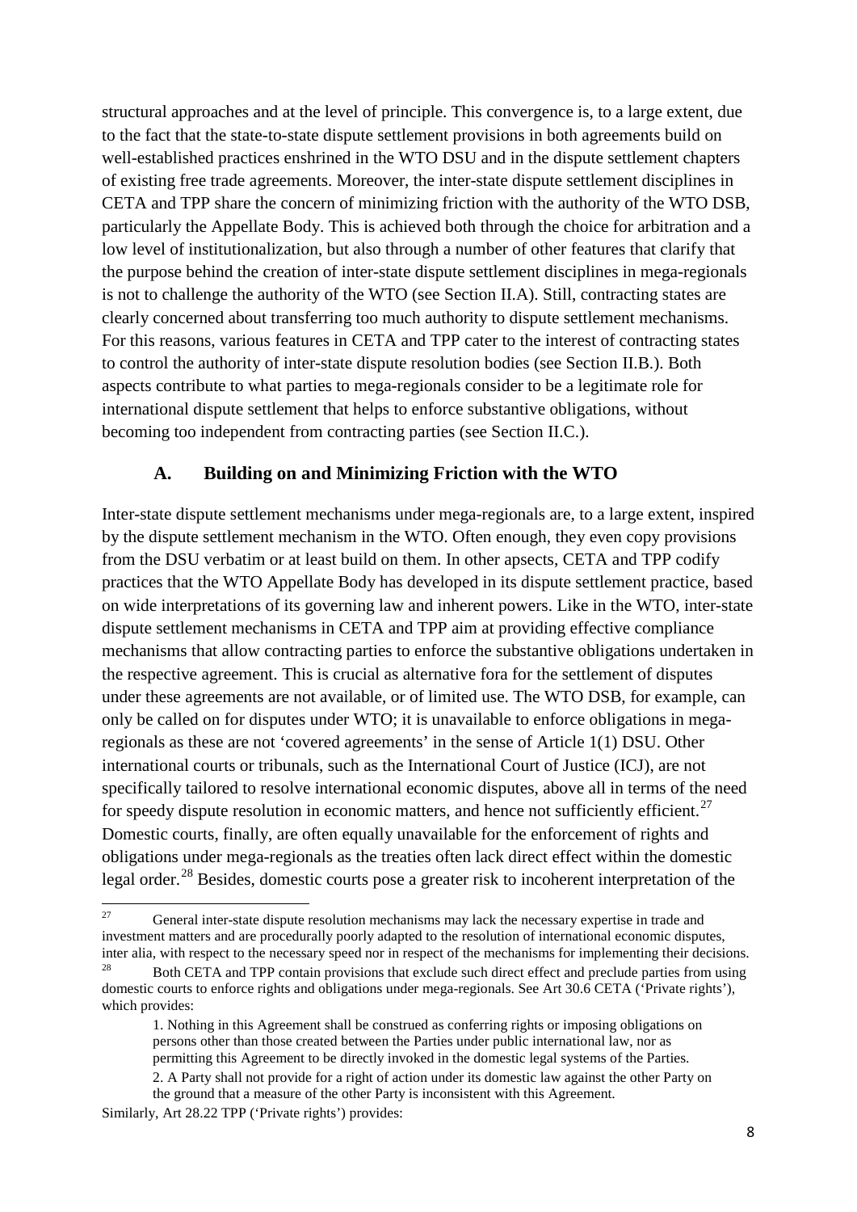structural approaches and at the level of principle. This convergence is, to a large extent, due to the fact that the state-to-state dispute settlement provisions in both agreements build on well-established practices enshrined in the WTO DSU and in the dispute settlement chapters of existing free trade agreements. Moreover, the inter-state dispute settlement disciplines in CETA and TPP share the concern of minimizing friction with the authority of the WTO DSB, particularly the Appellate Body. This is achieved both through the choice for arbitration and a low level of institutionalization, but also through a number of other features that clarify that the purpose behind the creation of inter-state dispute settlement disciplines in mega-regionals is not to challenge the authority of the WTO (see Section II.A). Still, contracting states are clearly concerned about transferring too much authority to dispute settlement mechanisms. For this reasons, various features in CETA and TPP cater to the interest of contracting states to control the authority of inter-state dispute resolution bodies (see Section II.B.). Both aspects contribute to what parties to mega-regionals consider to be a legitimate role for international dispute settlement that helps to enforce substantive obligations, without becoming too independent from contracting parties (see Section II.C.).

## A. Building on and Minimizing Friction with the WTO

Inter-state dispute settlement mechanisms under mega-regionals are, to a large extent, inspired by the dispute settlement mechanism in the WTO. Often enough, they even copy provisions from the DSU verbatim or at least build on them. In other apsects, CETA and TPP codify practices that the WTO Appellate Body has developed in its dispute settlement practice, based on wide interpretations of its governing law and inherent powers. Like in the WTO, inter-state dispute settlement mechanisms in CETA and TPP aim at providing effective compliance mechanisms that allow contracting parties to enforce the substantive obligations undertaken in the respective agreement. This is crucial as alternative fora for the settlement of disputes under these agreements are not available, or of limited use. The WTO DSB, for example, can only be called on for disputes under WTO; it is unavailable to enforce obligations in mega-regionals as these are not 'covered agreements' in the sense of Article 1(1) DSU. Other international courts or tribunals, such as the International Court of Justice (ICJ), are not specifically tailored to resolve international economic disputes, above all in terms of the need for speedy dispute resolution in economic matters, and hence not sufficiently efficient.[27] Domestic courts, finally, are often equally unavailable for the enforcement of rights and obligations under mega-regionals as the treaties often lack direct effect within the domestic legal order.[28] Besides, domestic courts pose a greater risk to incoherent interpretation of the

---

[27] General inter-state dispute resolution mechanisms may lack the necessary expertise in trade and investment matters and are procedurally poorly adapted to the resolution of international economic disputes, inter alia, with respect to the necessary speed nor in respect of the mechanisms for implementing their decisions.

[28] Both CETA and TPP contain provisions that exclude such direct effect and preclude parties from using domestic courts to enforce rights and obligations under mega-regionals. See Art 30.6 CETA ('Private rights'), which provides:

> 1. Nothing in this Agreement shall be construed as conferring rights or imposing obligations on persons other than those created between the Parties under public international law, nor as permitting this Agreement to be directly invoked in the domestic legal systems of the Parties.
>
> 2. A Party shall not provide for a right of action under its domestic law against the other Party on the ground that a measure of the other Party is inconsistent with this Agreement.

Similarly, Art 28.22 TPP ('Private rights') provides: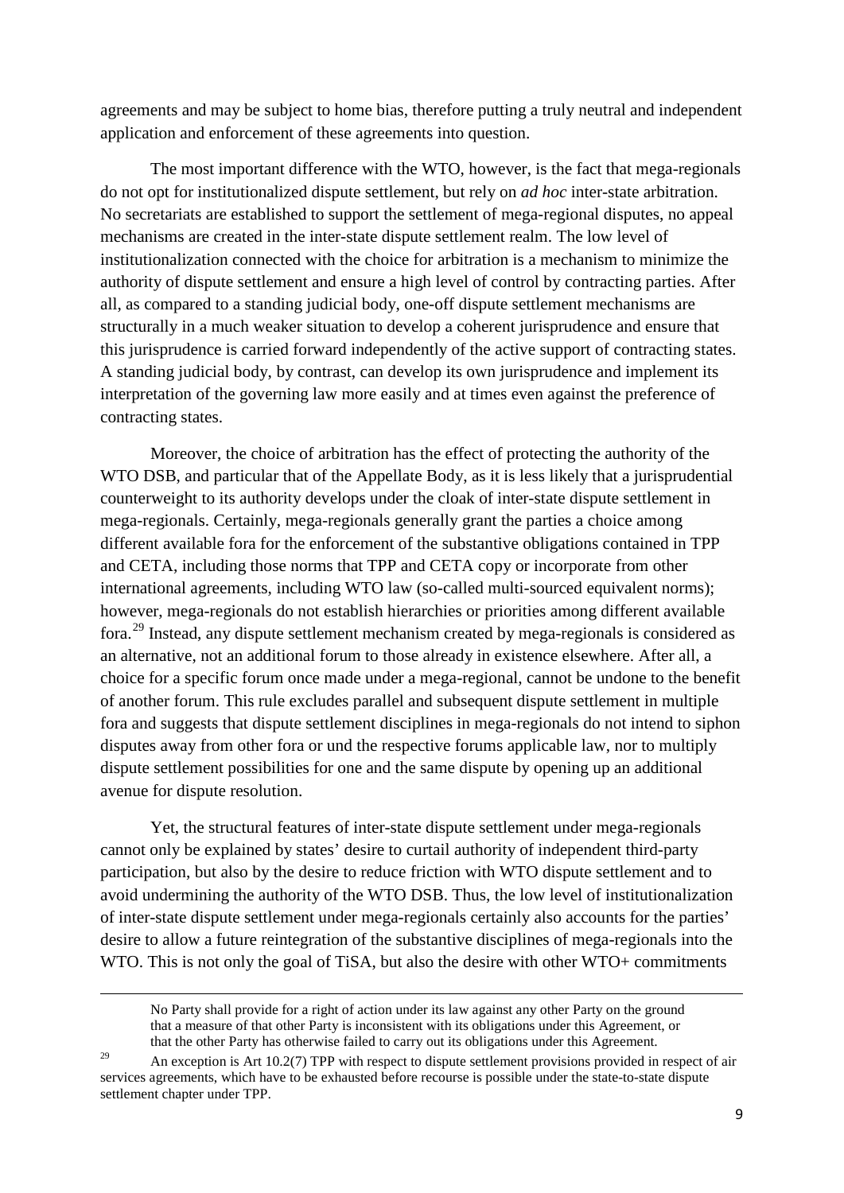agreements and may be subject to home bias, therefore putting a truly neutral and independent application and enforcement of these agreements into question.

The most important difference with the WTO, however, is the fact that mega-regionals do not opt for institutionalized dispute settlement, but rely on *ad hoc* inter-state arbitration. No secretariats are established to support the settlement of mega-regional disputes, no appeal mechanisms are created in the inter-state dispute settlement realm. The low level of institutionalization connected with the choice for arbitration is a mechanism to minimize the authority of dispute settlement and ensure a high level of control by contracting parties. After all, as compared to a standing judicial body, one-off dispute settlement mechanisms are structurally in a much weaker situation to develop a coherent jurisprudence and ensure that this jurisprudence is carried forward independently of the active support of contracting states. A standing judicial body, by contrast, can develop its own jurisprudence and implement its interpretation of the governing law more easily and at times even against the preference of contracting states.

Moreover, the choice of arbitration has the effect of protecting the authority of the WTO DSB, and particular that of the Appellate Body, as it is less likely that a jurisprudential counterweight to its authority develops under the cloak of inter-state dispute settlement in mega-regionals. Certainly, mega-regionals generally grant the parties a choice among different available fora for the enforcement of the substantive obligations contained in TPP and CETA, including those norms that TPP and CETA copy or incorporate from other international agreements, including WTO law (so-called multi-sourced equivalent norms); however, mega-regionals do not establish hierarchies or priorities among different available fora.[29] Instead, any dispute settlement mechanism created by mega-regionals is considered as an alternative, not an additional forum to those already in existence elsewhere. After all, a choice for a specific forum once made under a mega-regional, cannot be undone to the benefit of another forum. This rule excludes parallel and subsequent dispute settlement in multiple fora and suggests that dispute settlement disciplines in mega-regionals do not intend to siphon disputes away from other fora or und the respective forums applicable law, nor to multiply dispute settlement possibilities for one and the same dispute by opening up an additional avenue for dispute resolution.

Yet, the structural features of inter-state dispute settlement under mega-regionals cannot only be explained by states' desire to curtail authority of independent third-party participation, but also by the desire to reduce friction with WTO dispute settlement and to avoid undermining the authority of the WTO DSB. Thus, the low level of institutionalization of inter-state dispute settlement under mega-regionals certainly also accounts for the parties' desire to allow a future reintegration of the substantive disciplines of mega-regionals into the WTO. This is not only the goal of TiSA, but also the desire with other WTO+ commitments

---

> No Party shall provide for a right of action under its law against any other Party on the ground that a measure of that other Party is inconsistent with its obligations under this Agreement, or that the other Party has otherwise failed to carry out its obligations under this Agreement.

[29] An exception is Art 10.2(7) TPP with respect to dispute settlement provisions provided in respect of air services agreements, which have to be exhausted before recourse is possible under the state-to-state dispute settlement chapter under TPP.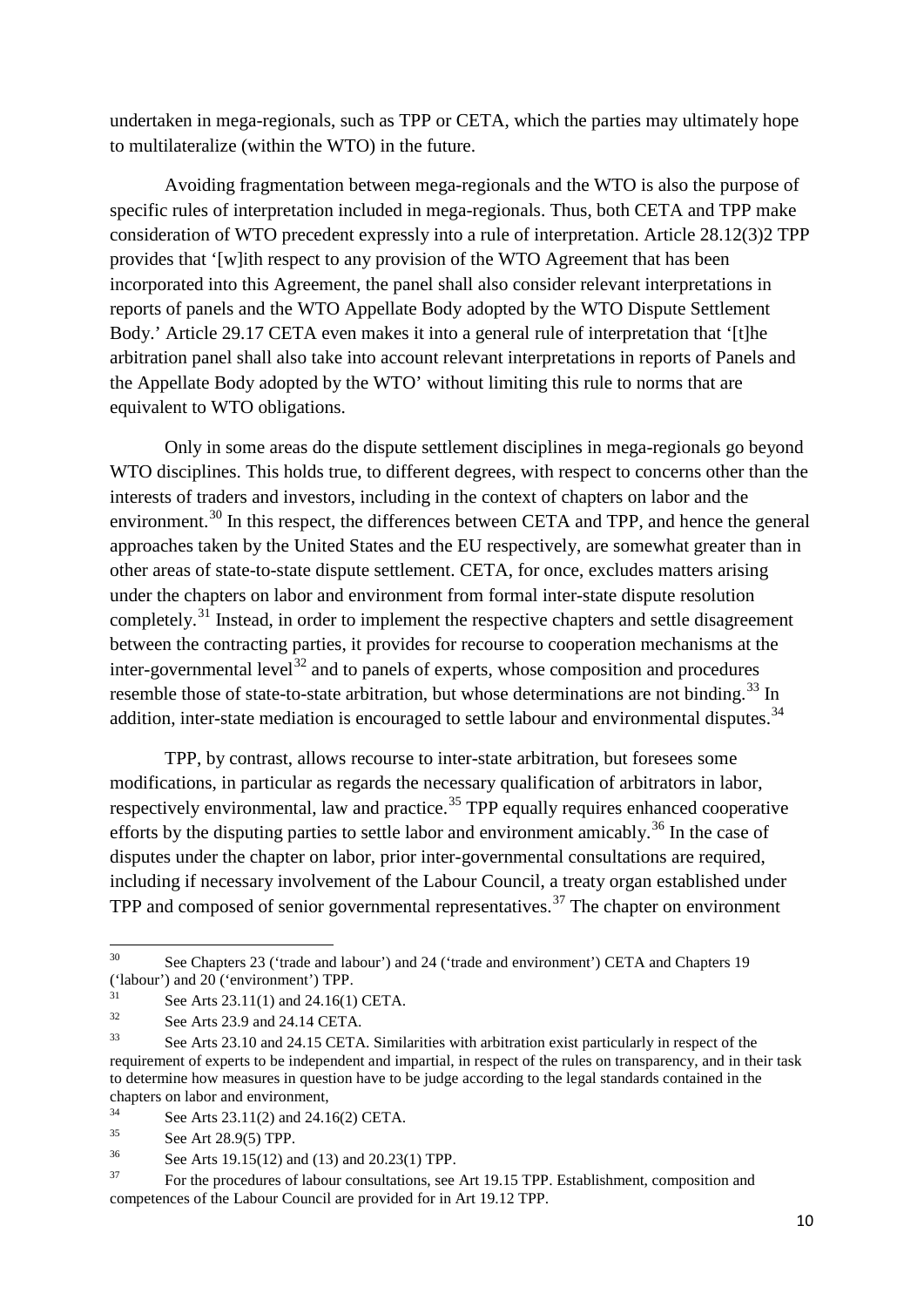undertaken in mega-regionals, such as TPP or CETA, which the parties may ultimately hope to multilateralize (within the WTO) in the future.

Avoiding fragmentation between mega-regionals and the WTO is also the purpose of specific rules of interpretation included in mega-regionals. Thus, both CETA and TPP make consideration of WTO precedent expressly into a rule of interpretation. Article 28.12(3)2 TPP provides that '[w]ith respect to any provision of the WTO Agreement that has been incorporated into this Agreement, the panel shall also consider relevant interpretations in reports of panels and the WTO Appellate Body adopted by the WTO Dispute Settlement Body.' Article 29.17 CETA even makes it into a general rule of interpretation that '[t]he arbitration panel shall also take into account relevant interpretations in reports of Panels and the Appellate Body adopted by the WTO' without limiting this rule to norms that are equivalent to WTO obligations.

Only in some areas do the dispute settlement disciplines in mega-regionals go beyond WTO disciplines. This holds true, to different degrees, with respect to concerns other than the interests of traders and investors, including in the context of chapters on labor and the environment.[30] In this respect, the differences between CETA and TPP, and hence the general approaches taken by the United States and the EU respectively, are somewhat greater than in other areas of state-to-state dispute settlement. CETA, for once, excludes matters arising under the chapters on labor and environment from formal inter-state dispute resolution completely.[31] Instead, in order to implement the respective chapters and settle disagreement between the contracting parties, it provides for recourse to cooperation mechanisms at the inter-governmental level[32] and to panels of experts, whose composition and procedures resemble those of state-to-state arbitration, but whose determinations are not binding.[33] In addition, inter-state mediation is encouraged to settle labour and environmental disputes.[34]

TPP, by contrast, allows recourse to inter-state arbitration, but foresees some modifications, in particular as regards the necessary qualification of arbitrators in labor, respectively environmental, law and practice.[35] TPP equally requires enhanced cooperative efforts by the disputing parties to settle labor and environment amicably.[36] In the case of disputes under the chapter on labor, prior inter-governmental consultations are required, including if necessary involvement of the Labour Council, a treaty organ established under TPP and composed of senior governmental representatives.[37] The chapter on environment

---

[30] See Chapters 23 ('trade and labour') and 24 ('trade and environment') CETA and Chapters 19 ('labour') and 20 ('environment') TPP.

[31] See Arts 23.11(1) and 24.16(1) CETA.

[32] See Arts 23.9 and 24.14 CETA.

[33] See Arts 23.10 and 24.15 CETA. Similarities with arbitration exist particularly in respect of the requirement of experts to be independent and impartial, in respect of the rules on transparency, and in their task to determine how measures in question have to be judge according to the legal standards contained in the chapters on labor and environment,

[34] See Arts 23.11(2) and 24.16(2) CETA.

[35] See Art 28.9(5) TPP.

[36] See Arts 19.15(12) and (13) and 20.23(1) TPP.

[37] For the procedures of labour consultations, see Art 19.15 TPP. Establishment, composition and competences of the Labour Council are provided for in Art 19.12 TPP.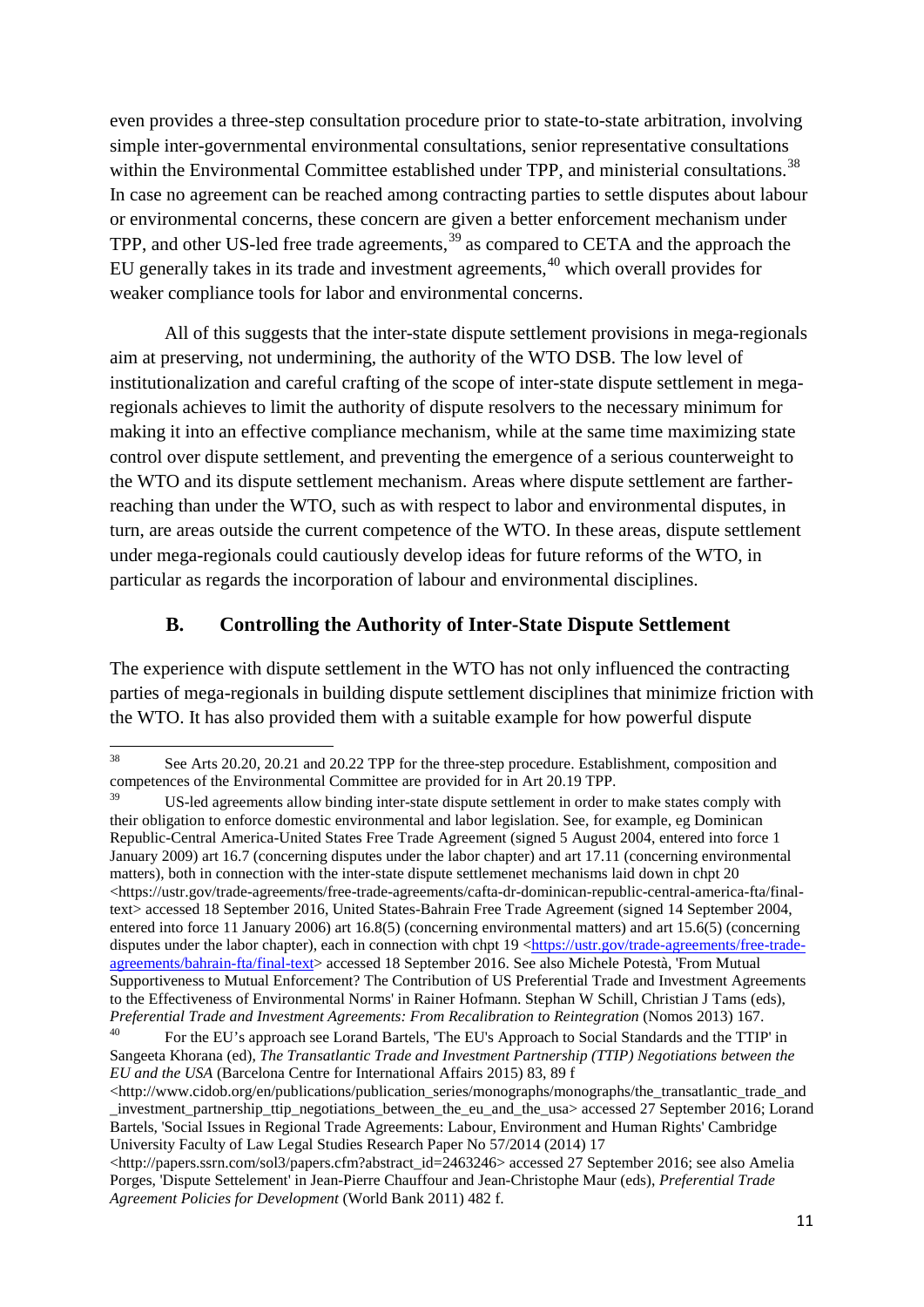even provides a three-step consultation procedure prior to state-to-state arbitration, involving simple inter-governmental environmental consultations, senior representative consultations within the Environmental Committee established under TPP, and ministerial consultations.[38] In case no agreement can be reached among contracting parties to settle disputes about labour or environmental concerns, these concern are given a better enforcement mechanism under TPP, and other US-led free trade agreements,[39] as compared to CETA and the approach the EU generally takes in its trade and investment agreements,[40] which overall provides for weaker compliance tools for labor and environmental concerns.

All of this suggests that the inter-state dispute settlement provisions in mega-regionals aim at preserving, not undermining, the authority of the WTO DSB. The low level of institutionalization and careful crafting of the scope of inter-state dispute settlement in mega-regionals achieves to limit the authority of dispute resolvers to the necessary minimum for making it into an effective compliance mechanism, while at the same time maximizing state control over dispute settlement, and preventing the emergence of a serious counterweight to the WTO and its dispute settlement mechanism. Areas where dispute settlement are farther-reaching than under the WTO, such as with respect to labor and environmental disputes, in turn, are areas outside the current competence of the WTO. In these areas, dispute settlement under mega-regionals could cautiously develop ideas for future reforms of the WTO, in particular as regards the incorporation of labour and environmental disciplines.

### B. Controlling the Authority of Inter-State Dispute Settlement

The experience with dispute settlement in the WTO has not only influenced the contracting parties of mega-regionals in building dispute settlement disciplines that minimize friction with the WTO. It has also provided them with a suitable example for how powerful dispute

---

[38] See Arts 20.20, 20.21 and 20.22 TPP for the three-step procedure. Establishment, composition and competences of the Environmental Committee are provided for in Art 20.19 TPP.

[39] US-led agreements allow binding inter-state dispute settlement in order to make states comply with their obligation to enforce domestic environmental and labor legislation. See, for example, eg Dominican Republic-Central America-United States Free Trade Agreement (signed 5 August 2004, entered into force 1 January 2009) art 16.7 (concerning disputes under the labor chapter) and art 17.11 (concerning environmental matters), both in connection with the inter-state dispute settlemenet mechanisms laid down in chpt 20 <https://ustr.gov/trade-agreements/free-trade-agreements/cafta-dr-dominican-republic-central-america-fta/final-text> accessed 18 September 2016, United States-Bahrain Free Trade Agreement (signed 14 September 2004, entered into force 11 January 2006) art 16.8(5) (concerning environmental matters) and art 15.6(5) (concerning disputes under the labor chapter), each in connection with chpt 19 <https://ustr.gov/trade-agreements/free-trade-agreements/bahrain-fta/final-text> accessed 18 September 2016. See also Michele Potestà, 'From Mutual Supportiveness to Mutual Enforcement? The Contribution of US Preferential Trade and Investment Agreements to the Effectiveness of Environmental Norms' in Rainer Hofmann. Stephan W Schill, Christian J Tams (eds), *Preferential Trade and Investment Agreements: From Recalibration to Reintegration* (Nomos 2013) 167.

[40] For the EU's approach see Lorand Bartels, 'The EU's Approach to Social Standards and the TTIP' in Sangeeta Khorana (ed), *The Transatlantic Trade and Investment Partnership (TTIP) Negotiations between the EU and the USA* (Barcelona Centre for International Affairs 2015) 83, 89 f <http://www.cidob.org/en/publications/publication_series/monographs/monographs/the_transatlantic_trade_and_investment_partnership_ttip_negotiations_between_the_eu_and_the_usa> accessed 27 September 2016; Lorand Bartels, 'Social Issues in Regional Trade Agreements: Labour, Environment and Human Rights' Cambridge University Faculty of Law Legal Studies Research Paper No 57/2014 (2014) 17 <http://papers.ssrn.com/sol3/papers.cfm?abstract_id=2463246> accessed 27 September 2016; see also Amelia Porges, 'Dispute Settelement' in Jean-Pierre Chauffour and Jean-Christophe Maur (eds), *Preferential Trade Agreement Policies for Development* (World Bank 2011) 482 f.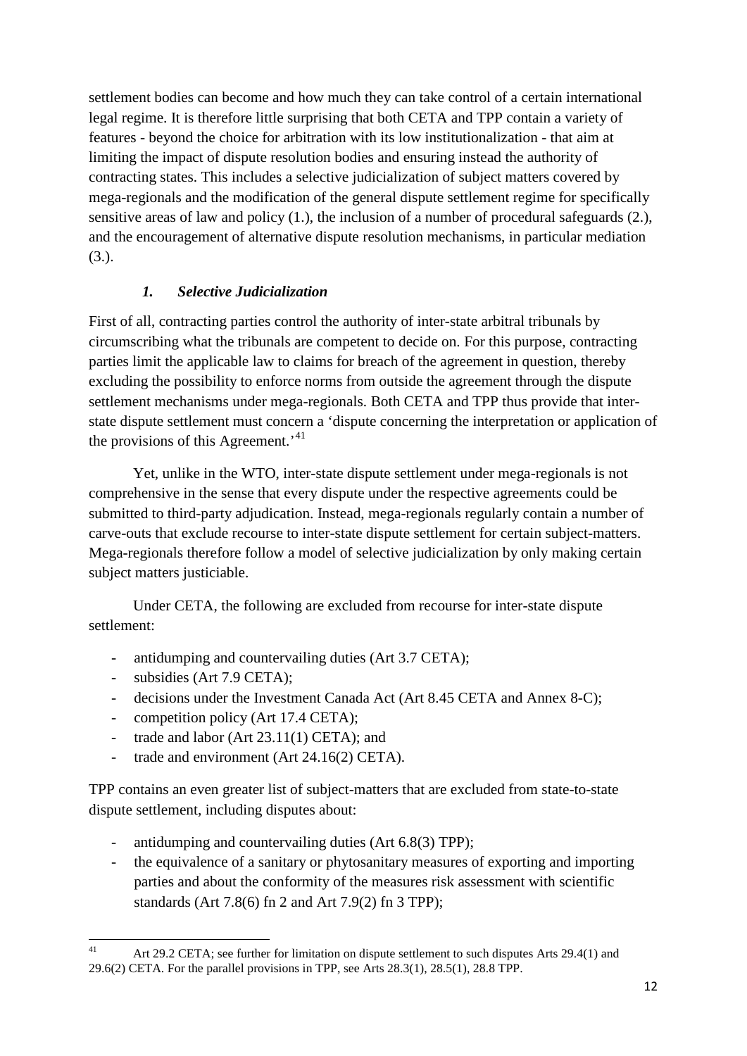settlement bodies can become and how much they can take control of a certain international legal regime. It is therefore little surprising that both CETA and TPP contain a variety of features - beyond the choice for arbitration with its low institutionalization - that aim at limiting the impact of dispute resolution bodies and ensuring instead the authority of contracting states. This includes a selective judicialization of subject matters covered by mega-regionals and the modification of the general dispute settlement regime for specifically sensitive areas of law and policy (1.), the inclusion of a number of procedural safeguards (2.), and the encouragement of alternative dispute resolution mechanisms, in particular mediation (3.).

### *1. Selective Judicialization*

First of all, contracting parties control the authority of inter-state arbitral tribunals by circumscribing what the tribunals are competent to decide on. For this purpose, contracting parties limit the applicable law to claims for breach of the agreement in question, thereby excluding the possibility to enforce norms from outside the agreement through the dispute settlement mechanisms under mega-regionals. Both CETA and TPP thus provide that inter-state dispute settlement must concern a 'dispute concerning the interpretation or application of the provisions of this Agreement.'[41]

Yet, unlike in the WTO, inter-state dispute settlement under mega-regionals is not comprehensive in the sense that every dispute under the respective agreements could be submitted to third-party adjudication. Instead, mega-regionals regularly contain a number of carve-outs that exclude recourse to inter-state dispute settlement for certain subject-matters. Mega-regionals therefore follow a model of selective judicialization by only making certain subject matters justiciable.

Under CETA, the following are excluded from recourse for inter-state dispute settlement:

- antidumping and countervailing duties (Art 3.7 CETA);
- subsidies (Art 7.9 CETA);
- decisions under the Investment Canada Act (Art 8.45 CETA and Annex 8-C);
- competition policy (Art 17.4 CETA);
- trade and labor (Art 23.11(1) CETA); and
- trade and environment (Art 24.16(2) CETA).

TPP contains an even greater list of subject-matters that are excluded from state-to-state dispute settlement, including disputes about:

- antidumping and countervailing duties (Art 6.8(3) TPP);
- the equivalence of a sanitary or phytosanitary measures of exporting and importing parties and about the conformity of the measures risk assessment with scientific standards (Art 7.8(6) fn 2 and Art 7.9(2) fn 3 TPP);

---

[41] Art 29.2 CETA; see further for limitation on dispute settlement to such disputes Arts 29.4(1) and 29.6(2) CETA. For the parallel provisions in TPP, see Arts 28.3(1), 28.5(1), 28.8 TPP.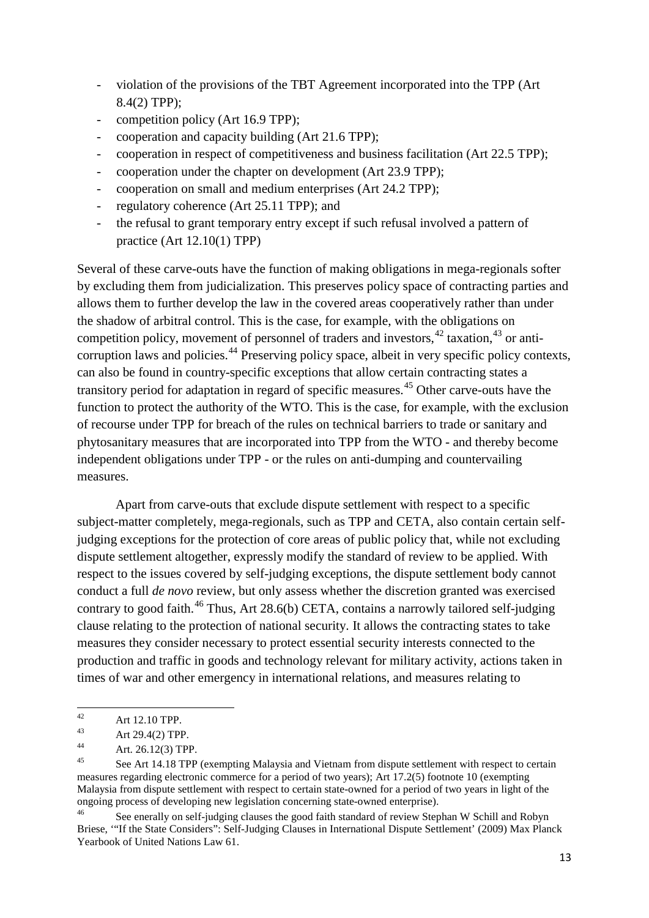- violation of the provisions of the TBT Agreement incorporated into the TPP (Art 8.4(2) TPP);
- competition policy (Art 16.9 TPP);
- cooperation and capacity building (Art 21.6 TPP);
- cooperation in respect of competitiveness and business facilitation (Art 22.5 TPP);
- cooperation under the chapter on development (Art 23.9 TPP);
- cooperation on small and medium enterprises (Art 24.2 TPP);
- regulatory coherence (Art 25.11 TPP); and
- the refusal to grant temporary entry except if such refusal involved a pattern of practice (Art 12.10(1) TPP)

Several of these carve-outs have the function of making obligations in mega-regionals softer by excluding them from judicialization. This preserves policy space of contracting parties and allows them to further develop the law in the covered areas cooperatively rather than under the shadow of arbitral control. This is the case, for example, with the obligations on competition policy, movement of personnel of traders and investors,[42] taxation,[43] or anti-corruption laws and policies.[44] Preserving policy space, albeit in very specific policy contexts, can also be found in country-specific exceptions that allow certain contracting states a transitory period for adaptation in regard of specific measures.[45] Other carve-outs have the function to protect the authority of the WTO. This is the case, for example, with the exclusion of recourse under TPP for breach of the rules on technical barriers to trade or sanitary and phytosanitary measures that are incorporated into TPP from the WTO - and thereby become independent obligations under TPP - or the rules on anti-dumping and countervailing measures.

Apart from carve-outs that exclude dispute settlement with respect to a specific subject-matter completely, mega-regionals, such as TPP and CETA, also contain certain self-judging exceptions for the protection of core areas of public policy that, while not excluding dispute settlement altogether, expressly modify the standard of review to be applied. With respect to the issues covered by self-judging exceptions, the dispute settlement body cannot conduct a full *de novo* review, but only assess whether the discretion granted was exercised contrary to good faith.[46] Thus, Art 28.6(b) CETA, contains a narrowly tailored self-judging clause relating to the protection of national security. It allows the contracting states to take measures they consider necessary to protect essential security interests connected to the production and traffic in goods and technology relevant for military activity, actions taken in times of war and other emergency in international relations, and measures relating to

---

[42] Art 12.10 TPP.

[43] Art 29.4(2) TPP.

[44] Art. 26.12(3) TPP.

[45] See Art 14.18 TPP (exempting Malaysia and Vietnam from dispute settlement with respect to certain measures regarding electronic commerce for a period of two years); Art 17.2(5) footnote 10 (exempting Malaysia from dispute settlement with respect to certain state-owned for a period of two years in light of the ongoing process of developing new legislation concerning state-owned enterprise).

[46] See enerally on self-judging clauses the good faith standard of review Stephan W Schill and Robyn Briese, '"If the State Considers": Self-Judging Clauses in International Dispute Settlement' (2009) Max Planck Yearbook of United Nations Law 61.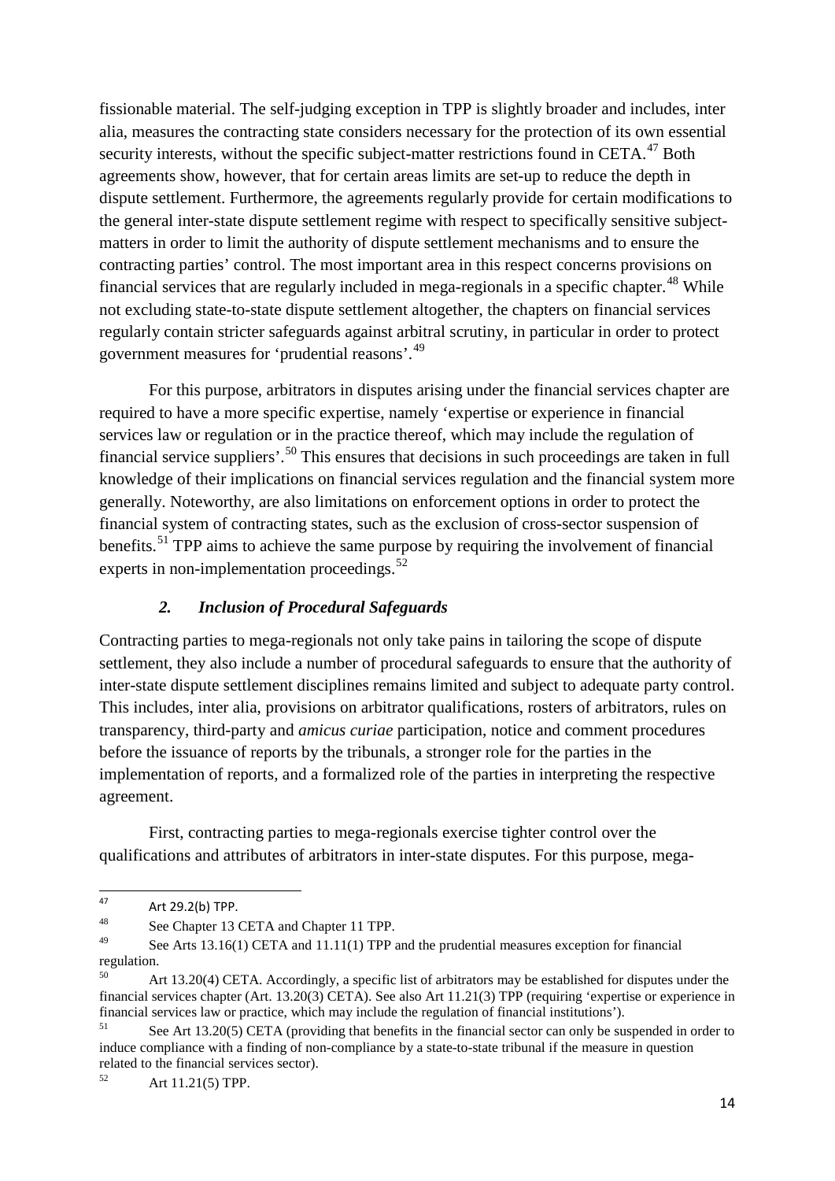fissionable material. The self-judging exception in TPP is slightly broader and includes, inter alia, measures the contracting state considers necessary for the protection of its own essential security interests, without the specific subject-matter restrictions found in CETA.[47] Both agreements show, however, that for certain areas limits are set-up to reduce the depth in dispute settlement. Furthermore, the agreements regularly provide for certain modifications to the general inter-state dispute settlement regime with respect to specifically sensitive subject-matters in order to limit the authority of dispute settlement mechanisms and to ensure the contracting parties' control. The most important area in this respect concerns provisions on financial services that are regularly included in mega-regionals in a specific chapter.[48] While not excluding state-to-state dispute settlement altogether, the chapters on financial services regularly contain stricter safeguards against arbitral scrutiny, in particular in order to protect government measures for 'prudential reasons'.[49]

For this purpose, arbitrators in disputes arising under the financial services chapter are required to have a more specific expertise, namely 'expertise or experience in financial services law or regulation or in the practice thereof, which may include the regulation of financial service suppliers'.[50] This ensures that decisions in such proceedings are taken in full knowledge of their implications on financial services regulation and the financial system more generally. Noteworthy, are also limitations on enforcement options in order to protect the financial system of contracting states, such as the exclusion of cross-sector suspension of benefits.[51] TPP aims to achieve the same purpose by requiring the involvement of financial experts in non-implementation proceedings.[52]

### *2. Inclusion of Procedural Safeguards*

Contracting parties to mega-regionals not only take pains in tailoring the scope of dispute settlement, they also include a number of procedural safeguards to ensure that the authority of inter-state dispute settlement disciplines remains limited and subject to adequate party control. This includes, inter alia, provisions on arbitrator qualifications, rosters of arbitrators, rules on transparency, third-party and *amicus curiae* participation, notice and comment procedures before the issuance of reports by the tribunals, a stronger role for the parties in the implementation of reports, and a formalized role of the parties in interpreting the respective agreement.

First, contracting parties to mega-regionals exercise tighter control over the qualifications and attributes of arbitrators in inter-state disputes. For this purpose, mega-

---

[47] Art 29.2(b) TPP.

[48] See Chapter 13 CETA and Chapter 11 TPP.

[49] See Arts 13.16(1) CETA and 11.11(1) TPP and the prudential measures exception for financial regulation.

[50] Art 13.20(4) CETA. Accordingly, a specific list of arbitrators may be established for disputes under the financial services chapter (Art. 13.20(3) CETA). See also Art 11.21(3) TPP (requiring 'expertise or experience in financial services law or practice, which may include the regulation of financial institutions').

[51] See Art 13.20(5) CETA (providing that benefits in the financial sector can only be suspended in order to induce compliance with a finding of non-compliance by a state-to-state tribunal if the measure in question related to the financial services sector).

[52] Art 11.21(5) TPP.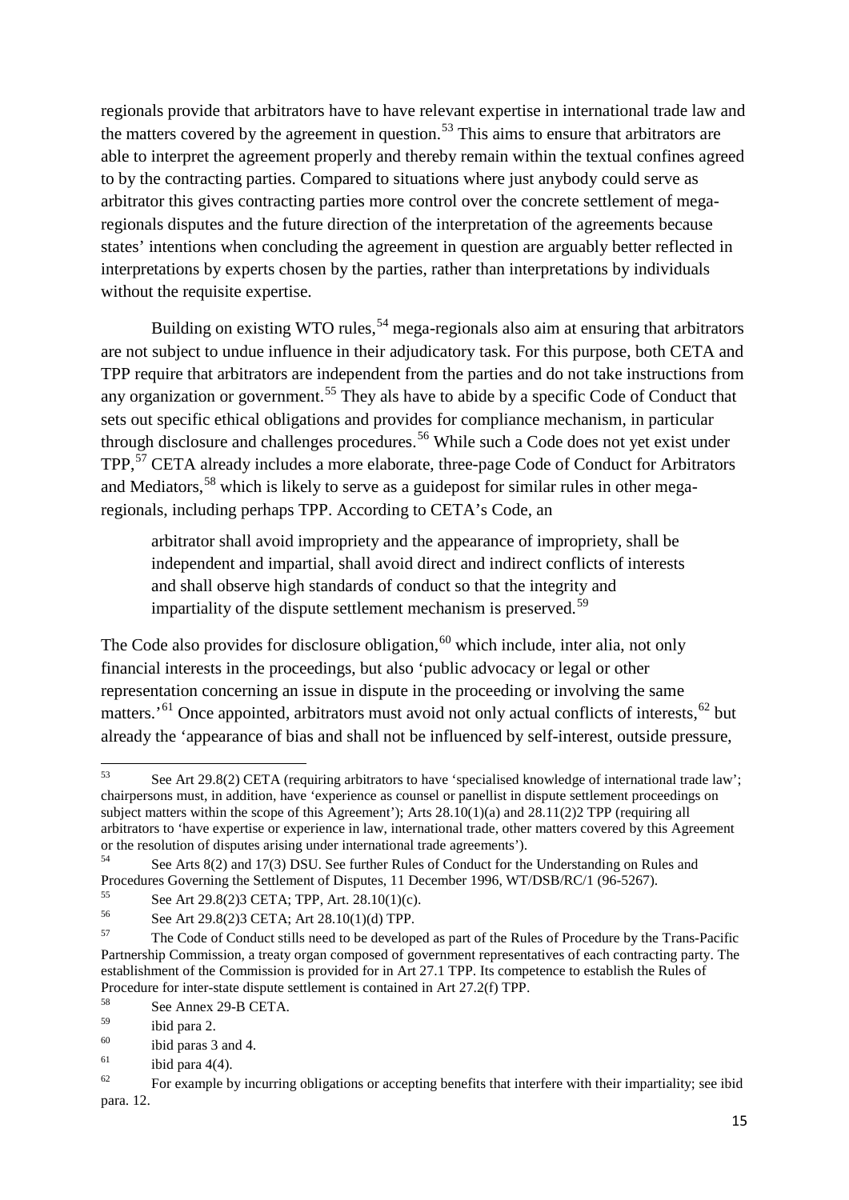regionals provide that arbitrators have to have relevant expertise in international trade law and the matters covered by the agreement in question.[53] This aims to ensure that arbitrators are able to interpret the agreement properly and thereby remain within the textual confines agreed to by the contracting parties. Compared to situations where just anybody could serve as arbitrator this gives contracting parties more control over the concrete settlement of mega-regionals disputes and the future direction of the interpretation of the agreements because states' intentions when concluding the agreement in question are arguably better reflected in interpretations by experts chosen by the parties, rather than interpretations by individuals without the requisite expertise.

Building on existing WTO rules,[54] mega-regionals also aim at ensuring that arbitrators are not subject to undue influence in their adjudicatory task. For this purpose, both CETA and TPP require that arbitrators are independent from the parties and do not take instructions from any organization or government.[55] They als have to abide by a specific Code of Conduct that sets out specific ethical obligations and provides for compliance mechanism, in particular through disclosure and challenges procedures.[56] While such a Code does not yet exist under TPP,[57] CETA already includes a more elaborate, three-page Code of Conduct for Arbitrators and Mediators,[58] which is likely to serve as a guidepost for similar rules in other mega-regionals, including perhaps TPP. According to CETA's Code, an

> arbitrator shall avoid impropriety and the appearance of impropriety, shall be independent and impartial, shall avoid direct and indirect conflicts of interests and shall observe high standards of conduct so that the integrity and impartiality of the dispute settlement mechanism is preserved.[59]

The Code also provides for disclosure obligation,[60] which include, inter alia, not only financial interests in the proceedings, but also 'public advocacy or legal or other representation concerning an issue in dispute in the proceeding or involving the same matters.'[61] Once appointed, arbitrators must avoid not only actual conflicts of interests,[62] but already the 'appearance of bias and shall not be influenced by self-interest, outside pressure,

---

[53] See Art 29.8(2) CETA (requiring arbitrators to have 'specialised knowledge of international trade law'; chairpersons must, in addition, have 'experience as counsel or panellist in dispute settlement proceedings on subject matters within the scope of this Agreement'); Arts 28.10(1)(a) and 28.11(2)2 TPP (requiring all arbitrators to 'have expertise or experience in law, international trade, other matters covered by this Agreement or the resolution of disputes arising under international trade agreements').

[54] See Arts 8(2) and 17(3) DSU. See further Rules of Conduct for the Understanding on Rules and Procedures Governing the Settlement of Disputes, 11 December 1996, WT/DSB/RC/1 (96-5267).

[55] See Art 29.8(2)3 CETA; TPP, Art. 28.10(1)(c).

[56] See Art 29.8(2)3 CETA; Art 28.10(1)(d) TPP.

[57] The Code of Conduct stills needs to be developed as part of the Rules of Procedure by the Trans-Pacific Partnership Commission, a treaty organ composed of government representatives of each contracting party. The establishment of the Commission is provided for in Art 27.1 TPP. Its competence to establish the Rules of Procedure for inter-state dispute settlement is contained in Art 27.2(f) TPP.

[58] See Annex 29-B CETA.

[59] ibid para 2.

[60] ibid paras 3 and 4.

[61] ibid para 4(4).

[62] For example by incurring obligations or accepting benefits that interfere with their impartiality; see ibid para. 12.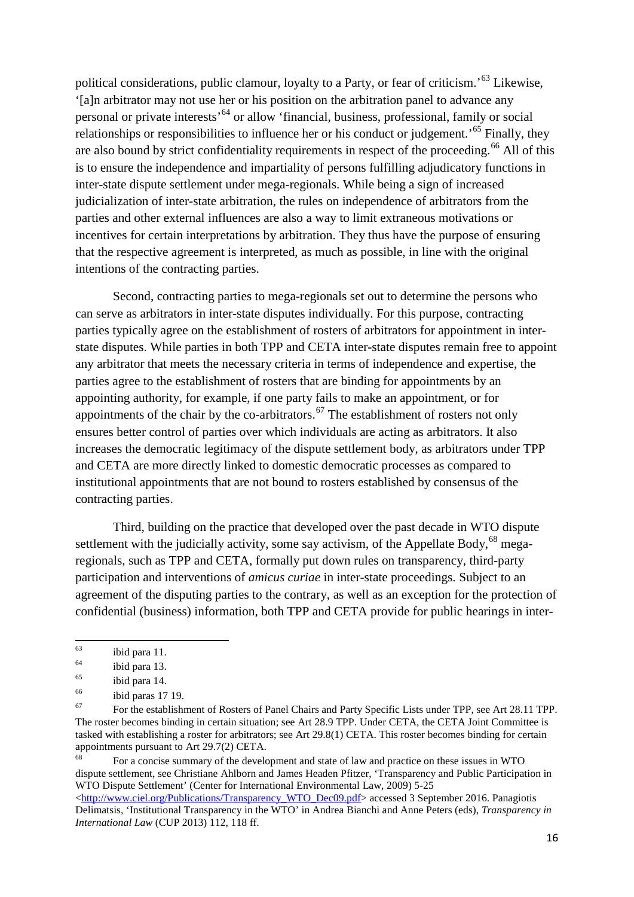political considerations, public clamour, loyalty to a Party, or fear of criticism.'[63] Likewise, '[a]n arbitrator may not use her or his position on the arbitration panel to advance any personal or private interests'[64] or allow 'financial, business, professional, family or social relationships or responsibilities to influence her or his conduct or judgement.'[65] Finally, they are also bound by strict confidentiality requirements in respect of the proceeding.[66] All of this is to ensure the independence and impartiality of persons fulfilling adjudicatory functions in inter-state dispute settlement under mega-regionals. While being a sign of increased judicialization of inter-state arbitration, the rules on independence of arbitrators from the parties and other external influences are also a way to limit extraneous motivations or incentives for certain interpretations by arbitration. They thus have the purpose of ensuring that the respective agreement is interpreted, as much as possible, in line with the original intentions of the contracting parties.

Second, contracting parties to mega-regionals set out to determine the persons who can serve as arbitrators in inter-state disputes individually. For this purpose, contracting parties typically agree on the establishment of rosters of arbitrators for appointment in inter-state disputes. While parties in both TPP and CETA inter-state disputes remain free to appoint any arbitrator that meets the necessary criteria in terms of independence and expertise, the parties agree to the establishment of rosters that are binding for appointments by an appointing authority, for example, if one party fails to make an appointment, or for appointments of the chair by the co-arbitrators.[67] The establishment of rosters not only ensures better control of parties over which individuals are acting as arbitrators. It also increases the democratic legitimacy of the dispute settlement body, as arbitrators under TPP and CETA are more directly linked to domestic democratic processes as compared to institutional appointments that are not bound to rosters established by consensus of the contracting parties.

Third, building on the practice that developed over the past decade in WTO dispute settlement with the judicially activity, some say activism, of the Appellate Body,[68] mega-regionals, such as TPP and CETA, formally put down rules on transparency, third-party participation and interventions of *amicus curiae* in inter-state proceedings. Subject to an agreement of the disputing parties to the contrary, as well as an exception for the protection of confidential (business) information, both TPP and CETA provide for public hearings in inter-

---

[63] ibid para 11.

[64] ibid para 13.

[65] ibid para 14.

[66] ibid paras 17 19.

[67] For the establishment of Rosters of Panel Chairs and Party Specific Lists under TPP, see Art 28.11 TPP. The roster becomes binding in certain situation; see Art 28.9 TPP. Under CETA, the CETA Joint Committee is tasked with establishing a roster for arbitrators; see Art 29.8(1) CETA. This roster becomes binding for certain appointments pursuant to Art 29.7(2) CETA.

[68] For a concise summary of the development and state of law and practice on these issues in WTO dispute settlement, see Christiane Ahlborn and James Headen Pfitzer, 'Transparency and Public Participation in WTO Dispute Settlement' (Center for International Environmental Law, 2009) 5-25 <http://www.ciel.org/Publications/Transparency_WTO_Dec09.pdf> accessed 3 September 2016. Panagiotis Delimatsis, 'Institutional Transparency in the WTO' in Andrea Bianchi and Anne Peters (eds), *Transparency in International Law* (CUP 2013) 112, 118 ff.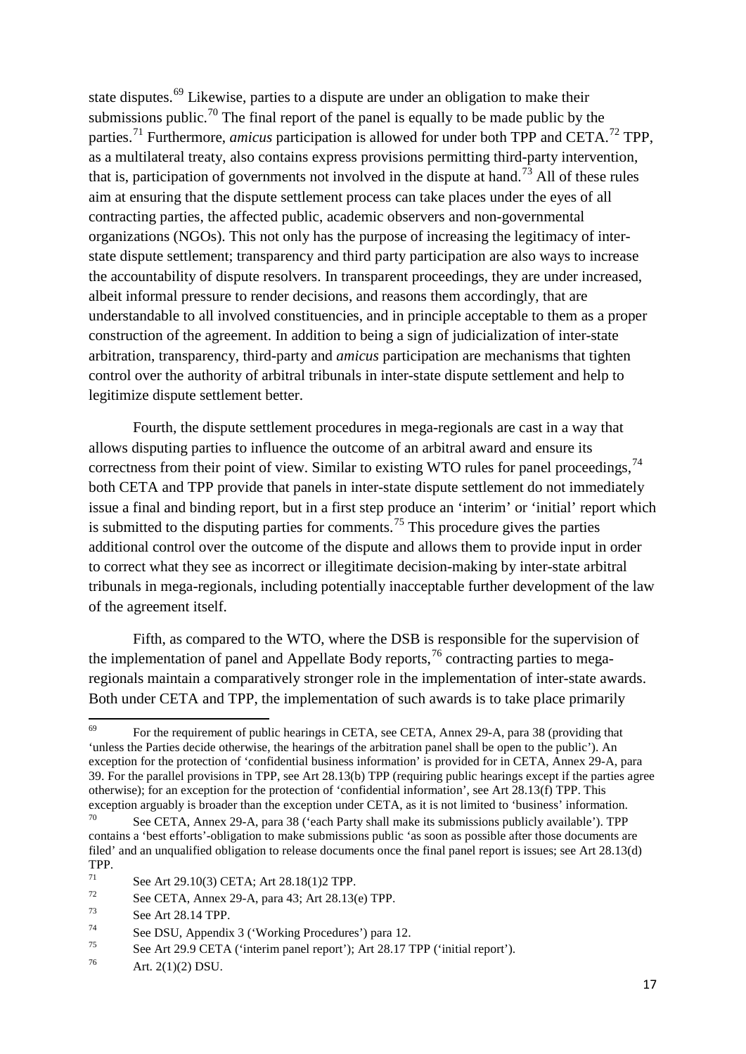state disputes.[69] Likewise, parties to a dispute are under an obligation to make their submissions public.[70] The final report of the panel is equally to be made public by the parties.[71] Furthermore, *amicus* participation is allowed for under both TPP and CETA.[72] TPP, as a multilateral treaty, also contains express provisions permitting third-party intervention, that is, participation of governments not involved in the dispute at hand.[73] All of these rules aim at ensuring that the dispute settlement process can take places under the eyes of all contracting parties, the affected public, academic observers and non-governmental organizations (NGOs). This not only has the purpose of increasing the legitimacy of inter-state dispute settlement; transparency and third party participation are also ways to increase the accountability of dispute resolvers. In transparent proceedings, they are under increased, albeit informal pressure to render decisions, and reasons them accordingly, that are understandable to all involved constituencies, and in principle acceptable to them as a proper construction of the agreement. In addition to being a sign of judicialization of inter-state arbitration, transparency, third-party and *amicus* participation are mechanisms that tighten control over the authority of arbitral tribunals in inter-state dispute settlement and help to legitimize dispute settlement better.

Fourth, the dispute settlement procedures in mega-regionals are cast in a way that allows disputing parties to influence the outcome of an arbitral award and ensure its correctness from their point of view. Similar to existing WTO rules for panel proceedings,[74] both CETA and TPP provide that panels in inter-state dispute settlement do not immediately issue a final and binding report, but in a first step produce an 'interim' or 'initial' report which is submitted to the disputing parties for comments.[75] This procedure gives the parties additional control over the outcome of the dispute and allows them to provide input in order to correct what they see as incorrect or illegitimate decision-making by inter-state arbitral tribunals in mega-regionals, including potentially inacceptable further development of the law of the agreement itself.

Fifth, as compared to the WTO, where the DSB is responsible for the supervision of the implementation of panel and Appellate Body reports,[76] contracting parties to mega-regionals maintain a comparatively stronger role in the implementation of inter-state awards. Both under CETA and TPP, the implementation of such awards is to take place primarily

---

[69] For the requirement of public hearings in CETA, see CETA, Annex 29-A, para 38 (providing that 'unless the Parties decide otherwise, the hearings of the arbitration panel shall be open to the public'). An exception for the protection of 'confidential business information' is provided for in CETA, Annex 29-A, para 39. For the parallel provisions in TPP, see Art 28.13(b) TPP (requiring public hearings except if the parties agree otherwise); for an exception for the protection of 'confidential information', see Art 28.13(f) TPP. This exception arguably is broader than the exception under CETA, as it is not limited to 'business' information.

[70] See CETA, Annex 29-A, para 38 ('each Party shall make its submissions publicly available'). TPP contains a 'best efforts'-obligation to make submissions public 'as soon as possible after those documents are filed' and an unqualified obligation to release documents once the final panel report is issues; see Art 28.13(d) TPP.

[71] See Art 29.10(3) CETA; Art 28.18(1)2 TPP.

[72] See CETA, Annex 29-A, para 43; Art 28.13(e) TPP.

[73] See Art 28.14 TPP.

[74] See DSU, Appendix 3 ('Working Procedures') para 12.

[75] See Art 29.9 CETA ('interim panel report'); Art 28.17 TPP ('initial report').

[76] Art. 2(1)(2) DSU.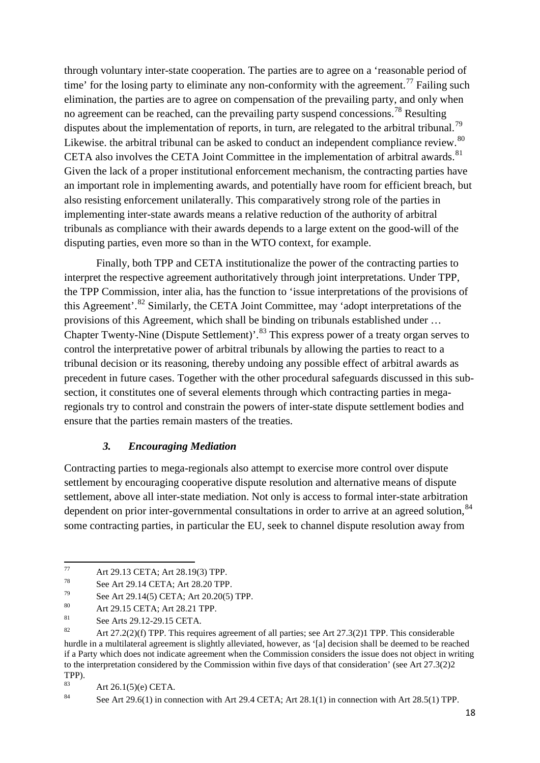through voluntary inter-state cooperation. The parties are to agree on a 'reasonable period of time' for the losing party to eliminate any non-conformity with the agreement.[77] Failing such elimination, the parties are to agree on compensation of the prevailing party, and only when no agreement can be reached, can the prevailing party suspend concessions.[78] Resulting disputes about the implementation of reports, in turn, are relegated to the arbitral tribunal.[79] Likewise. the arbitral tribunal can be asked to conduct an independent compliance review.[80] CETA also involves the CETA Joint Committee in the implementation of arbitral awards.[81] Given the lack of a proper institutional enforcement mechanism, the contracting parties have an important role in implementing awards, and potentially have room for efficient breach, but also resisting enforcement unilaterally. This comparatively strong role of the parties in implementing inter-state awards means a relative reduction of the authority of arbitral tribunals as compliance with their awards depends to a large extent on the good-will of the disputing parties, even more so than in the WTO context, for example.

Finally, both TPP and CETA institutionalize the power of the contracting parties to interpret the respective agreement authoritatively through joint interpretations. Under TPP, the TPP Commission, inter alia, has the function to 'issue interpretations of the provisions of this Agreement'.[82] Similarly, the CETA Joint Committee, may 'adopt interpretations of the provisions of this Agreement, which shall be binding on tribunals established under … Chapter Twenty-Nine (Dispute Settlement)'.[83] This express power of a treaty organ serves to control the interpretative power of arbitral tribunals by allowing the parties to react to a tribunal decision or its reasoning, thereby undoing any possible effect of arbitral awards as precedent in future cases. Together with the other procedural safeguards discussed in this sub-section, it constitutes one of several elements through which contracting parties in mega-regionals try to control and constrain the powers of inter-state dispute settlement bodies and ensure that the parties remain masters of the treaties.

### *3. Encouraging Mediation*

Contracting parties to mega-regionals also attempt to exercise more control over dispute settlement by encouraging cooperative dispute resolution and alternative means of dispute settlement, above all inter-state mediation. Not only is access to formal inter-state arbitration dependent on prior inter-governmental consultations in order to arrive at an agreed solution,[84] some contracting parties, in particular the EU, seek to channel dispute resolution away from

---

[77] Art 29.13 CETA; Art 28.19(3) TPP.

[78] See Art 29.14 CETA; Art 28.20 TPP.

[79] See Art 29.14(5) CETA; Art 20.20(5) TPP.

[80] Art 29.15 CETA; Art 28.21 TPP.

[81] See Arts 29.12-29.15 CETA.

[82] Art 27.2(2)(f) TPP. This requires agreement of all parties; see Art 27.3(2)1 TPP. This considerable hurdle in a multilateral agreement is slightly alleviated, however, as '[a] decision shall be deemed to be reached if a Party which does not indicate agreement when the Commission considers the issue does not object in writing to the interpretation considered by the Commission within five days of that consideration' (see Art 27.3(2)2 TPP).

[83] Art 26.1(5)(e) CETA.

[84] See Art 29.6(1) in connection with Art 29.4 CETA; Art 28.1(1) in connection with Art 28.5(1) TPP.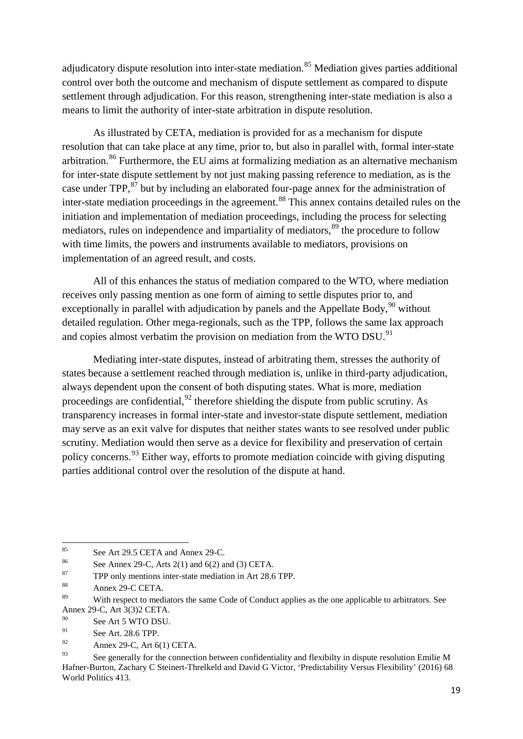adjudicatory dispute resolution into inter-state mediation.[85] Mediation gives parties additional control over both the outcome and mechanism of dispute settlement as compared to dispute settlement through adjudication. For this reason, strengthening inter-state mediation is also a means to limit the authority of inter-state arbitration in dispute resolution.

As illustrated by CETA, mediation is provided for as a mechanism for dispute resolution that can take place at any time, prior to, but also in parallel with, formal inter-state arbitration.[86] Furthermore, the EU aims at formalizing mediation as an alternative mechanism for inter-state dispute settlement by not just making passing reference to mediation, as is the case under TPP,[87] but by including an elaborated four-page annex for the administration of inter-state mediation proceedings in the agreement.[88] This annex contains detailed rules on the initiation and implementation of mediation proceedings, including the process for selecting mediators, rules on independence and impartiality of mediators,[89] the procedure to follow with time limits, the powers and instruments available to mediators, provisions on implementation of an agreed result, and costs.

All of this enhances the status of mediation compared to the WTO, where mediation receives only passing mention as one form of aiming to settle disputes prior to, and exceptionally in parallel with adjudication by panels and the Appellate Body,[90] without detailed regulation. Other mega-regionals, such as the TPP, follows the same lax approach and copies almost verbatim the provision on mediation from the WTO DSU.[91]

Mediating inter-state disputes, instead of arbitrating them, stresses the authority of states because a settlement reached through mediation is, unlike in third-party adjudication, always dependent upon the consent of both disputing states. What is more, mediation proceedings are confidential,[92] therefore shielding the dispute from public scrutiny. As transparency increases in formal inter-state and investor-state dispute settlement, mediation may serve as an exit valve for disputes that neither states wants to see resolved under public scrutiny. Mediation would then serve as a device for flexibility and preservation of certain policy concerns.[93] Either way, efforts to promote mediation coincide with giving disputing parties additional control over the resolution of the dispute at hand.

---

[85] See Art 29.5 CETA and Annex 29-C.

[86] See Annex 29-C, Arts 2(1) and 6(2) and (3) CETA.

[87] TPP only mentions inter-state mediation in Art 28.6 TPP.

[88] Annex 29-C CETA.

[89] With respect to mediators the same Code of Conduct applies as the one applicable to arbitrators. See Annex 29-C, Art 3(3)2 CETA.

[90] See Art 5 WTO DSU.

[91] See Art. 28.6 TPP.

[92] Annex 29-C, Art 6(1) CETA.

[93] See generally for the connection between confidentiality and flexibilty in dispute resolution Emilie M Hafner-Burton, Zachary C Steinert-Threlkeld and David G Victor, 'Predictability Versus Flexibility' (2016) 68 World Politics 413.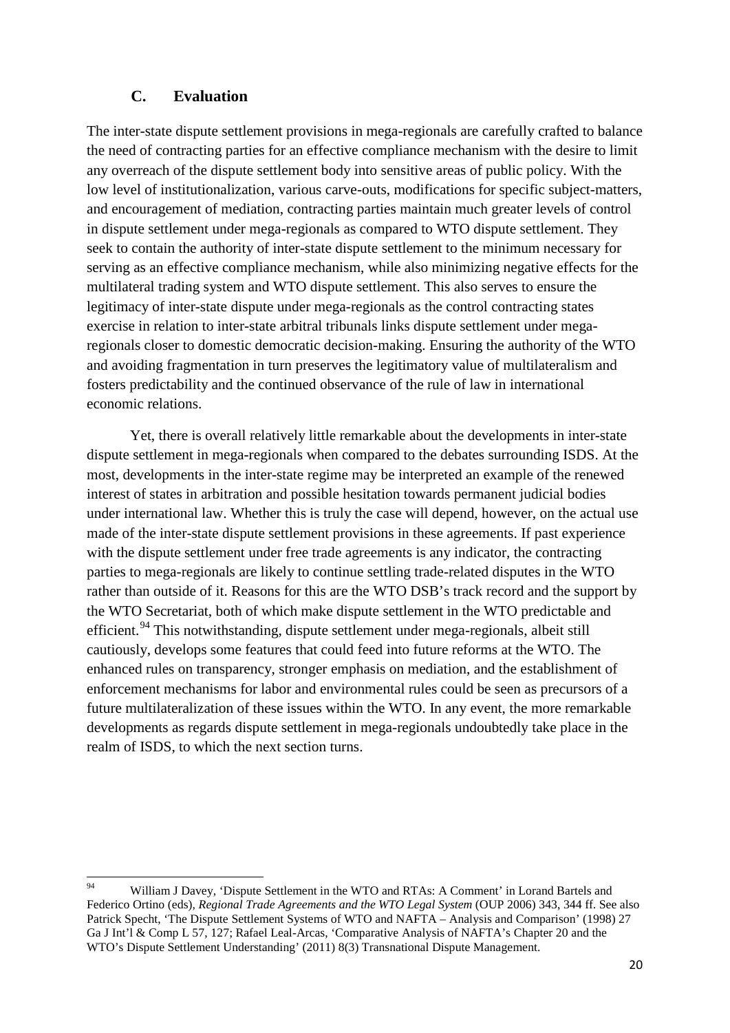## C. Evaluation

The inter-state dispute settlement provisions in mega-regionals are carefully crafted to balance the need of contracting parties for an effective compliance mechanism with the desire to limit any overreach of the dispute settlement body into sensitive areas of public policy. With the low level of institutionalization, various carve-outs, modifications for specific subject-matters, and encouragement of mediation, contracting parties maintain much greater levels of control in dispute settlement under mega-regionals as compared to WTO dispute settlement. They seek to contain the authority of inter-state dispute settlement to the minimum necessary for serving as an effective compliance mechanism, while also minimizing negative effects for the multilateral trading system and WTO dispute settlement. This also serves to ensure the legitimacy of inter-state dispute under mega-regionals as the control contracting states exercise in relation to inter-state arbitral tribunals links dispute settlement under mega-regionals closer to domestic democratic decision-making. Ensuring the authority of the WTO and avoiding fragmentation in turn preserves the legitimatory value of multilateralism and fosters predictability and the continued observance of the rule of law in international economic relations.

Yet, there is overall relatively little remarkable about the developments in inter-state dispute settlement in mega-regionals when compared to the debates surrounding ISDS. At the most, developments in the inter-state regime may be interpreted an example of the renewed interest of states in arbitration and possible hesitation towards permanent judicial bodies under international law. Whether this is truly the case will depend, however, on the actual use made of the inter-state dispute settlement provisions in these agreements. If past experience with the dispute settlement under free trade agreements is any indicator, the contracting parties to mega-regionals are likely to continue settling trade-related disputes in the WTO rather than outside of it. Reasons for this are the WTO DSB's track record and the support by the WTO Secretariat, both of which make dispute settlement in the WTO predictable and efficient.[94] This notwithstanding, dispute settlement under mega-regionals, albeit still cautiously, develops some features that could feed into future reforms at the WTO. The enhanced rules on transparency, stronger emphasis on mediation, and the establishment of enforcement mechanisms for labor and environmental rules could be seen as precursors of a future multilateralization of these issues within the WTO. In any event, the more remarkable developments as regards dispute settlement in mega-regionals undoubtedly take place in the realm of ISDS, to which the next section turns.

---

[94] William J Davey, 'Dispute Settlement in the WTO and RTAs: A Comment' in Lorand Bartels and Federico Ortino (eds), *Regional Trade Agreements and the WTO Legal System* (OUP 2006) 343, 344 ff. See also Patrick Specht, 'The Dispute Settlement Systems of WTO and NAFTA – Analysis and Comparison' (1998) 27 Ga J Int'l & Comp L 57, 127; Rafael Leal-Arcas, 'Comparative Analysis of NAFTA's Chapter 20 and the WTO's Dispute Settlement Understanding' (2011) 8(3) Transnational Dispute Management.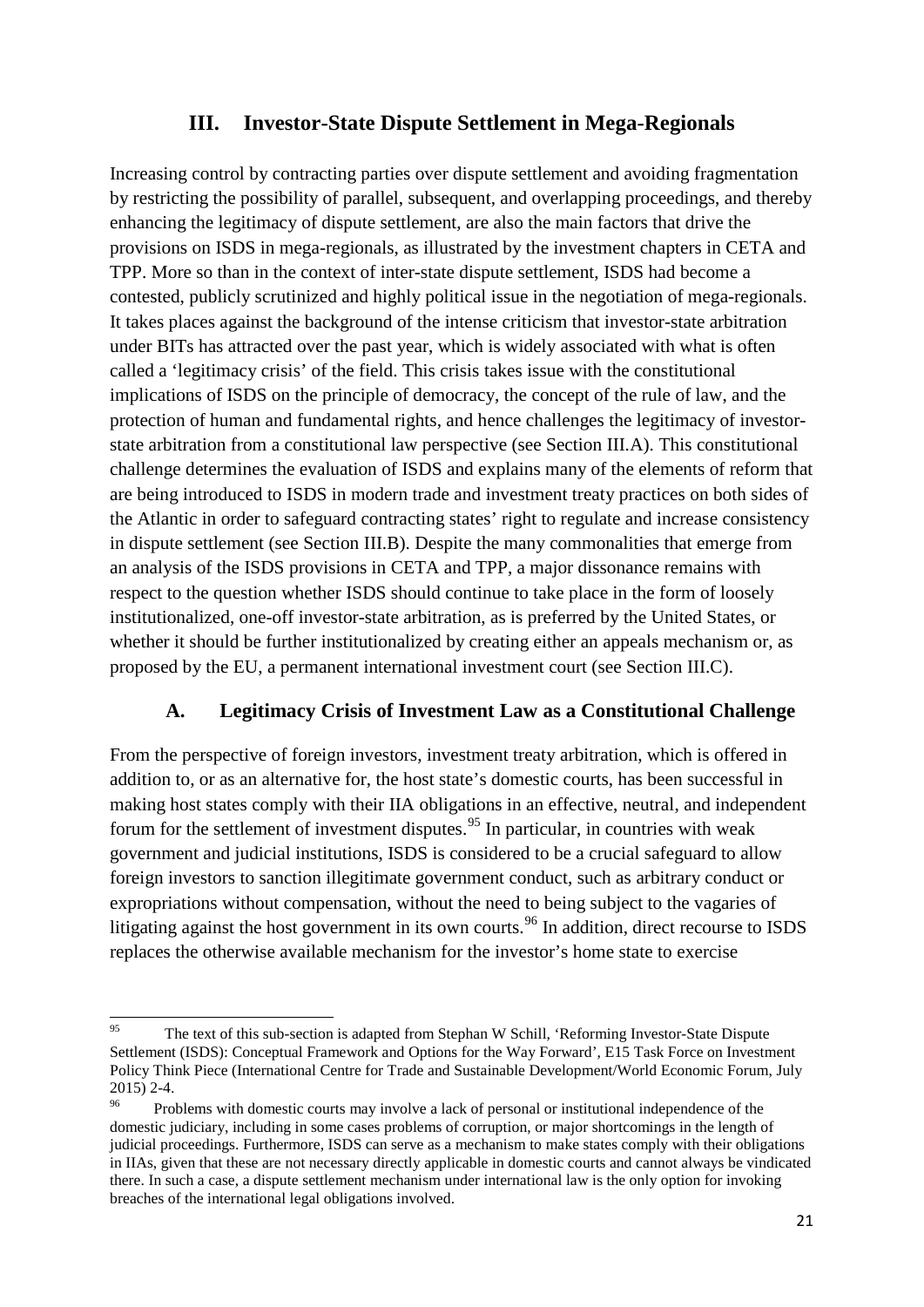## III. Investor-State Dispute Settlement in Mega-Regionals

Increasing control by contracting parties over dispute settlement and avoiding fragmentation by restricting the possibility of parallel, subsequent, and overlapping proceedings, and thereby enhancing the legitimacy of dispute settlement, are also the main factors that drive the provisions on ISDS in mega-regionals, as illustrated by the investment chapters in CETA and TPP. More so than in the context of inter-state dispute settlement, ISDS had become a contested, publicly scrutinized and highly political issue in the negotiation of mega-regionals. It takes places against the background of the intense criticism that investor-state arbitration under BITs has attracted over the past year, which is widely associated with what is often called a 'legitimacy crisis' of the field. This crisis takes issue with the constitutional implications of ISDS on the principle of democracy, the concept of the rule of law, and the protection of human and fundamental rights, and hence challenges the legitimacy of investor-state arbitration from a constitutional law perspective (see Section III.A). This constitutional challenge determines the evaluation of ISDS and explains many of the elements of reform that are being introduced to ISDS in modern trade and investment treaty practices on both sides of the Atlantic in order to safeguard contracting states' right to regulate and increase consistency in dispute settlement (see Section III.B). Despite the many commonalities that emerge from an analysis of the ISDS provisions in CETA and TPP, a major dissonance remains with respect to the question whether ISDS should continue to take place in the form of loosely institutionalized, one-off investor-state arbitration, as is preferred by the United States, or whether it should be further institutionalized by creating either an appeals mechanism or, as proposed by the EU, a permanent international investment court (see Section III.C).

### A. Legitimacy Crisis of Investment Law as a Constitutional Challenge

From the perspective of foreign investors, investment treaty arbitration, which is offered in addition to, or as an alternative for, the host state's domestic courts, has been successful in making host states comply with their IIA obligations in an effective, neutral, and independent forum for the settlement of investment disputes.[95] In particular, in countries with weak government and judicial institutions, ISDS is considered to be a crucial safeguard to allow foreign investors to sanction illegitimate government conduct, such as arbitrary conduct or expropriations without compensation, without the need to being subject to the vagaries of litigating against the host government in its own courts.[96] In addition, direct recourse to ISDS replaces the otherwise available mechanism for the investor's home state to exercise

---

[95] The text of this sub-section is adapted from Stephan W Schill, 'Reforming Investor-State Dispute Settlement (ISDS): Conceptual Framework and Options for the Way Forward', E15 Task Force on Investment Policy Think Piece (International Centre for Trade and Sustainable Development/World Economic Forum, July 2015) 2-4.

[96] Problems with domestic courts may involve a lack of personal or institutional independence of the domestic judiciary, including in some cases problems of corruption, or major shortcomings in the length of judicial proceedings. Furthermore, ISDS can serve as a mechanism to make states comply with their obligations in IIAs, given that these are not necessary directly applicable in domestic courts and cannot always be vindicated there. In such a case, a dispute settlement mechanism under international law is the only option for invoking breaches of the international legal obligations involved.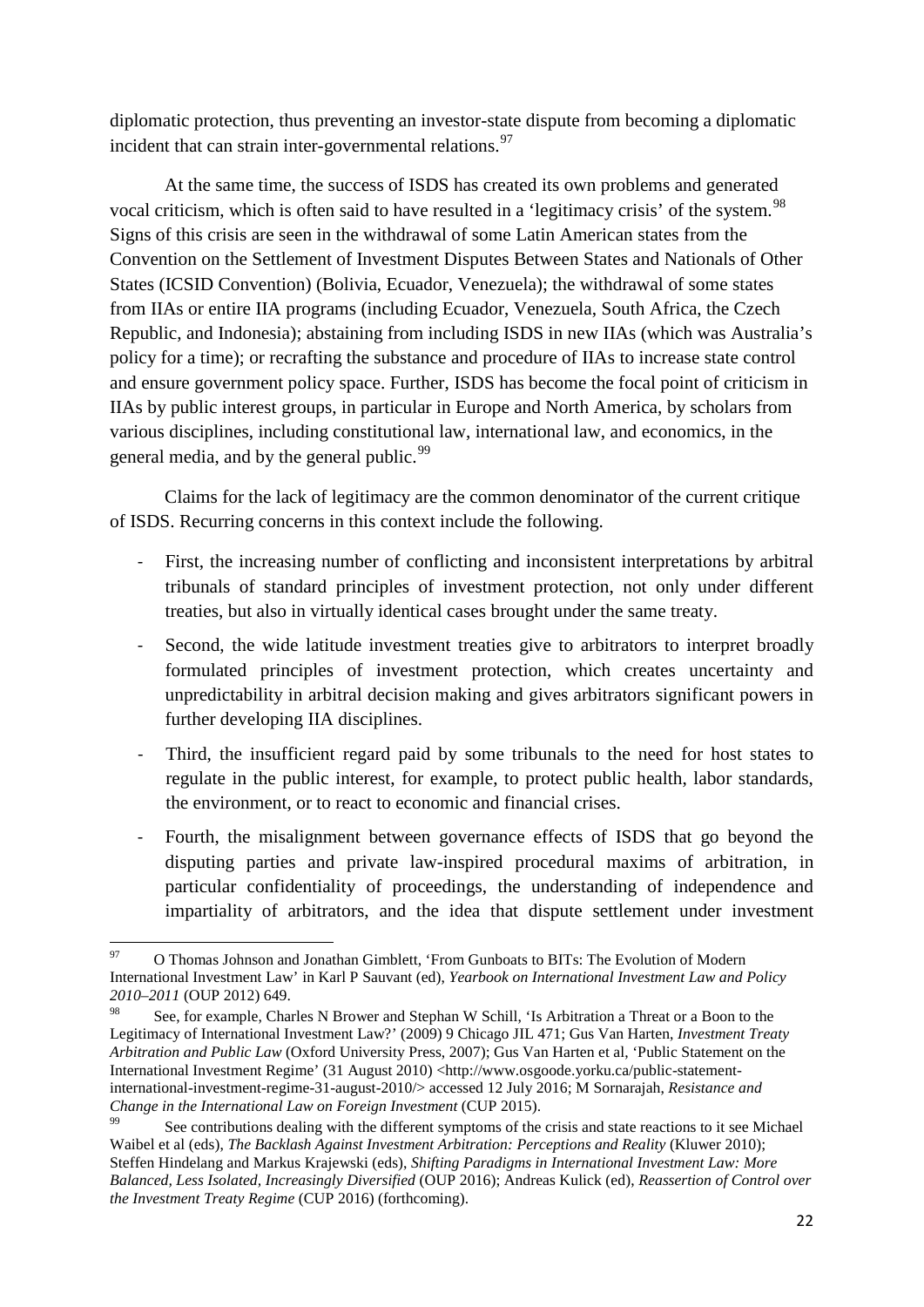diplomatic protection, thus preventing an investor-state dispute from becoming a diplomatic incident that can strain inter-governmental relations.[97]

At the same time, the success of ISDS has created its own problems and generated vocal criticism, which is often said to have resulted in a 'legitimacy crisis' of the system.[98] Signs of this crisis are seen in the withdrawal of some Latin American states from the Convention on the Settlement of Investment Disputes Between States and Nationals of Other States (ICSID Convention) (Bolivia, Ecuador, Venezuela); the withdrawal of some states from IIAs or entire IIA programs (including Ecuador, Venezuela, South Africa, the Czech Republic, and Indonesia); abstaining from including ISDS in new IIAs (which was Australia's policy for a time); or recrafting the substance and procedure of IIAs to increase state control and ensure government policy space. Further, ISDS has become the focal point of criticism in IIAs by public interest groups, in particular in Europe and North America, by scholars from various disciplines, including constitutional law, international law, and economics, in the general media, and by the general public.[99]

Claims for the lack of legitimacy are the common denominator of the current critique of ISDS. Recurring concerns in this context include the following.

- First, the increasing number of conflicting and inconsistent interpretations by arbitral tribunals of standard principles of investment protection, not only under different treaties, but also in virtually identical cases brought under the same treaty.
- Second, the wide latitude investment treaties give to arbitrators to interpret broadly formulated principles of investment protection, which creates uncertainty and unpredictability in arbitral decision making and gives arbitrators significant powers in further developing IIA disciplines.
- Third, the insufficient regard paid by some tribunals to the need for host states to regulate in the public interest, for example, to protect public health, labor standards, the environment, or to react to economic and financial crises.
- Fourth, the misalignment between governance effects of ISDS that go beyond the disputing parties and private law-inspired procedural maxims of arbitration, in particular confidentiality of proceedings, the understanding of independence and impartiality of arbitrators, and the idea that dispute settlement under investment

---

[97] O Thomas Johnson and Jonathan Gimblett, 'From Gunboats to BITs: The Evolution of Modern International Investment Law' in Karl P Sauvant (ed), *Yearbook on International Investment Law and Policy 2010–2011* (OUP 2012) 649.

[98] See, for example, Charles N Brower and Stephan W Schill, 'Is Arbitration a Threat or a Boon to the Legitimacy of International Investment Law?' (2009) 9 Chicago JIL 471; Gus Van Harten, *Investment Treaty Arbitration and Public Law* (Oxford University Press, 2007); Gus Van Harten et al, 'Public Statement on the International Investment Regime' (31 August 2010) <http://www.osgoode.yorku.ca/public-statement-international-investment-regime-31-august-2010/> accessed 12 July 2016; M Sornarajah, *Resistance and Change in the International Law on Foreign Investment* (CUP 2015).

[99] See contributions dealing with the different symptoms of the crisis and state reactions to it see Michael Waibel et al (eds), *The Backlash Against Investment Arbitration: Perceptions and Reality* (Kluwer 2010); Steffen Hindelang and Markus Krajewski (eds), *Shifting Paradigms in International Investment Law: More Balanced, Less Isolated, Increasingly Diversified* (OUP 2016); Andreas Kulick (ed), *Reassertion of Control over the Investment Treaty Regime* (CUP 2016) (forthcoming).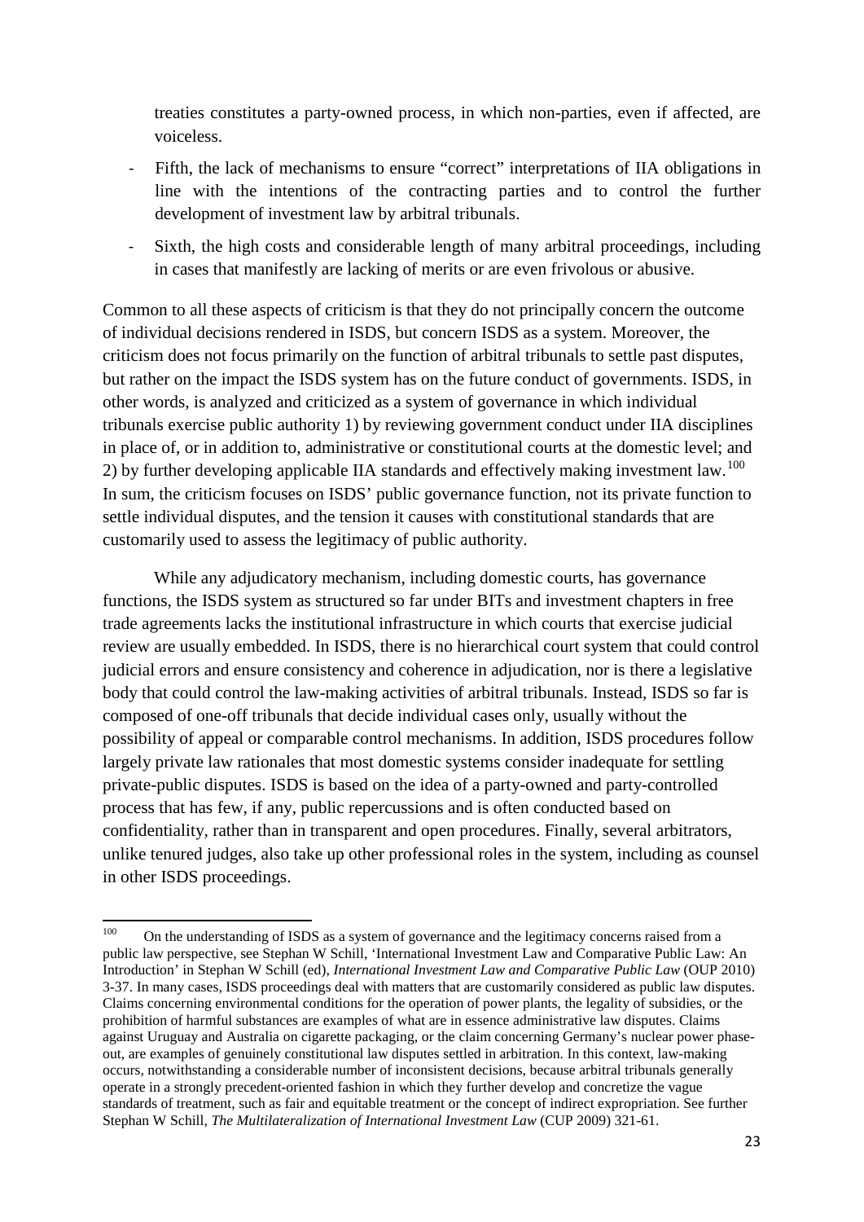treaties constitutes a party-owned process, in which non-parties, even if affected, are voiceless.

- Fifth, the lack of mechanisms to ensure "correct" interpretations of IIA obligations in line with the intentions of the contracting parties and to control the further development of investment law by arbitral tribunals.
- Sixth, the high costs and considerable length of many arbitral proceedings, including in cases that manifestly are lacking of merits or are even frivolous or abusive.

Common to all these aspects of criticism is that they do not principally concern the outcome of individual decisions rendered in ISDS, but concern ISDS as a system. Moreover, the criticism does not focus primarily on the function of arbitral tribunals to settle past disputes, but rather on the impact the ISDS system has on the future conduct of governments. ISDS, in other words, is analyzed and criticized as a system of governance in which individual tribunals exercise public authority 1) by reviewing government conduct under IIA disciplines in place of, or in addition to, administrative or constitutional courts at the domestic level; and 2) by further developing applicable IIA standards and effectively making investment law.[100] In sum, the criticism focuses on ISDS' public governance function, not its private function to settle individual disputes, and the tension it causes with constitutional standards that are customarily used to assess the legitimacy of public authority.

While any adjudicatory mechanism, including domestic courts, has governance functions, the ISDS system as structured so far under BITs and investment chapters in free trade agreements lacks the institutional infrastructure in which courts that exercise judicial review are usually embedded. In ISDS, there is no hierarchical court system that could control judicial errors and ensure consistency and coherence in adjudication, nor is there a legislative body that could control the law-making activities of arbitral tribunals. Instead, ISDS so far is composed of one-off tribunals that decide individual cases only, usually without the possibility of appeal or comparable control mechanisms. In addition, ISDS procedures follow largely private law rationales that most domestic systems consider inadequate for settling private-public disputes. ISDS is based on the idea of a party-owned and party-controlled process that has few, if any, public repercussions and is often conducted based on confidentiality, rather than in transparent and open procedures. Finally, several arbitrators, unlike tenured judges, also take up other professional roles in the system, including as counsel in other ISDS proceedings.

[100] On the understanding of ISDS as a system of governance and the legitimacy concerns raised from a public law perspective, see Stephan W Schill, 'International Investment Law and Comparative Public Law: An Introduction' in Stephan W Schill (ed), *International Investment Law and Comparative Public Law* (OUP 2010) 3-37. In many cases, ISDS proceedings deal with matters that are customarily considered as public law disputes. Claims concerning environmental conditions for the operation of power plants, the legality of subsidies, or the prohibition of harmful substances are examples of what are in essence administrative law disputes. Claims against Uruguay and Australia on cigarette packaging, or the claim concerning Germany's nuclear power phase-out, are examples of genuinely constitutional law disputes settled in arbitration. In this context, law-making occurs, notwithstanding a considerable number of inconsistent decisions, because arbitral tribunals generally operate in a strongly precedent-oriented fashion in which they further develop and concretize the vague standards of treatment, such as fair and equitable treatment or the concept of indirect expropriation. See further Stephan W Schill, *The Multilateralization of International Investment Law* (CUP 2009) 321-61.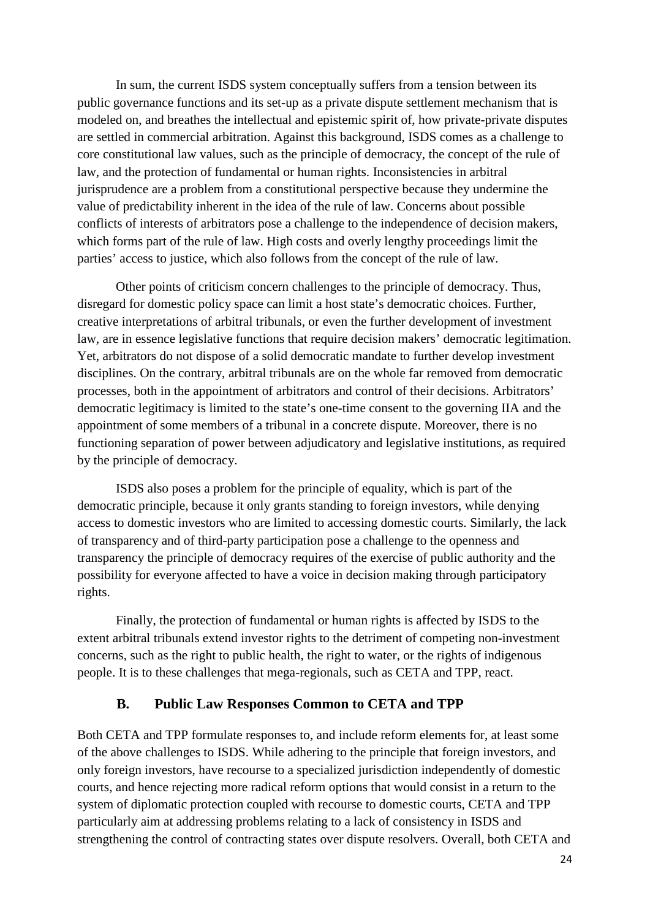In sum, the current ISDS system conceptually suffers from a tension between its public governance functions and its set-up as a private dispute settlement mechanism that is modeled on, and breathes the intellectual and epistemic spirit of, how private-private disputes are settled in commercial arbitration. Against this background, ISDS comes as a challenge to core constitutional law values, such as the principle of democracy, the concept of the rule of law, and the protection of fundamental or human rights. Inconsistencies in arbitral jurisprudence are a problem from a constitutional perspective because they undermine the value of predictability inherent in the idea of the rule of law. Concerns about possible conflicts of interests of arbitrators pose a challenge to the independence of decision makers, which forms part of the rule of law. High costs and overly lengthy proceedings limit the parties' access to justice, which also follows from the concept of the rule of law.

Other points of criticism concern challenges to the principle of democracy. Thus, disregard for domestic policy space can limit a host state's democratic choices. Further, creative interpretations of arbitral tribunals, or even the further development of investment law, are in essence legislative functions that require decision makers' democratic legitimation. Yet, arbitrators do not dispose of a solid democratic mandate to further develop investment disciplines. On the contrary, arbitral tribunals are on the whole far removed from democratic processes, both in the appointment of arbitrators and control of their decisions. Arbitrators' democratic legitimacy is limited to the state's one-time consent to the governing IIA and the appointment of some members of a tribunal in a concrete dispute. Moreover, there is no functioning separation of power between adjudicatory and legislative institutions, as required by the principle of democracy.

ISDS also poses a problem for the principle of equality, which is part of the democratic principle, because it only grants standing to foreign investors, while denying access to domestic investors who are limited to accessing domestic courts. Similarly, the lack of transparency and of third-party participation pose a challenge to the openness and transparency the principle of democracy requires of the exercise of public authority and the possibility for everyone affected to have a voice in decision making through participatory rights.

Finally, the protection of fundamental or human rights is affected by ISDS to the extent arbitral tribunals extend investor rights to the detriment of competing non-investment concerns, such as the right to public health, the right to water, or the rights of indigenous people. It is to these challenges that mega-regionals, such as CETA and TPP, react.

## B. Public Law Responses Common to CETA and TPP

Both CETA and TPP formulate responses to, and include reform elements for, at least some of the above challenges to ISDS. While adhering to the principle that foreign investors, and only foreign investors, have recourse to a specialized jurisdiction independently of domestic courts, and hence rejecting more radical reform options that would consist in a return to the system of diplomatic protection coupled with recourse to domestic courts, CETA and TPP particularly aim at addressing problems relating to a lack of consistency in ISDS and strengthening the control of contracting states over dispute resolvers. Overall, both CETA and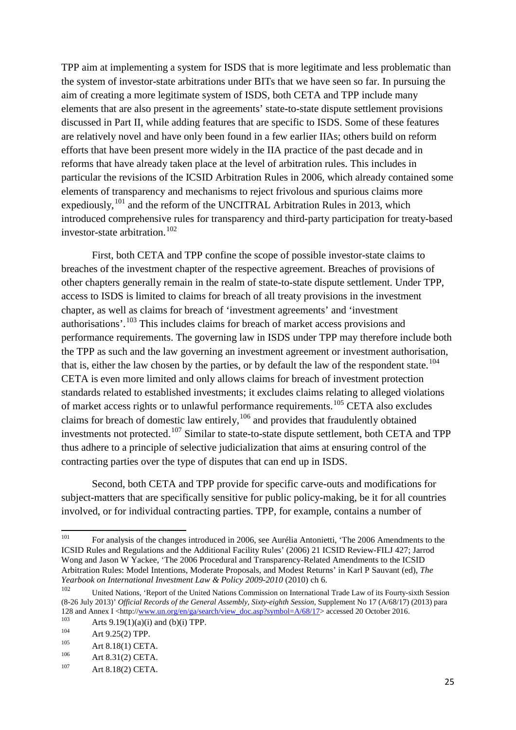TPP aim at implementing a system for ISDS that is more legitimate and less problematic than the system of investor-state arbitrations under BITs that we have seen so far. In pursuing the aim of creating a more legitimate system of ISDS, both CETA and TPP include many elements that are also present in the agreements' state-to-state dispute settlement provisions discussed in Part II, while adding features that are specific to ISDS. Some of these features are relatively novel and have only been found in a few earlier IIAs; others build on reform efforts that have been present more widely in the IIA practice of the past decade and in reforms that have already taken place at the level of arbitration rules. This includes in particular the revisions of the ICSID Arbitration Rules in 2006, which already contained some elements of transparency and mechanisms to reject frivolous and spurious claims more expediously,[101] and the reform of the UNCITRAL Arbitration Rules in 2013, which introduced comprehensive rules for transparency and third-party participation for treaty-based investor-state arbitration.[102]

First, both CETA and TPP confine the scope of possible investor-state claims to breaches of the investment chapter of the respective agreement. Breaches of provisions of other chapters generally remain in the realm of state-to-state dispute settlement. Under TPP, access to ISDS is limited to claims for breach of all treaty provisions in the investment chapter, as well as claims for breach of 'investment agreements' and 'investment authorisations'.[103] This includes claims for breach of market access provisions and performance requirements. The governing law in ISDS under TPP may therefore include both the TPP as such and the law governing an investment agreement or investment authorisation, that is, either the law chosen by the parties, or by default the law of the respondent state.[104] CETA is even more limited and only allows claims for breach of investment protection standards related to established investments; it excludes claims relating to alleged violations of market access rights or to unlawful performance requirements.[105] CETA also excludes claims for breach of domestic law entirely,[106] and provides that fraudulently obtained investments not protected.[107] Similar to state-to-state dispute settlement, both CETA and TPP thus adhere to a principle of selective judicialization that aims at ensuring control of the contracting parties over the type of disputes that can end up in ISDS.

Second, both CETA and TPP provide for specific carve-outs and modifications for subject-matters that are specifically sensitive for public policy-making, be it for all countries involved, or for individual contracting parties. TPP, for example, contains a number of

---

[101] For analysis of the changes introduced in 2006, see Aurélia Antonietti, 'The 2006 Amendments to the ICSID Rules and Regulations and the Additional Facility Rules' (2006) 21 ICSID Review-FILJ 427; Jarrod Wong and Jason W Yackee, 'The 2006 Procedural and Transparency-Related Amendments to the ICSID Arbitration Rules: Model Intentions, Moderate Proposals, and Modest Returns' in Karl P Sauvant (ed), *The Yearbook on International Investment Law & Policy 2009-2010* (2010) ch 6.

[102] United Nations, 'Report of the United Nations Commission on International Trade Law of its Fourty-sixth Session (8-26 July 2013)' *Official Records of the General Assembly, Sixty-eighth Session*, Supplement No 17 (A/68/17) (2013) para 128 and Annex I <http://www.un.org/en/ga/search/view_doc.asp?symbol=A/68/17> accessed 20 October 2016.

[103] Arts 9.19(1)(a)(i) and (b)(i) TPP.

[104] Art 9.25(2) TPP.

[105] Art 8.18(1) CETA.

[106] Art 8.31(2) CETA.

[107] Art 8.18(2) CETA.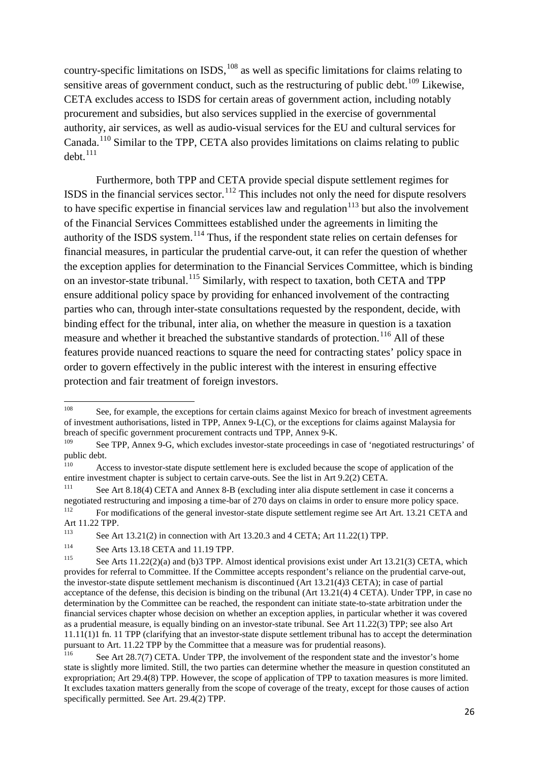country-specific limitations on ISDS,[108] as well as specific limitations for claims relating to sensitive areas of government conduct, such as the restructuring of public debt.[109] Likewise, CETA excludes access to ISDS for certain areas of government action, including notably procurement and subsidies, but also services supplied in the exercise of governmental authority, air services, as well as audio-visual services for the EU and cultural services for Canada.[110] Similar to the TPP, CETA also provides limitations on claims relating to public debt.[111]

Furthermore, both TPP and CETA provide special dispute settlement regimes for ISDS in the financial services sector.[112] This includes not only the need for dispute resolvers to have specific expertise in financial services law and regulation[113] but also the involvement of the Financial Services Committees established under the agreements in limiting the authority of the ISDS system.[114] Thus, if the respondent state relies on certain defenses for financial measures, in particular the prudential carve-out, it can refer the question of whether the exception applies for determination to the Financial Services Committee, which is binding on an investor-state tribunal.[115] Similarly, with respect to taxation, both CETA and TPP ensure additional policy space by providing for enhanced involvement of the contracting parties who can, through inter-state consultations requested by the respondent, decide, with binding effect for the tribunal, inter alia, on whether the measure in question is a taxation measure and whether it breached the substantive standards of protection.[116] All of these features provide nuanced reactions to square the need for contracting states' policy space in order to govern effectively in the public interest with the interest in ensuring effective protection and fair treatment of foreign investors.

---

[108] See, for example, the exceptions for certain claims against Mexico for breach of investment agreements of investment authorisations, listed in TPP, Annex 9-L(C), or the exceptions for claims against Malaysia for breach of specific government procurement contracts und TPP, Annex 9-K.

[109] See TPP, Annex 9-G, which excludes investor-state proceedings in case of 'negotiated restructurings' of public debt.

[110] Access to investor-state dispute settlement here is excluded because the scope of application of the entire investment chapter is subject to certain carve-outs. See the list in Art 9.2(2) CETA.

[111] See Art 8.18(4) CETA and Annex 8-B (excluding inter alia dispute settlement in case it concerns a negotiated restructuring and imposing a time-bar of 270 days on claims in order to ensure more policy space.

[112] For modifications of the general investor-state dispute settlement regime see Art Art. 13.21 CETA and Art 11.22 TPP.

[113] See Art 13.21(2) in connection with Art 13.20.3 and 4 CETA; Art 11.22(1) TPP.

[114] See Arts 13.18 CETA and 11.19 TPP.

[115] See Arts 11.22(2)(a) and (b)3 TPP. Almost identical provisions exist under Art 13.21(3) CETA, which provides for referral to Committee. If the Committee accepts respondent's reliance on the prudential carve-out, the investor-state dispute settlement mechanism is discontinued (Art 13.21(4)3 CETA); in case of partial acceptance of the defense, this decision is binding on the tribunal (Art 13.21(4) 4 CETA). Under TPP, in case no determination by the Committee can be reached, the respondent can initiate state-to-state arbitration under the financial services chapter whose decision on whether an exception applies, in particular whether it was covered as a prudential measure, is equally binding on an investor-state tribunal. See Art 11.22(3) TPP; see also Art 11.11(1)1 fn. 11 TPP (clarifying that an investor-state dispute settlement tribunal has to accept the determination pursuant to Art. 11.22 TPP by the Committee that a measure was for prudential reasons).

[116] See Art 28.7(7) CETA. Under TPP, the involvement of the respondent state and the investor's home state is slightly more limited. Still, the two parties can determine whether the measure in question constituted an expropriation; Art 29.4(8) TPP. However, the scope of application of TPP to taxation measures is more limited. It excludes taxation matters generally from the scope of coverage of the treaty, except for those causes of action specifically permitted. See Art. 29.4(2) TPP.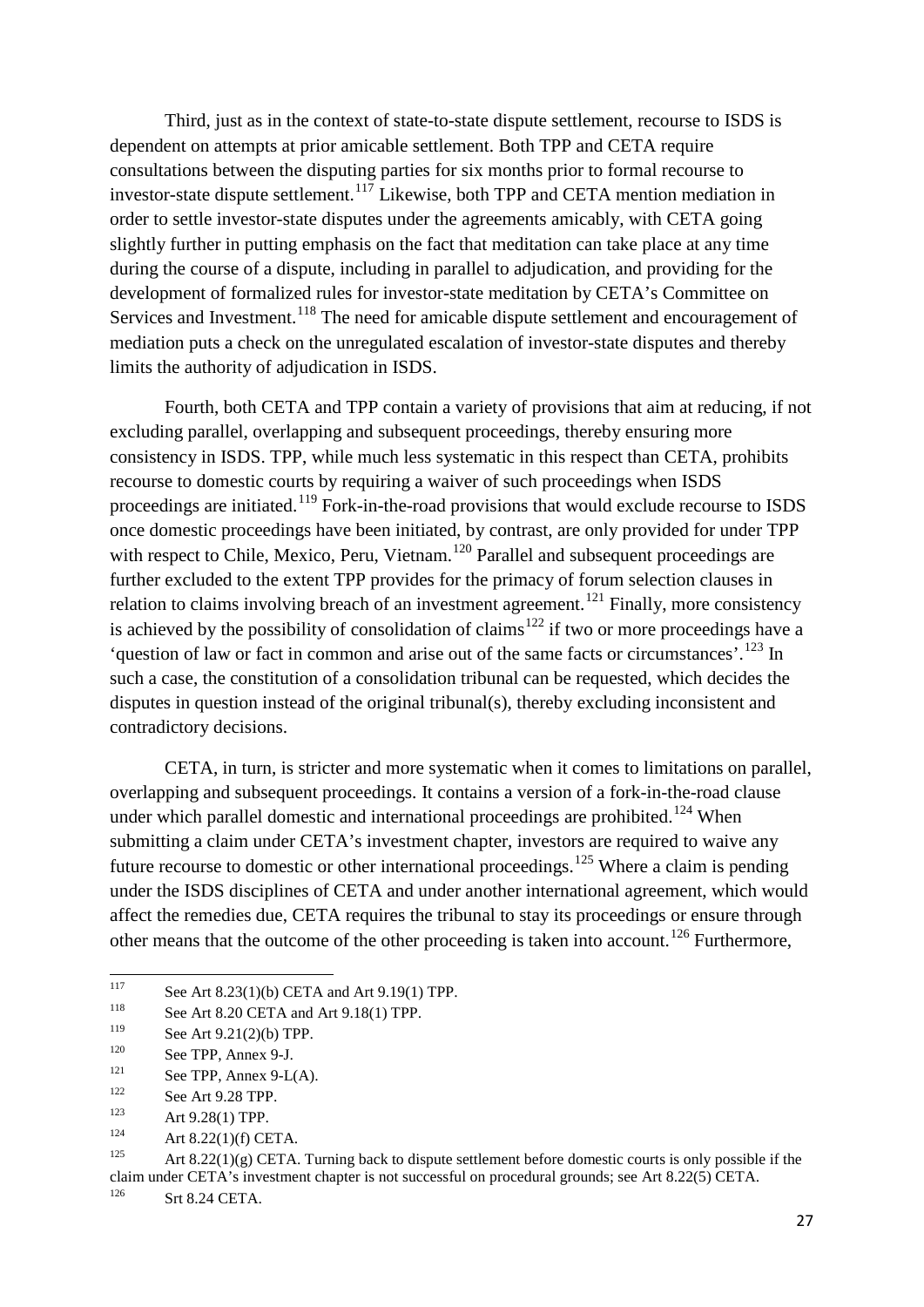Third, just as in the context of state-to-state dispute settlement, recourse to ISDS is dependent on attempts at prior amicable settlement. Both TPP and CETA require consultations between the disputing parties for six months prior to formal recourse to investor-state dispute settlement.[117] Likewise, both TPP and CETA mention mediation in order to settle investor-state disputes under the agreements amicably, with CETA going slightly further in putting emphasis on the fact that meditation can take place at any time during the course of a dispute, including in parallel to adjudication, and providing for the development of formalized rules for investor-state meditation by CETA's Committee on Services and Investment.[118] The need for amicable dispute settlement and encouragement of mediation puts a check on the unregulated escalation of investor-state disputes and thereby limits the authority of adjudication in ISDS.

Fourth, both CETA and TPP contain a variety of provisions that aim at reducing, if not excluding parallel, overlapping and subsequent proceedings, thereby ensuring more consistency in ISDS. TPP, while much less systematic in this respect than CETA, prohibits recourse to domestic courts by requiring a waiver of such proceedings when ISDS proceedings are initiated.[119] Fork-in-the-road provisions that would exclude recourse to ISDS once domestic proceedings have been initiated, by contrast, are only provided for under TPP with respect to Chile, Mexico, Peru, Vietnam.[120] Parallel and subsequent proceedings are further excluded to the extent TPP provides for the primacy of forum selection clauses in relation to claims involving breach of an investment agreement.[121] Finally, more consistency is achieved by the possibility of consolidation of claims[122] if two or more proceedings have a 'question of law or fact in common and arise out of the same facts or circumstances'.[123] In such a case, the constitution of a consolidation tribunal can be requested, which decides the disputes in question instead of the original tribunal(s), thereby excluding inconsistent and contradictory decisions.

CETA, in turn, is stricter and more systematic when it comes to limitations on parallel, overlapping and subsequent proceedings. It contains a version of a fork-in-the-road clause under which parallel domestic and international proceedings are prohibited.[124] When submitting a claim under CETA's investment chapter, investors are required to waive any future recourse to domestic or other international proceedings.[125] Where a claim is pending under the ISDS disciplines of CETA and under another international agreement, which would affect the remedies due, CETA requires the tribunal to stay its proceedings or ensure through other means that the outcome of the other proceeding is taken into account.[126] Furthermore,

---

[117] See Art 8.23(1)(b) CETA and Art 9.19(1) TPP.

[118] See Art 8.20 CETA and Art 9.18(1) TPP.

[119] See Art 9.21(2)(b) TPP.

[120] See TPP, Annex 9-J.

[121] See TPP, Annex 9-L(A).

[122] See Art 9.28 TPP.

[123] Art 9.28(1) TPP.

[124] Art 8.22(1)(f) CETA.

[125] Art 8.22(1)(g) CETA. Turning back to dispute settlement before domestic courts is only possible if the claim under CETA's investment chapter is not successful on procedural grounds; see Art 8.22(5) CETA.

[126] Srt 8.24 CETA.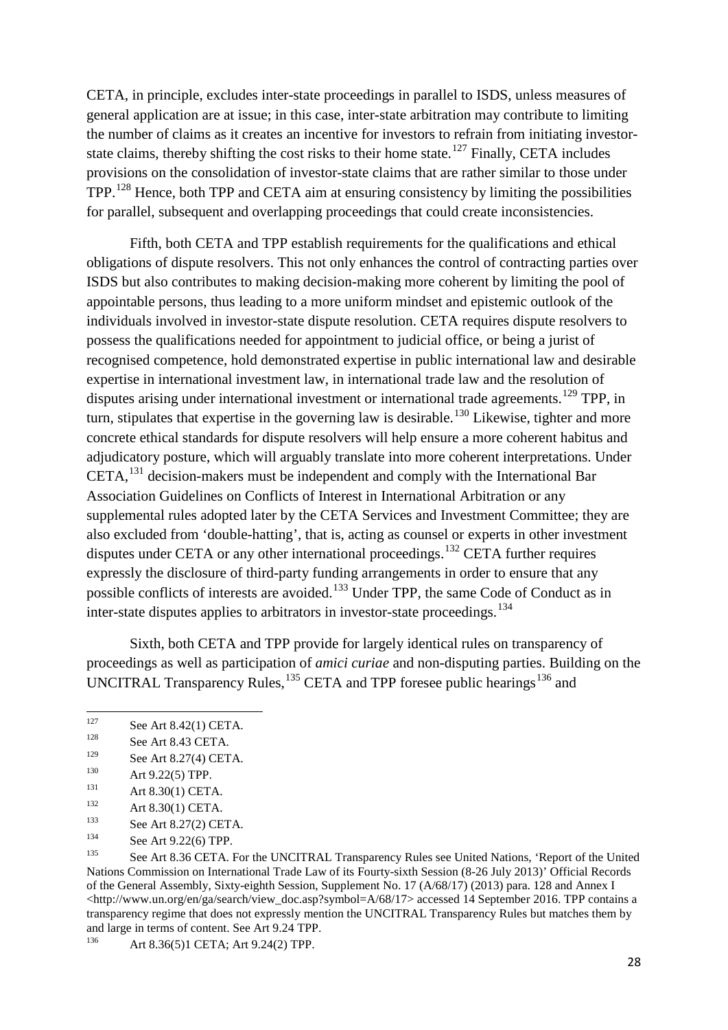CETA, in principle, excludes inter-state proceedings in parallel to ISDS, unless measures of general application are at issue; in this case, inter-state arbitration may contribute to limiting the number of claims as it creates an incentive for investors to refrain from initiating investor-state claims, thereby shifting the cost risks to their home state.[127] Finally, CETA includes provisions on the consolidation of investor-state claims that are rather similar to those under TPP.[128] Hence, both TPP and CETA aim at ensuring consistency by limiting the possibilities for parallel, subsequent and overlapping proceedings that could create inconsistencies.

Fifth, both CETA and TPP establish requirements for the qualifications and ethical obligations of dispute resolvers. This not only enhances the control of contracting parties over ISDS but also contributes to making decision-making more coherent by limiting the pool of appointable persons, thus leading to a more uniform mindset and epistemic outlook of the individuals involved in investor-state dispute resolution. CETA requires dispute resolvers to possess the qualifications needed for appointment to judicial office, or being a jurist of recognised competence, hold demonstrated expertise in public international law and desirable expertise in international investment law, in international trade law and the resolution of disputes arising under international investment or international trade agreements.[129] TPP, in turn, stipulates that expertise in the governing law is desirable.[130] Likewise, tighter and more concrete ethical standards for dispute resolvers will help ensure a more coherent habitus and adjudicatory posture, which will arguably translate into more coherent interpretations. Under CETA,[131] decision-makers must be independent and comply with the International Bar Association Guidelines on Conflicts of Interest in International Arbitration or any supplemental rules adopted later by the CETA Services and Investment Committee; they are also excluded from 'double-hatting', that is, acting as counsel or experts in other investment disputes under CETA or any other international proceedings.[132] CETA further requires expressly the disclosure of third-party funding arrangements in order to ensure that any possible conflicts of interests are avoided.[133] Under TPP, the same Code of Conduct as in inter-state disputes applies to arbitrators in investor-state proceedings.[134]

Sixth, both CETA and TPP provide for largely identical rules on transparency of proceedings as well as participation of *amici curiae* and non-disputing parties. Building on the UNCITRAL Transparency Rules,[135] CETA and TPP foresee public hearings[136] and

---

[127] See Art 8.42(1) CETA.

[128] See Art 8.43 CETA.

[129] See Art 8.27(4) CETA.

[130] Art 9.22(5) TPP.

[131] Art 8.30(1) CETA.

[132] Art 8.30(1) CETA.

[133] See Art 8.27(2) CETA.

[134] See Art 9.22(6) TPP.

[135] See Art 8.36 CETA. For the UNCITRAL Transparency Rules see United Nations, 'Report of the United Nations Commission on International Trade Law of its Fourty-sixth Session (8-26 July 2013)' Official Records of the General Assembly, Sixty-eighth Session, Supplement No. 17 (A/68/17) (2013) para. 128 and Annex I <http://www.un.org/en/ga/search/view_doc.asp?symbol=A/68/17> accessed 14 September 2016. TPP contains a transparency regime that does not expressly mention the UNCITRAL Transparency Rules but matches them by and large in terms of content. See Art 9.24 TPP.

[136] Art 8.36(5)1 CETA; Art 9.24(2) TPP.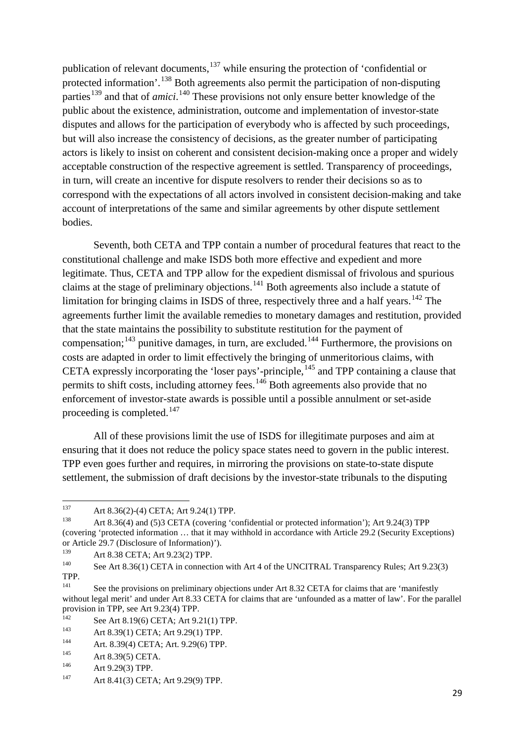publication of relevant documents,[137] while ensuring the protection of 'confidential or protected information'.[138] Both agreements also permit the participation of non-disputing parties[139] and that of *amici*.[140] These provisions not only ensure better knowledge of the public about the existence, administration, outcome and implementation of investor-state disputes and allows for the participation of everybody who is affected by such proceedings, but will also increase the consistency of decisions, as the greater number of participating actors is likely to insist on coherent and consistent decision-making once a proper and widely acceptable construction of the respective agreement is settled. Transparency of proceedings, in turn, will create an incentive for dispute resolvers to render their decisions so as to correspond with the expectations of all actors involved in consistent decision-making and take account of interpretations of the same and similar agreements by other dispute settlement bodies.

Seventh, both CETA and TPP contain a number of procedural features that react to the constitutional challenge and make ISDS both more effective and expedient and more legitimate. Thus, CETA and TPP allow for the expedient dismissal of frivolous and spurious claims at the stage of preliminary objections.[141] Both agreements also include a statute of limitation for bringing claims in ISDS of three, respectively three and a half years.[142] The agreements further limit the available remedies to monetary damages and restitution, provided that the state maintains the possibility to substitute restitution for the payment of compensation;[143] punitive damages, in turn, are excluded.[144] Furthermore, the provisions on costs are adapted in order to limit effectively the bringing of unmeritorious claims, with CETA expressly incorporating the 'loser pays'-principle,[145] and TPP containing a clause that permits to shift costs, including attorney fees.[146] Both agreements also provide that no enforcement of investor-state awards is possible until a possible annulment or set-aside proceeding is completed.[147]

All of these provisions limit the use of ISDS for illegitimate purposes and aim at ensuring that it does not reduce the policy space states need to govern in the public interest. TPP even goes further and requires, in mirroring the provisions on state-to-state dispute settlement, the submission of draft decisions by the investor-state tribunals to the disputing

---

[137] Art 8.36(2)-(4) CETA; Art 9.24(1) TPP.

[138] Art 8.36(4) and (5)3 CETA (covering 'confidential or protected information'); Art 9.24(3) TPP (covering 'protected information … that it may withhold in accordance with Article 29.2 (Security Exceptions) or Article 29.7 (Disclosure of Information)').

[139] Art 8.38 CETA; Art 9.23(2) TPP.

[140] See Art 8.36(1) CETA in connection with Art 4 of the UNCITRAL Transparency Rules; Art 9.23(3) TPP.

[141] See the provisions on preliminary objections under Art 8.32 CETA for claims that are 'manifestly without legal merit' and under Art 8.33 CETA for claims that are 'unfounded as a matter of law'. For the parallel provision in TPP, see Art 9.23(4) TPP.

[142] See Art 8.19(6) CETA; Art 9.21(1) TPP.

[143] Art 8.39(1) CETA; Art 9.29(1) TPP.

[144] Art. 8.39(4) CETA; Art. 9.29(6) TPP.

[145] Art 8.39(5) CETA.

[146] Art 9.29(3) TPP.

[147] Art 8.41(3) CETA; Art 9.29(9) TPP.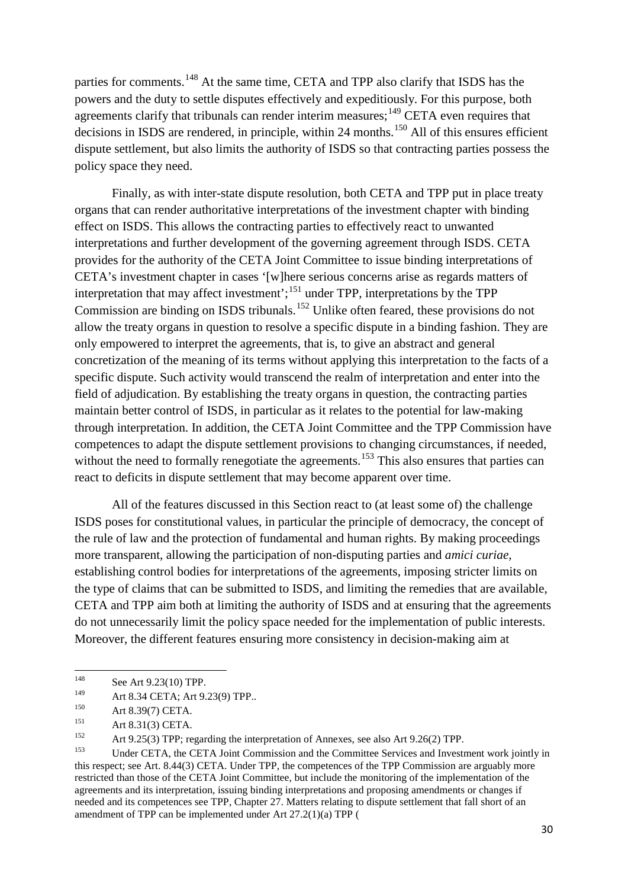parties for comments.[148] At the same time, CETA and TPP also clarify that ISDS has the powers and the duty to settle disputes effectively and expeditiously. For this purpose, both agreements clarify that tribunals can render interim measures;[149] CETA even requires that decisions in ISDS are rendered, in principle, within 24 months.[150] All of this ensures efficient dispute settlement, but also limits the authority of ISDS so that contracting parties possess the policy space they need.

Finally, as with inter-state dispute resolution, both CETA and TPP put in place treaty organs that can render authoritative interpretations of the investment chapter with binding effect on ISDS. This allows the contracting parties to effectively react to unwanted interpretations and further development of the governing agreement through ISDS. CETA provides for the authority of the CETA Joint Committee to issue binding interpretations of CETA's investment chapter in cases '[w]here serious concerns arise as regards matters of interpretation that may affect investment';[151] under TPP, interpretations by the TPP Commission are binding on ISDS tribunals.[152] Unlike often feared, these provisions do not allow the treaty organs in question to resolve a specific dispute in a binding fashion. They are only empowered to interpret the agreements, that is, to give an abstract and general concretization of the meaning of its terms without applying this interpretation to the facts of a specific dispute. Such activity would transcend the realm of interpretation and enter into the field of adjudication. By establishing the treaty organs in question, the contracting parties maintain better control of ISDS, in particular as it relates to the potential for law-making through interpretation. In addition, the CETA Joint Committee and the TPP Commission have competences to adapt the dispute settlement provisions to changing circumstances, if needed, without the need to formally renegotiate the agreements.[153] This also ensures that parties can react to deficits in dispute settlement that may become apparent over time.

All of the features discussed in this Section react to (at least some of) the challenge ISDS poses for constitutional values, in particular the principle of democracy, the concept of the rule of law and the protection of fundamental and human rights. By making proceedings more transparent, allowing the participation of non-disputing parties and *amici curiae*, establishing control bodies for interpretations of the agreements, imposing stricter limits on the type of claims that can be submitted to ISDS, and limiting the remedies that are available, CETA and TPP aim both at limiting the authority of ISDS and at ensuring that the agreements do not unnecessarily limit the policy space needed for the implementation of public interests. Moreover, the different features ensuring more consistency in decision-making aim at

---

[148] See Art 9.23(10) TPP.

[149] Art 8.34 CETA; Art 9.23(9) TPP..

[150] Art 8.39(7) CETA.

[151] Art 8.31(3) CETA.

[152] Art 9.25(3) TPP; regarding the interpretation of Annexes, see also Art 9.26(2) TPP.

[153] Under CETA, the CETA Joint Commission and the Committee Services and Investment work jointly in this respect; see Art. 8.44(3) CETA. Under TPP, the competences of the TPP Commission are arguably more restricted than those of the CETA Joint Committee, but include the monitoring of the implementation of the agreements and its interpretation, issuing binding interpretations and proposing amendments or changes if needed and its competences see TPP, Chapter 27. Matters relating to dispute settlement that fall short of an amendment of TPP can be implemented under Art 27.2(1)(a) TPP (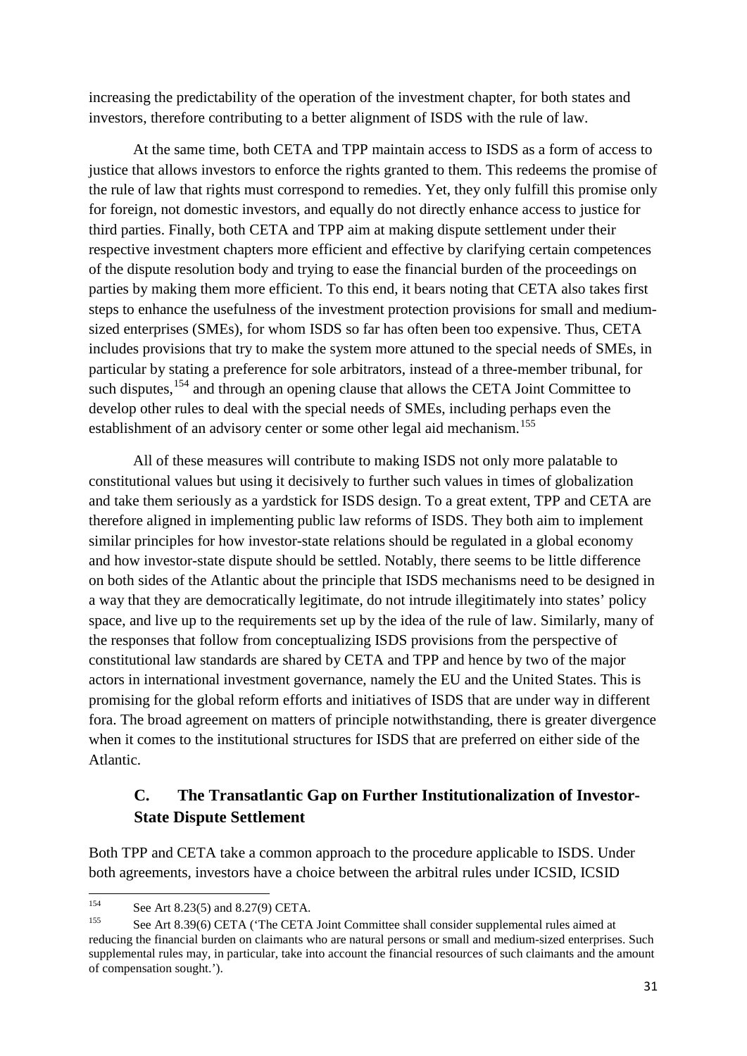increasing the predictability of the operation of the investment chapter, for both states and investors, therefore contributing to a better alignment of ISDS with the rule of law.

At the same time, both CETA and TPP maintain access to ISDS as a form of access to justice that allows investors to enforce the rights granted to them. This redeems the promise of the rule of law that rights must correspond to remedies. Yet, they only fulfill this promise only for foreign, not domestic investors, and equally do not directly enhance access to justice for third parties. Finally, both CETA and TPP aim at making dispute settlement under their respective investment chapters more efficient and effective by clarifying certain competences of the dispute resolution body and trying to ease the financial burden of the proceedings on parties by making them more efficient. To this end, it bears noting that CETA also takes first steps to enhance the usefulness of the investment protection provisions for small and medium-sized enterprises (SMEs), for whom ISDS so far has often been too expensive. Thus, CETA includes provisions that try to make the system more attuned to the special needs of SMEs, in particular by stating a preference for sole arbitrators, instead of a three-member tribunal, for such disputes,[154] and through an opening clause that allows the CETA Joint Committee to develop other rules to deal with the special needs of SMEs, including perhaps even the establishment of an advisory center or some other legal aid mechanism.[155]

All of these measures will contribute to making ISDS not only more palatable to constitutional values but using it decisively to further such values in times of globalization and take them seriously as a yardstick for ISDS design. To a great extent, TPP and CETA are therefore aligned in implementing public law reforms of ISDS. They both aim to implement similar principles for how investor-state relations should be regulated in a global economy and how investor-state dispute should be settled. Notably, there seems to be little difference on both sides of the Atlantic about the principle that ISDS mechanisms need to be designed in a way that they are democratically legitimate, do not intrude illegitimately into states' policy space, and live up to the requirements set up by the idea of the rule of law. Similarly, many of the responses that follow from conceptualizing ISDS provisions from the perspective of constitutional law standards are shared by CETA and TPP and hence by two of the major actors in international investment governance, namely the EU and the United States. This is promising for the global reform efforts and initiatives of ISDS that are under way in different fora. The broad agreement on matters of principle notwithstanding, there is greater divergence when it comes to the institutional structures for ISDS that are preferred on either side of the Atlantic.

## C. The Transatlantic Gap on Further Institutionalization of Investor-State Dispute Settlement

Both TPP and CETA take a common approach to the procedure applicable to ISDS. Under both agreements, investors have a choice between the arbitral rules under ICSID, ICSID

---

[154] See Art 8.23(5) and 8.27(9) CETA.

[155] See Art 8.39(6) CETA ('The CETA Joint Committee shall consider supplemental rules aimed at reducing the financial burden on claimants who are natural persons or small and medium-sized enterprises. Such supplemental rules may, in particular, take into account the financial resources of such claimants and the amount of compensation sought.').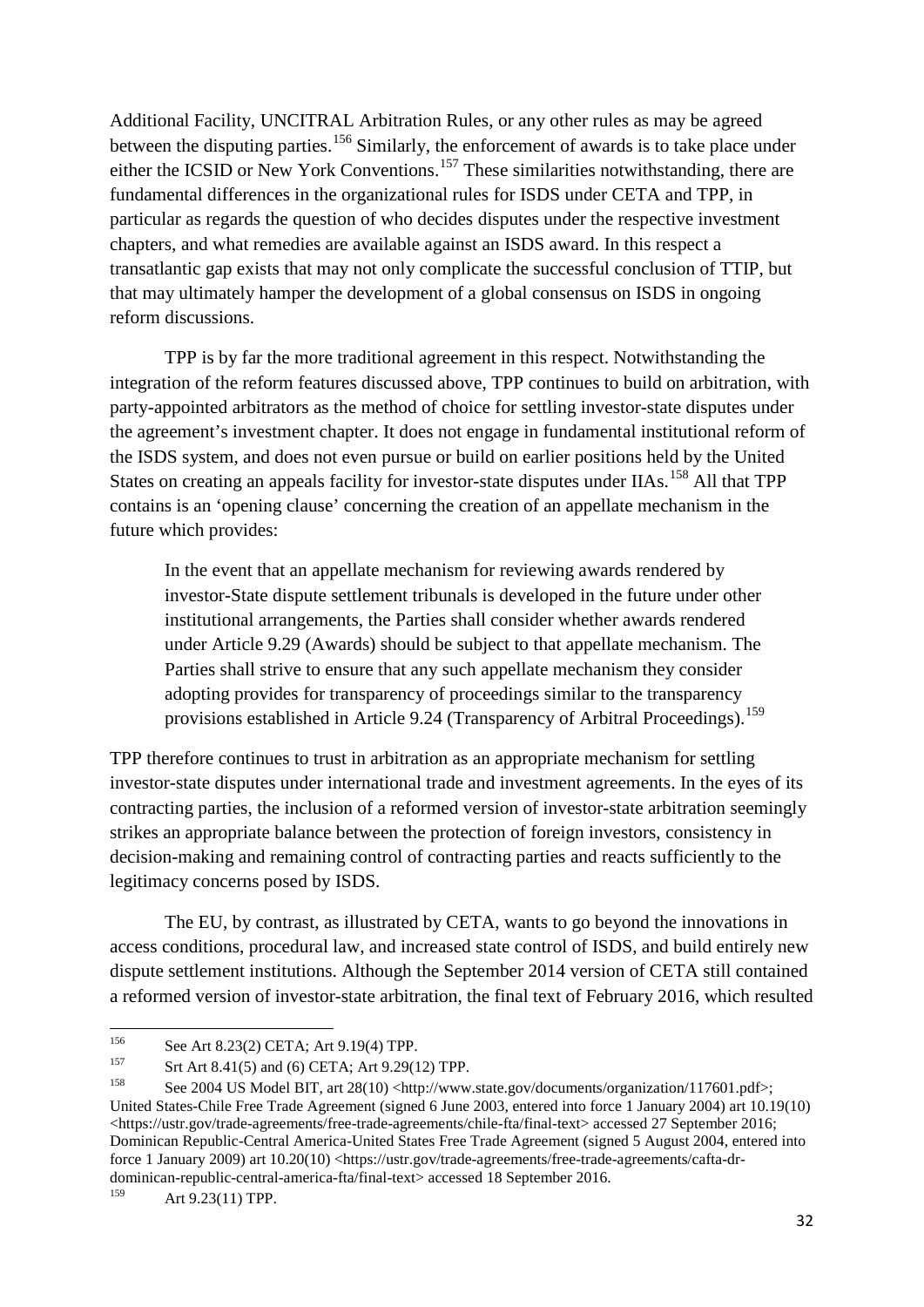Additional Facility, UNCITRAL Arbitration Rules, or any other rules as may be agreed between the disputing parties.[156] Similarly, the enforcement of awards is to take place under either the ICSID or New York Conventions.[157] These similarities notwithstanding, there are fundamental differences in the organizational rules for ISDS under CETA and TPP, in particular as regards the question of who decides disputes under the respective investment chapters, and what remedies are available against an ISDS award. In this respect a transatlantic gap exists that may not only complicate the successful conclusion of TTIP, but that may ultimately hamper the development of a global consensus on ISDS in ongoing reform discussions.

TPP is by far the more traditional agreement in this respect. Notwithstanding the integration of the reform features discussed above, TPP continues to build on arbitration, with party-appointed arbitrators as the method of choice for settling investor-state disputes under the agreement's investment chapter. It does not engage in fundamental institutional reform of the ISDS system, and does not even pursue or build on earlier positions held by the United States on creating an appeals facility for investor-state disputes under IIAs.[158] All that TPP contains is an 'opening clause' concerning the creation of an appellate mechanism in the future which provides:

> In the event that an appellate mechanism for reviewing awards rendered by investor-State dispute settlement tribunals is developed in the future under other institutional arrangements, the Parties shall consider whether awards rendered under Article 9.29 (Awards) should be subject to that appellate mechanism. The Parties shall strive to ensure that any such appellate mechanism they consider adopting provides for transparency of proceedings similar to the transparency provisions established in Article 9.24 (Transparency of Arbitral Proceedings).[159]

TPP therefore continues to trust in arbitration as an appropriate mechanism for settling investor-state disputes under international trade and investment agreements. In the eyes of its contracting parties, the inclusion of a reformed version of investor-state arbitration seemingly strikes an appropriate balance between the protection of foreign investors, consistency in decision-making and remaining control of contracting parties and reacts sufficiently to the legitimacy concerns posed by ISDS.

The EU, by contrast, as illustrated by CETA, wants to go beyond the innovations in access conditions, procedural law, and increased state control of ISDS, and build entirely new dispute settlement institutions. Although the September 2014 version of CETA still contained a reformed version of investor-state arbitration, the final text of February 2016, which resulted

---

[156] See Art 8.23(2) CETA; Art 9.19(4) TPP.

[157] Srt Art 8.41(5) and (6) CETA; Art 9.29(12) TPP.

[158] See 2004 US Model BIT, art 28(10) <http://www.state.gov/documents/organization/117601.pdf>; United States-Chile Free Trade Agreement (signed 6 June 2003, entered into force 1 January 2004) art 10.19(10) <https://ustr.gov/trade-agreements/free-trade-agreements/chile-fta/final-text> accessed 27 September 2016; Dominican Republic-Central America-United States Free Trade Agreement (signed 5 August 2004, entered into force 1 January 2009) art 10.20(10) <https://ustr.gov/trade-agreements/free-trade-agreements/cafta-dr-dominican-republic-central-america-fta/final-text> accessed 18 September 2016.

[159] Art 9.23(11) TPP.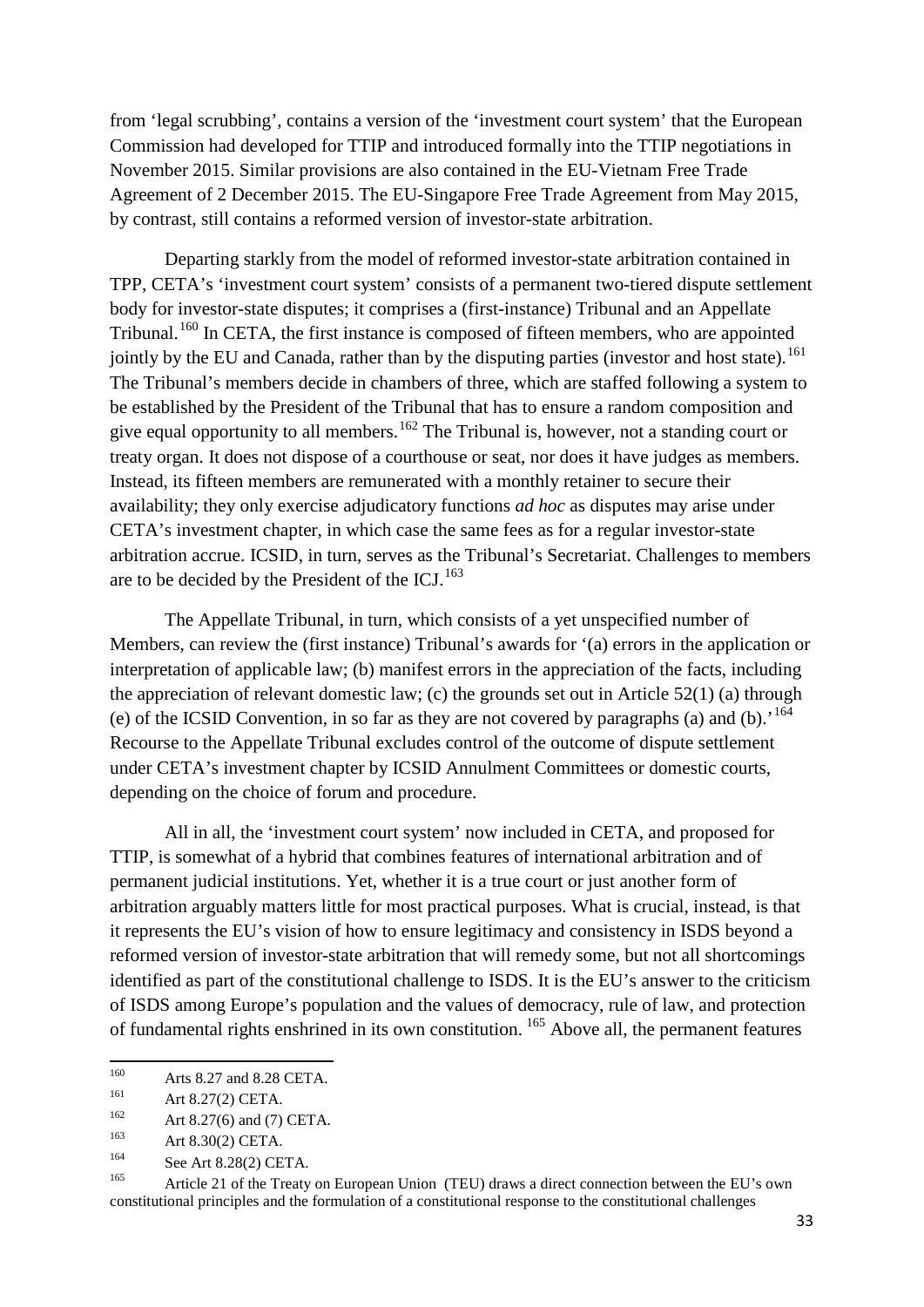from 'legal scrubbing', contains a version of the 'investment court system' that the European Commission had developed for TTIP and introduced formally into the TTIP negotiations in November 2015. Similar provisions are also contained in the EU-Vietnam Free Trade Agreement of 2 December 2015. The EU-Singapore Free Trade Agreement from May 2015, by contrast, still contains a reformed version of investor-state arbitration.

Departing starkly from the model of reformed investor-state arbitration contained in TPP, CETA's 'investment court system' consists of a permanent two-tiered dispute settlement body for investor-state disputes; it comprises a (first-instance) Tribunal and an Appellate Tribunal.[160] In CETA, the first instance is composed of fifteen members, who are appointed jointly by the EU and Canada, rather than by the disputing parties (investor and host state).[161] The Tribunal's members decide in chambers of three, which are staffed following a system to be established by the President of the Tribunal that has to ensure a random composition and give equal opportunity to all members.[162] The Tribunal is, however, not a standing court or treaty organ. It does not dispose of a courthouse or seat, nor does it have judges as members. Instead, its fifteen members are remunerated with a monthly retainer to secure their availability; they only exercise adjudicatory functions *ad hoc* as disputes may arise under CETA's investment chapter, in which case the same fees as for a regular investor-state arbitration accrue. ICSID, in turn, serves as the Tribunal's Secretariat. Challenges to members are to be decided by the President of the ICJ.[163]

The Appellate Tribunal, in turn, which consists of a yet unspecified number of Members, can review the (first instance) Tribunal's awards for '(a) errors in the application or interpretation of applicable law; (b) manifest errors in the appreciation of the facts, including the appreciation of relevant domestic law; (c) the grounds set out in Article 52(1) (a) through (e) of the ICSID Convention, in so far as they are not covered by paragraphs (a) and (b).'[164] Recourse to the Appellate Tribunal excludes control of the outcome of dispute settlement under CETA's investment chapter by ICSID Annulment Committees or domestic courts, depending on the choice of forum and procedure.

All in all, the 'investment court system' now included in CETA, and proposed for TTIP, is somewhat of a hybrid that combines features of international arbitration and of permanent judicial institutions. Yet, whether it is a true court or just another form of arbitration arguably matters little for most practical purposes. What is crucial, instead, is that it represents the EU's vision of how to ensure legitimacy and consistency in ISDS beyond a reformed version of investor-state arbitration that will remedy some, but not all shortcomings identified as part of the constitutional challenge to ISDS. It is the EU's answer to the criticism of ISDS among Europe's population and the values of democracy, rule of law, and protection of fundamental rights enshrined in its own constitution.[165] Above all, the permanent features

---

[160] Arts 8.27 and 8.28 CETA.

[161] Art 8.27(2) CETA.

[162] Art 8.27(6) and (7) CETA.

[163] Art 8.30(2) CETA.

[164] See Art 8.28(2) CETA.

[165] Article 21 of the Treaty on European Union (TEU) draws a direct connection between the EU's own constitutional principles and the formulation of a constitutional response to the constitutional challenges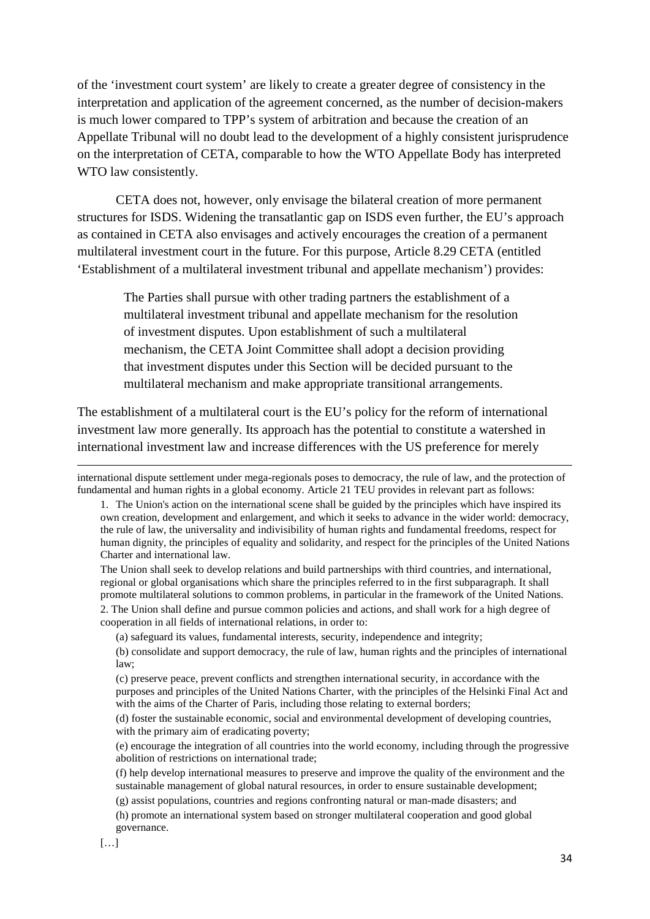of the 'investment court system' are likely to create a greater degree of consistency in the interpretation and application of the agreement concerned, as the number of decision-makers is much lower compared to TPP's system of arbitration and because the creation of an Appellate Tribunal will no doubt lead to the development of a highly consistent jurisprudence on the interpretation of CETA, comparable to how the WTO Appellate Body has interpreted WTO law consistently.

CETA does not, however, only envisage the bilateral creation of more permanent structures for ISDS. Widening the transatlantic gap on ISDS even further, the EU's approach as contained in CETA also envisages and actively encourages the creation of a permanent multilateral investment court in the future. For this purpose, Article 8.29 CETA (entitled 'Establishment of a multilateral investment tribunal and appellate mechanism') provides:

> The Parties shall pursue with other trading partners the establishment of a multilateral investment tribunal and appellate mechanism for the resolution of investment disputes. Upon establishment of such a multilateral mechanism, the CETA Joint Committee shall adopt a decision providing that investment disputes under this Section will be decided pursuant to the multilateral mechanism and make appropriate transitional arrangements.

The establishment of a multilateral court is the EU's policy for the reform of international investment law more generally. Its approach has the potential to constitute a watershed in international investment law and increase differences with the US preference for merely

---

international dispute settlement under mega-regionals poses to democracy, the rule of law, and the protection of fundamental and human rights in a global economy. Article 21 TEU provides in relevant part as follows:

> 1. The Union's action on the international scene shall be guided by the principles which have inspired its own creation, development and enlargement, and which it seeks to advance in the wider world: democracy, the rule of law, the universality and indivisibility of human rights and fundamental freedoms, respect for human dignity, the principles of equality and solidarity, and respect for the principles of the United Nations Charter and international law.
>
> The Union shall seek to develop relations and build partnerships with third countries, and international, regional or global organisations which share the principles referred to in the first subparagraph. It shall promote multilateral solutions to common problems, in particular in the framework of the United Nations.
>
> 2. The Union shall define and pursue common policies and actions, and shall work for a high degree of cooperation in all fields of international relations, in order to:
>
> (a) safeguard its values, fundamental interests, security, independence and integrity;
>
> (b) consolidate and support democracy, the rule of law, human rights and the principles of international law;
>
> (c) preserve peace, prevent conflicts and strengthen international security, in accordance with the purposes and principles of the United Nations Charter, with the principles of the Helsinki Final Act and with the aims of the Charter of Paris, including those relating to external borders;
>
> (d) foster the sustainable economic, social and environmental development of developing countries, with the primary aim of eradicating poverty;
>
> (e) encourage the integration of all countries into the world economy, including through the progressive abolition of restrictions on international trade;
>
> (f) help develop international measures to preserve and improve the quality of the environment and the sustainable management of global natural resources, in order to ensure sustainable development;
>
> (g) assist populations, countries and regions confronting natural or man-made disasters; and
>
> (h) promote an international system based on stronger multilateral cooperation and good global governance.
>
> […]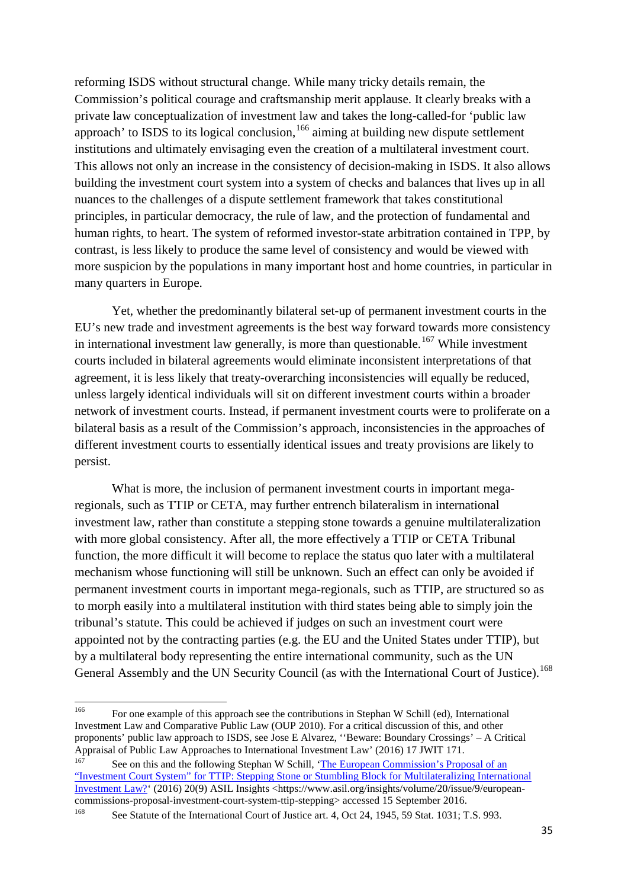reforming ISDS without structural change. While many tricky details remain, the Commission's political courage and craftsmanship merit applause. It clearly breaks with a private law conceptualization of investment law and takes the long-called-for 'public law approach' to ISDS to its logical conclusion,[166] aiming at building new dispute settlement institutions and ultimately envisaging even the creation of a multilateral investment court. This allows not only an increase in the consistency of decision-making in ISDS. It also allows building the investment court system into a system of checks and balances that lives up in all nuances to the challenges of a dispute settlement framework that takes constitutional principles, in particular democracy, the rule of law, and the protection of fundamental and human rights, to heart. The system of reformed investor-state arbitration contained in TPP, by contrast, is less likely to produce the same level of consistency and would be viewed with more suspicion by the populations in many important host and home countries, in particular in many quarters in Europe.

Yet, whether the predominantly bilateral set-up of permanent investment courts in the EU's new trade and investment agreements is the best way forward towards more consistency in international investment law generally, is more than questionable.[167] While investment courts included in bilateral agreements would eliminate inconsistent interpretations of that agreement, it is less likely that treaty-overarching inconsistencies will equally be reduced, unless largely identical individuals will sit on different investment courts within a broader network of investment courts. Instead, if permanent investment courts were to proliferate on a bilateral basis as a result of the Commission's approach, inconsistencies in the approaches of different investment courts to essentially identical issues and treaty provisions are likely to persist.

What is more, the inclusion of permanent investment courts in important mega-regionals, such as TTIP or CETA, may further entrench bilateralism in international investment law, rather than constitute a stepping stone towards a genuine multilateralization with more global consistency. After all, the more effectively a TTIP or CETA Tribunal function, the more difficult it will become to replace the status quo later with a multilateral mechanism whose functioning will still be unknown. Such an effect can only be avoided if permanent investment courts in important mega-regionals, such as TTIP, are structured so as to morph easily into a multilateral institution with third states being able to simply join the tribunal's statute. This could be achieved if judges on such an investment court were appointed not by the contracting parties (e.g. the EU and the United States under TTIP), but by a multilateral body representing the entire international community, such as the UN General Assembly and the UN Security Council (as with the International Court of Justice).[168]

---

[166] For one example of this approach see the contributions in Stephan W Schill (ed), International Investment Law and Comparative Public Law (OUP 2010). For a critical discussion of this, and other proponents' public law approach to ISDS, see Jose E Alvarez, ''Beware: Boundary Crossings' – A Critical Appraisal of Public Law Approaches to International Investment Law' (2016) 17 JWIT 171.

[167] See on this and the following Stephan W Schill, 'The European Commission's Proposal of an "Investment Court System" for TTIP: Stepping Stone or Stumbling Block for Multilateralizing International Investment Law?' (2016) 20(9) ASIL Insights <https://www.asil.org/insights/volume/20/issue/9/european-commissions-proposal-investment-court-system-ttip-stepping> accessed 15 September 2016.

[168] See Statute of the International Court of Justice art. 4, Oct 24, 1945, 59 Stat. 1031; T.S. 993.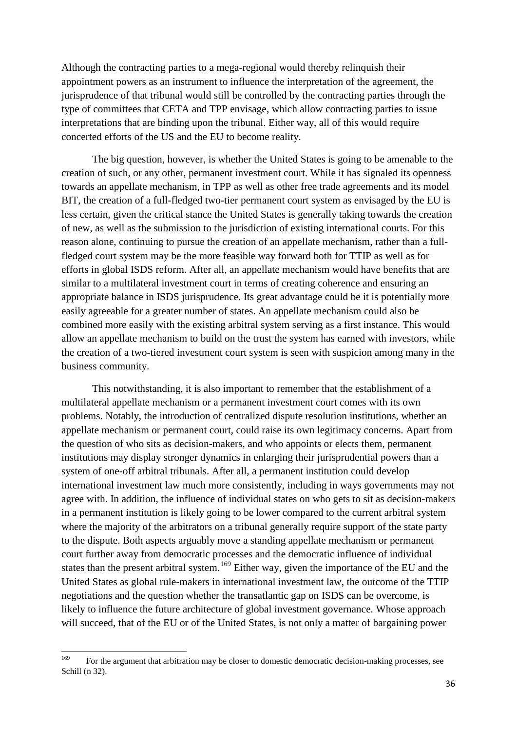Although the contracting parties to a mega-regional would thereby relinquish their appointment powers as an instrument to influence the interpretation of the agreement, the jurisprudence of that tribunal would still be controlled by the contracting parties through the type of committees that CETA and TPP envisage, which allow contracting parties to issue interpretations that are binding upon the tribunal. Either way, all of this would require concerted efforts of the US and the EU to become reality.

The big question, however, is whether the United States is going to be amenable to the creation of such, or any other, permanent investment court. While it has signaled its openness towards an appellate mechanism, in TPP as well as other free trade agreements and its model BIT, the creation of a full-fledged two-tier permanent court system as envisaged by the EU is less certain, given the critical stance the United States is generally taking towards the creation of new, as well as the submission to the jurisdiction of existing international courts. For this reason alone, continuing to pursue the creation of an appellate mechanism, rather than a full-fledged court system may be the more feasible way forward both for TTIP as well as for efforts in global ISDS reform. After all, an appellate mechanism would have benefits that are similar to a multilateral investment court in terms of creating coherence and ensuring an appropriate balance in ISDS jurisprudence. Its great advantage could be it is potentially more easily agreeable for a greater number of states. An appellate mechanism could also be combined more easily with the existing arbitral system serving as a first instance. This would allow an appellate mechanism to build on the trust the system has earned with investors, while the creation of a two-tiered investment court system is seen with suspicion among many in the business community.

This notwithstanding, it is also important to remember that the establishment of a multilateral appellate mechanism or a permanent investment court comes with its own problems. Notably, the introduction of centralized dispute resolution institutions, whether an appellate mechanism or permanent court, could raise its own legitimacy concerns. Apart from the question of who sits as decision-makers, and who appoints or elects them, permanent institutions may display stronger dynamics in enlarging their jurisprudential powers than a system of one-off arbitral tribunals. After all, a permanent institution could develop international investment law much more consistently, including in ways governments may not agree with. In addition, the influence of individual states on who gets to sit as decision-makers in a permanent institution is likely going to be lower compared to the current arbitral system where the majority of the arbitrators on a tribunal generally require support of the state party to the dispute. Both aspects arguably move a standing appellate mechanism or permanent court further away from democratic processes and the democratic influence of individual states than the present arbitral system.[169] Either way, given the importance of the EU and the United States as global rule-makers in international investment law, the outcome of the TTIP negotiations and the question whether the transatlantic gap on ISDS can be overcome, is likely to influence the future architecture of global investment governance. Whose approach will succeed, that of the EU or of the United States, is not only a matter of bargaining power

---

[169] For the argument that arbitration may be closer to domestic democratic decision-making processes, see Schill (n 32).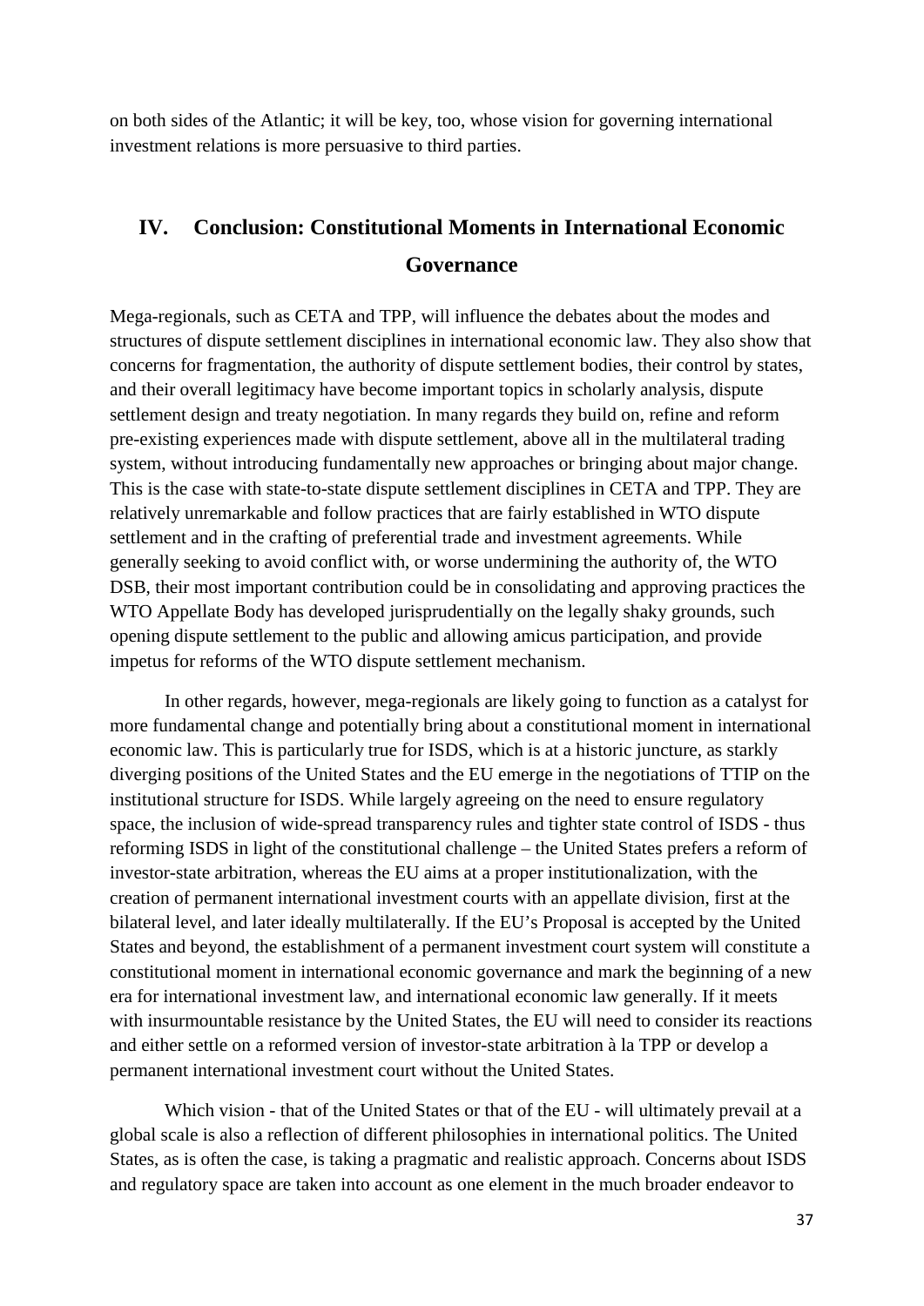on both sides of the Atlantic; it will be key, too, whose vision for governing international investment relations is more persuasive to third parties.

## IV. Conclusion: Constitutional Moments in International Economic Governance

Mega-regionals, such as CETA and TPP, will influence the debates about the modes and structures of dispute settlement disciplines in international economic law. They also show that concerns for fragmentation, the authority of dispute settlement bodies, their control by states, and their overall legitimacy have become important topics in scholarly analysis, dispute settlement design and treaty negotiation. In many regards they build on, refine and reform pre-existing experiences made with dispute settlement, above all in the multilateral trading system, without introducing fundamentally new approaches or bringing about major change. This is the case with state-to-state dispute settlement disciplines in CETA and TPP. They are relatively unremarkable and follow practices that are fairly established in WTO dispute settlement and in the crafting of preferential trade and investment agreements. While generally seeking to avoid conflict with, or worse undermining the authority of, the WTO DSB, their most important contribution could be in consolidating and approving practices the WTO Appellate Body has developed jurisprudentially on the legally shaky grounds, such opening dispute settlement to the public and allowing amicus participation, and provide impetus for reforms of the WTO dispute settlement mechanism.

In other regards, however, mega-regionals are likely going to function as a catalyst for more fundamental change and potentially bring about a constitutional moment in international economic law. This is particularly true for ISDS, which is at a historic juncture, as starkly diverging positions of the United States and the EU emerge in the negotiations of TTIP on the institutional structure for ISDS. While largely agreeing on the need to ensure regulatory space, the inclusion of wide-spread transparency rules and tighter state control of ISDS - thus reforming ISDS in light of the constitutional challenge – the United States prefers a reform of investor-state arbitration, whereas the EU aims at a proper institutionalization, with the creation of permanent international investment courts with an appellate division, first at the bilateral level, and later ideally multilaterally. If the EU's Proposal is accepted by the United States and beyond, the establishment of a permanent investment court system will constitute a constitutional moment in international economic governance and mark the beginning of a new era for international investment law, and international economic law generally. If it meets with insurmountable resistance by the United States, the EU will need to consider its reactions and either settle on a reformed version of investor-state arbitration à la TPP or develop a permanent international investment court without the United States.

Which vision - that of the United States or that of the EU - will ultimately prevail at a global scale is also a reflection of different philosophies in international politics. The United States, as is often the case, is taking a pragmatic and realistic approach. Concerns about ISDS and regulatory space are taken into account as one element in the much broader endeavor to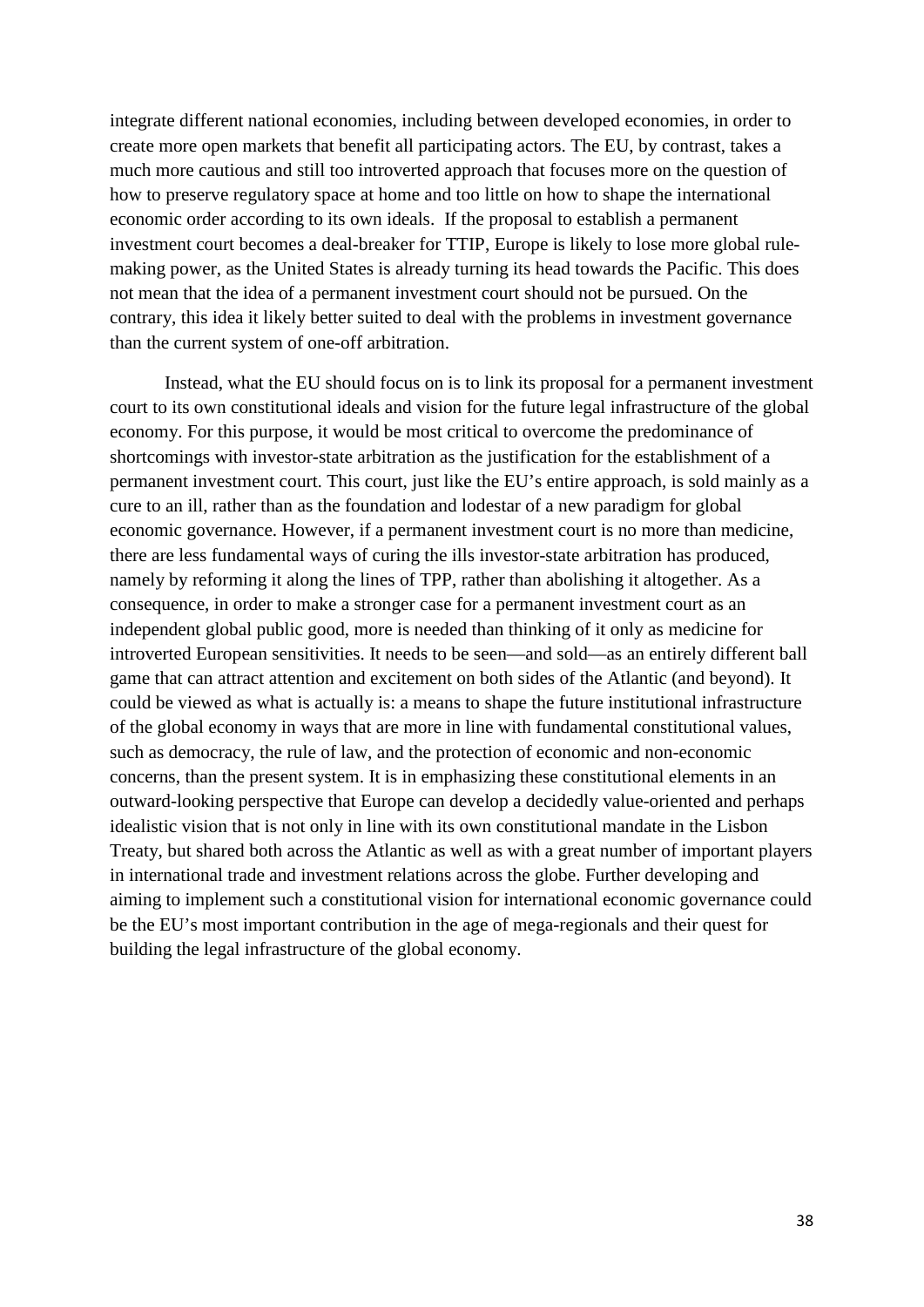integrate different national economies, including between developed economies, in order to create more open markets that benefit all participating actors. The EU, by contrast, takes a much more cautious and still too introverted approach that focuses more on the question of how to preserve regulatory space at home and too little on how to shape the international economic order according to its own ideals.  If the proposal to establish a permanent investment court becomes a deal-breaker for TTIP, Europe is likely to lose more global rule-making power, as the United States is already turning its head towards the Pacific. This does not mean that the idea of a permanent investment court should not be pursued. On the contrary, this idea it likely better suited to deal with the problems in investment governance than the current system of one-off arbitration.

Instead, what the EU should focus on is to link its proposal for a permanent investment court to its own constitutional ideals and vision for the future legal infrastructure of the global economy. For this purpose, it would be most critical to overcome the predominance of shortcomings with investor-state arbitration as the justification for the establishment of a permanent investment court. This court, just like the EU's entire approach, is sold mainly as a cure to an ill, rather than as the foundation and lodestar of a new paradigm for global economic governance. However, if a permanent investment court is no more than medicine, there are less fundamental ways of curing the ills investor-state arbitration has produced, namely by reforming it along the lines of TPP, rather than abolishing it altogether. As a consequence, in order to make a stronger case for a permanent investment court as an independent global public good, more is needed than thinking of it only as medicine for introverted European sensitivities. It needs to be seen—and sold—as an entirely different ball game that can attract attention and excitement on both sides of the Atlantic (and beyond). It could be viewed as what is actually is: a means to shape the future institutional infrastructure of the global economy in ways that are more in line with fundamental constitutional values, such as democracy, the rule of law, and the protection of economic and non-economic concerns, than the present system. It is in emphasizing these constitutional elements in an outward-looking perspective that Europe can develop a decidedly value-oriented and perhaps idealistic vision that is not only in line with its own constitutional mandate in the Lisbon Treaty, but shared both across the Atlantic as well as with a great number of important players in international trade and investment relations across the globe. Further developing and aiming to implement such a constitutional vision for international economic governance could be the EU's most important contribution in the age of mega-regionals and their quest for building the legal infrastructure of the global economy.